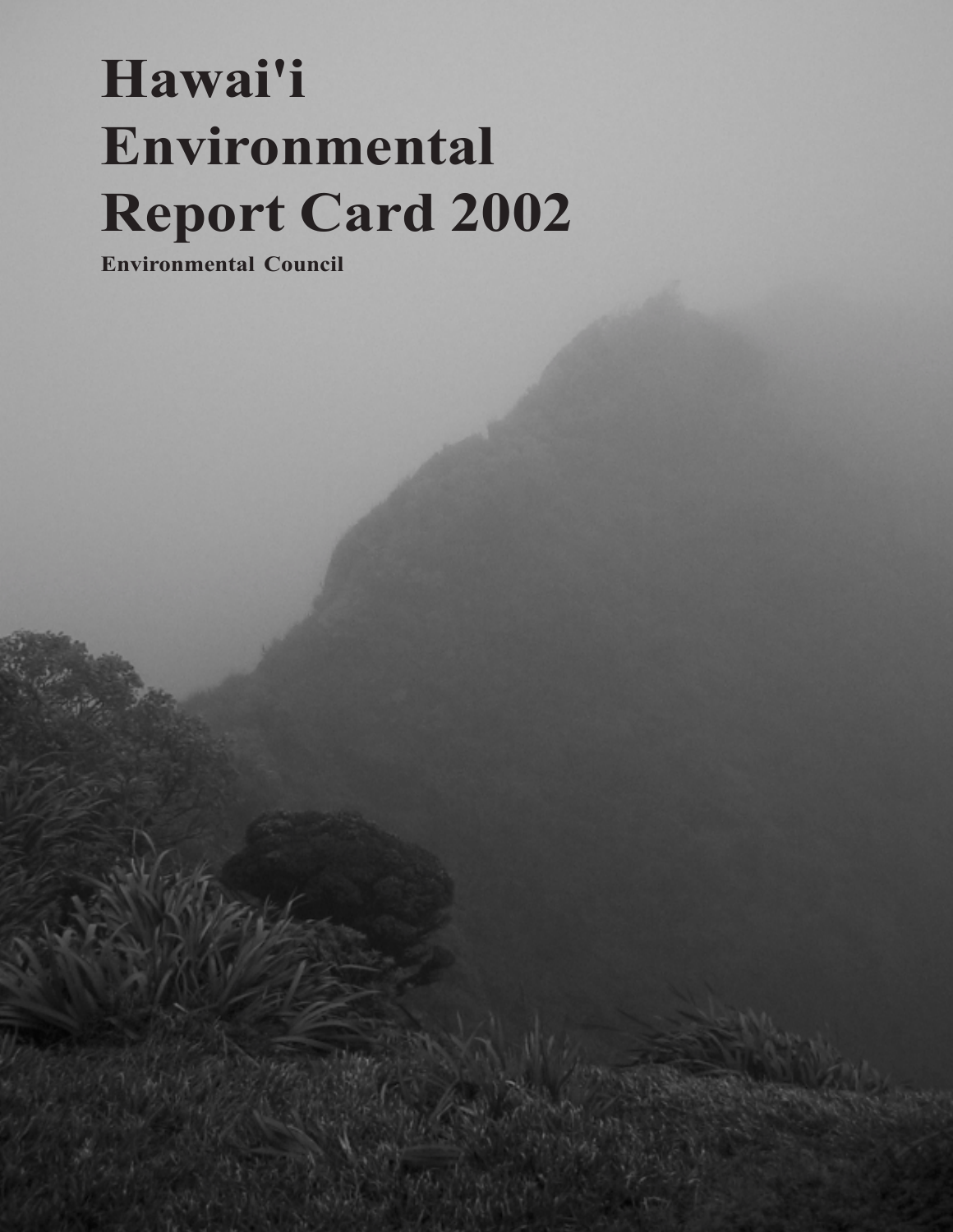# Hawai'i Environmental Report Card 2002

**Environmental Council**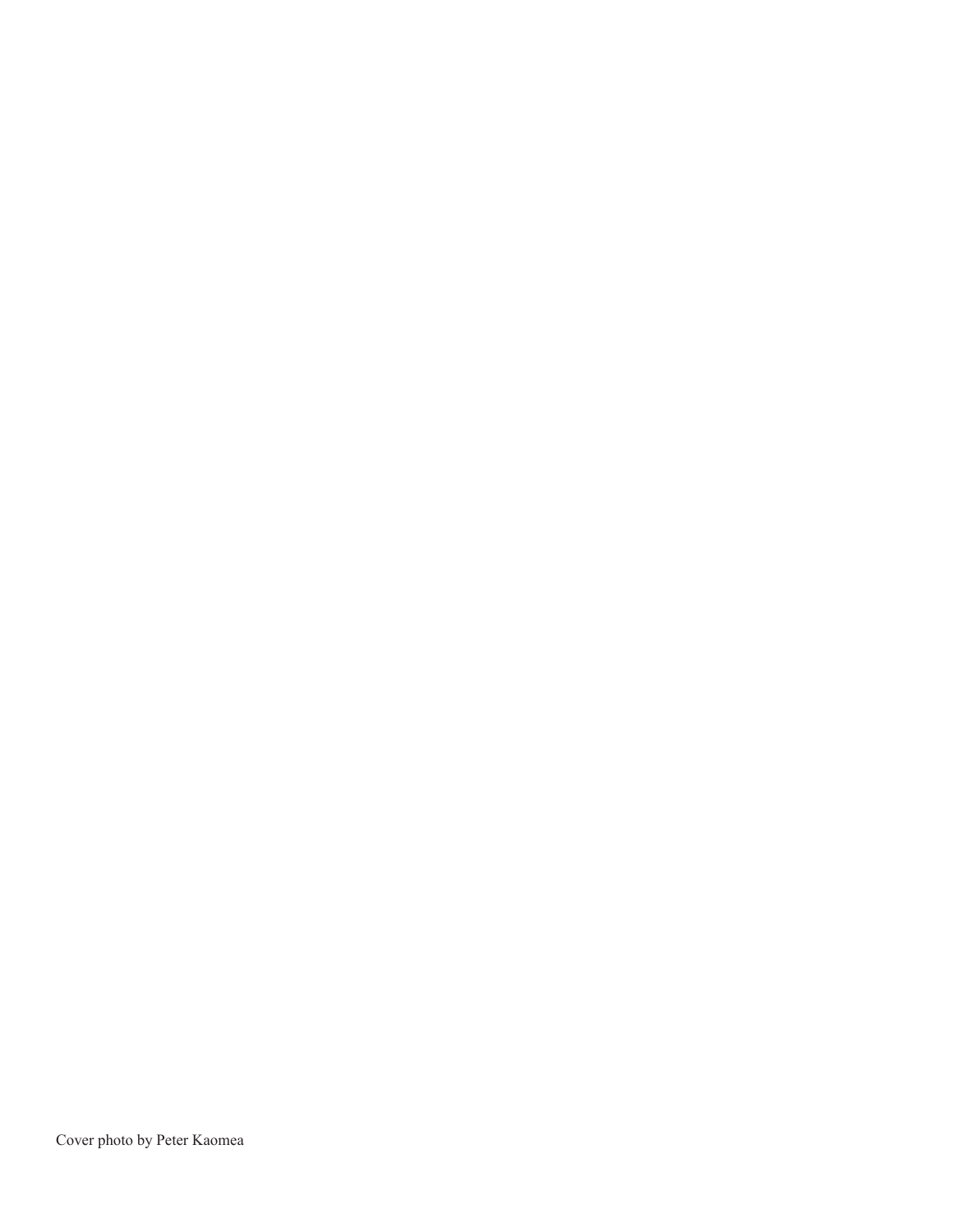Cover photo by Peter Kaomea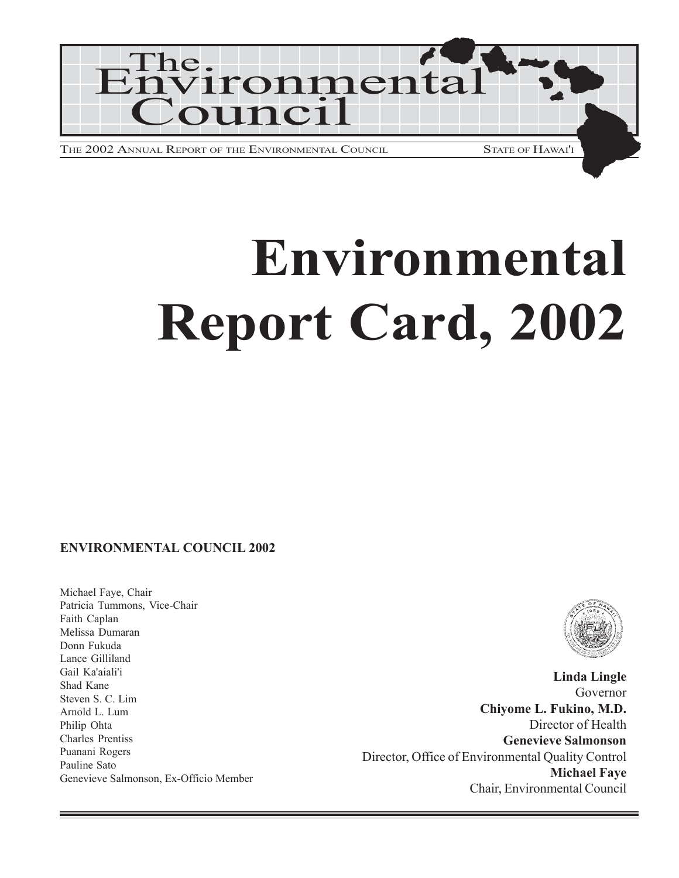# The Environmental Council

THE 2002 ANNUAL REPORT OF THE ENVIRONMENTAL COUNCIL — STATE OF HAWAI'I

# Environmental Report Card, 2002

**ENVIRONMENTAL COUNCIL 2002**

Michael Faye, Chair
Patricia Tummons, Vice-Chair
Faith Caplan
Melissa Dumaran
Donn Fukuda
Lance Gilliland
Gail Ka'aiali'i
Shad Kane
Steven S. C. Lim
Arnold L. Lum
Philip Ohta
Charles Prentiss
Puanani Rogers
Pauline Sato
Genevieve Salmonson, Ex-Officio Member

**Linda Lingle**
Governor
**Chiyome L. Fukino, M.D.**
Director of Health
**Genevieve Salmonson**
Director, Office of Environmental Quality Control
**Michael Faye**
Chair, Environmental Council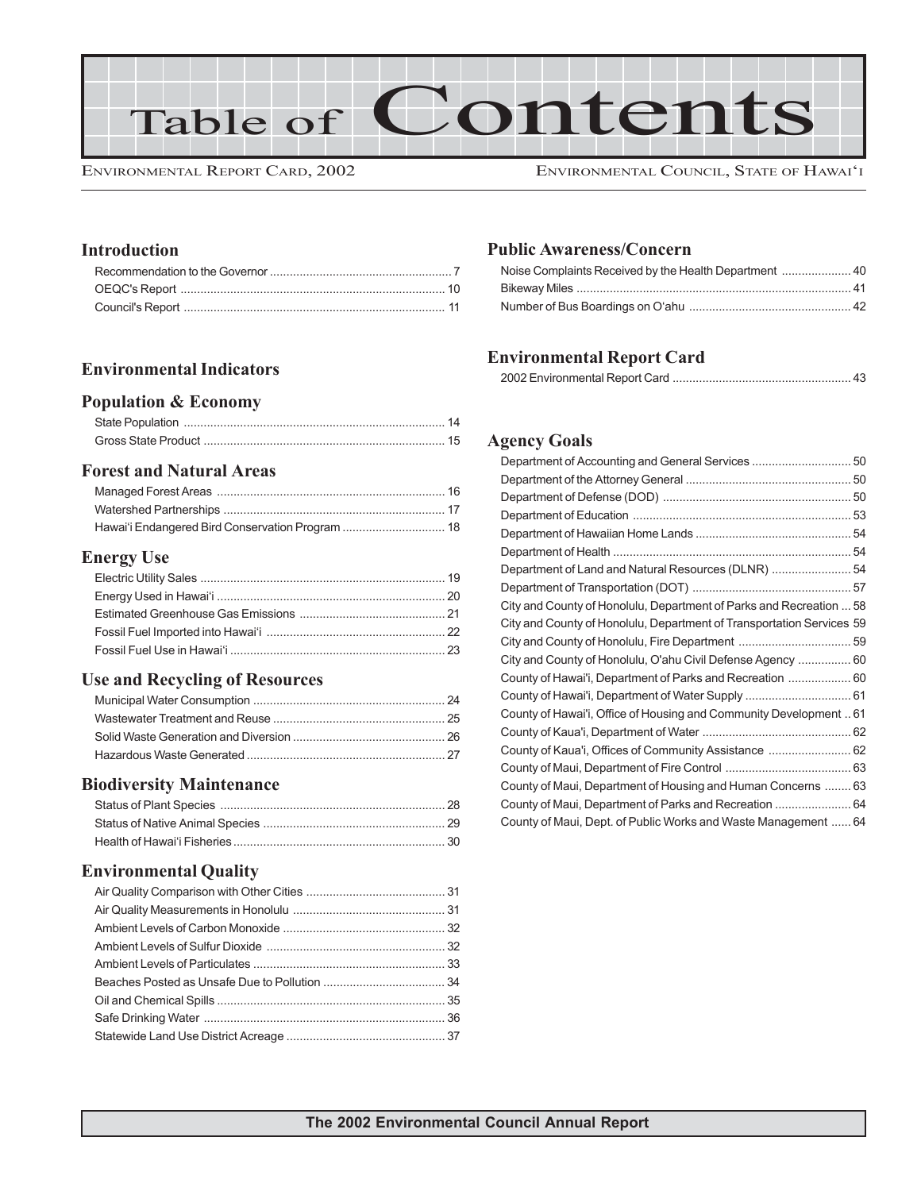# Table of Contents

ENVIRONMENTAL REPORT CARD, 2002

ENVIRONMENTAL COUNCIL, STATE OF HAWAI'I

## Introduction

- Recommendation to the Governor ... 7
- OEQC's Report ... 10
- Council's Report ... 11

## Environmental Indicators

### Population & Economy

- State Population ... 14
- Gross State Product ... 15

### Forest and Natural Areas

- Managed Forest Areas ... 16
- Watershed Partnerships ... 17
- Hawai'i Endangered Bird Conservation Program ... 18

### Energy Use

- Electric Utility Sales ... 19
- Energy Used in Hawai'i ... 20
- Estimated Greenhouse Gas Emissions ... 21
- Fossil Fuel Imported into Hawai'i ... 22
- Fossil Fuel Use in Hawai'i ... 23

### Use and Recycling of Resources

- Municipal Water Consumption ... 24
- Wastewater Treatment and Reuse ... 25
- Solid Waste Generation and Diversion ... 26
- Hazardous Waste Generated ... 27

### Biodiversity Maintenance

- Status of Plant Species ... 28
- Status of Native Animal Species ... 29
- Health of Hawai'i Fisheries ... 30

### Environmental Quality

- Air Quality Comparison with Other Cities ... 31
- Air Quality Measurements in Honolulu ... 31
- Ambient Levels of Carbon Monoxide ... 32
- Ambient Levels of Sulfur Dioxide ... 32
- Ambient Levels of Particulates ... 33
- Beaches Posted as Unsafe Due to Pollution ... 34
- Oil and Chemical Spills ... 35
- Safe Drinking Water ... 36
- Statewide Land Use District Acreage ... 37

### Public Awareness/Concern

- Noise Complaints Received by the Health Department ... 40
- Bikeway Miles ... 41
- Number of Bus Boardings on O'ahu ... 42

## Environmental Report Card

- 2002 Environmental Report Card ... 43

## Agency Goals

- Department of Accounting and General Services ... 50
- Department of the Attorney General ... 50
- Department of Defense (DOD) ... 50
- Department of Education ... 53
- Department of Hawaiian Home Lands ... 54
- Department of Health ... 54
- Department of Land and Natural Resources (DLNR) ... 54
- Department of Transportation (DOT) ... 57
- City and County of Honolulu, Department of Parks and Recreation ... 58
- City and County of Honolulu, Department of Transportation Services 59
- City and County of Honolulu, Fire Department ... 59
- City and County of Honolulu, O'ahu Civil Defense Agency ... 60
- County of Hawai'i, Department of Parks and Recreation ... 60
- County of Hawai'i, Department of Water Supply ... 61
- County of Hawai'i, Office of Housing and Community Development .. 61
- County of Kaua'i, Department of Water ... 62
- County of Kaua'i, Offices of Community Assistance ... 62
- County of Maui, Department of Fire Control ... 63
- County of Maui, Department of Housing and Human Concerns ... 63
- County of Maui, Department of Parks and Recreation ... 64
- County of Maui, Dept. of Public Works and Waste Management ... 64

The 2002 Environmental Council Annual Report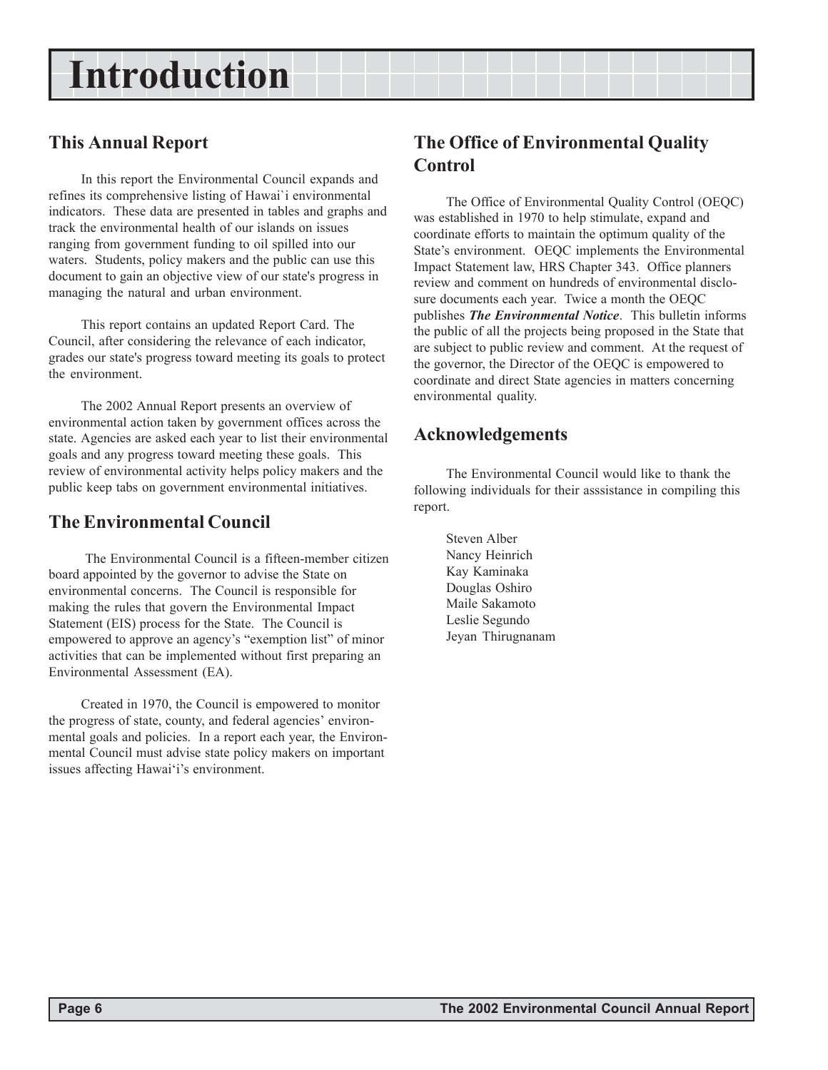# Introduction

## This Annual Report

In this report the Environmental Council expands and refines its comprehensive listing of Hawai`i environmental indicators. These data are presented in tables and graphs and track the environmental health of our islands on issues ranging from government funding to oil spilled into our waters. Students, policy makers and the public can use this document to gain an objective view of our state's progress in managing the natural and urban environment.

This report contains an updated Report Card. The Council, after considering the relevance of each indicator, grades our state's progress toward meeting its goals to protect the environment.

The 2002 Annual Report presents an overview of environmental action taken by government offices across the state. Agencies are asked each year to list their environmental goals and any progress toward meeting these goals. This review of environmental activity helps policy makers and the public keep tabs on government environmental initiatives.

## The Environmental Council

The Environmental Council is a fifteen-member citizen board appointed by the governor to advise the State on environmental concerns. The Council is responsible for making the rules that govern the Environmental Impact Statement (EIS) process for the State. The Council is empowered to approve an agency's "exemption list" of minor activities that can be implemented without first preparing an Environmental Assessment (EA).

Created in 1970, the Council is empowered to monitor the progress of state, county, and federal agencies' environmental goals and policies. In a report each year, the Environmental Council must advise state policy makers on important issues affecting Hawai'i's environment.

## The Office of Environmental Quality Control

The Office of Environmental Quality Control (OEQC) was established in 1970 to help stimulate, expand and coordinate efforts to maintain the optimum quality of the State's environment. OEQC implements the Environmental Impact Statement law, HRS Chapter 343. Office planners review and comment on hundreds of environmental disclosure documents each year. Twice a month the OEQC publishes ***The Environmental Notice***. This bulletin informs the public of all the projects being proposed in the State that are subject to public review and comment. At the request of the governor, the Director of the OEQC is empowered to coordinate and direct State agencies in matters concerning environmental quality.

## Acknowledgements

The Environmental Council would like to thank the following individuals for their asssistance in compiling this report.

Steven Alber
Nancy Heinrich
Kay Kaminaka
Douglas Oshiro
Maile Sakamoto
Leslie Segundo
Jeyan Thirugnanam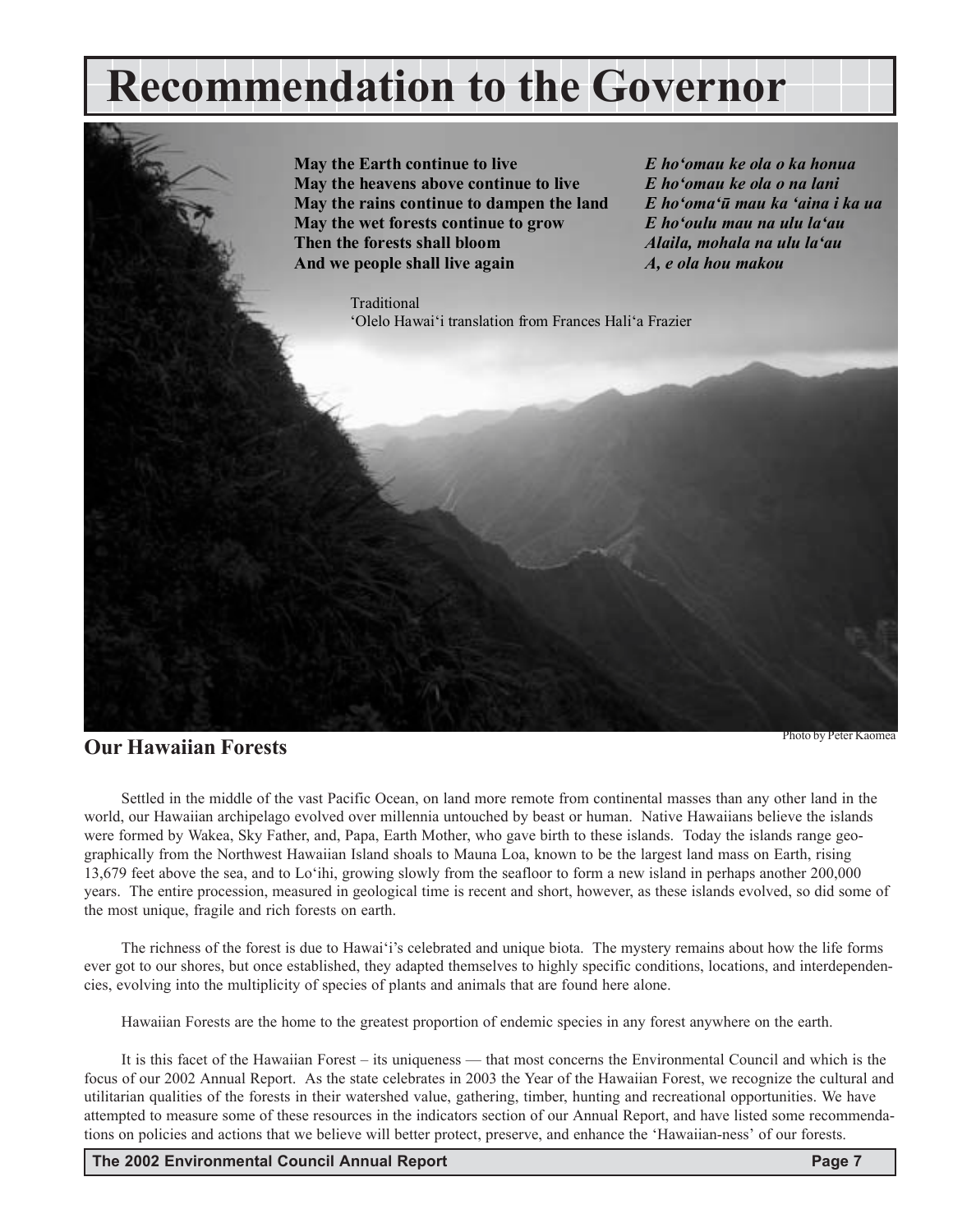# Recommendation to the Governor

**May the Earth continue to live**
**May the heavens above continue to live**
**May the rains continue to dampen the land**
**May the wet forests continue to grow**
**Then the forests shall bloom**
**And we people shall live again**

***E ho'omau ke ola o ka honua***
***E ho'omau ke ola o na lani***
***E ho'oma'ū mau ka 'aina i ka ua***
***E ho'oulu mau na ulu la'au***
***Alaila, mohala na ulu la'au***
***A, e ola hou makou***

Traditional
'Olelo Hawai'i translation from Frances Hali'a Frazier

Photo by Peter Kaomea

## Our Hawaiian Forests

Settled in the middle of the vast Pacific Ocean, on land more remote from continental masses than any other land in the world, our Hawaiian archipelago evolved over millennia untouched by beast or human. Native Hawaiians believe the islands were formed by Wakea, Sky Father, and, Papa, Earth Mother, who gave birth to these islands. Today the islands range geographically from the Northwest Hawaiian Island shoals to Mauna Loa, known to be the largest land mass on Earth, rising 13,679 feet above the sea, and to Lo'ihi, growing slowly from the seafloor to form a new island in perhaps another 200,000 years. The entire procession, measured in geological time is recent and short, however, as these islands evolved, so did some of the most unique, fragile and rich forests on earth.

The richness of the forest is due to Hawai'i's celebrated and unique biota. The mystery remains about how the life forms ever got to our shores, but once established, they adapted themselves to highly specific conditions, locations, and interdependencies, evolving into the multiplicity of species of plants and animals that are found here alone.

Hawaiian Forests are the home to the greatest proportion of endemic species in any forest anywhere on the earth.

It is this facet of the Hawaiian Forest – its uniqueness — that most concerns the Environmental Council and which is the focus of our 2002 Annual Report. As the state celebrates in 2003 the Year of the Hawaiian Forest, we recognize the cultural and utilitarian qualities of the forests in their watershed value, gathering, timber, hunting and recreational opportunities. We have attempted to measure some of these resources in the indicators section of our Annual Report, and have listed some recommendations on policies and actions that we believe will better protect, preserve, and enhance the 'Hawaiian-ness' of our forests.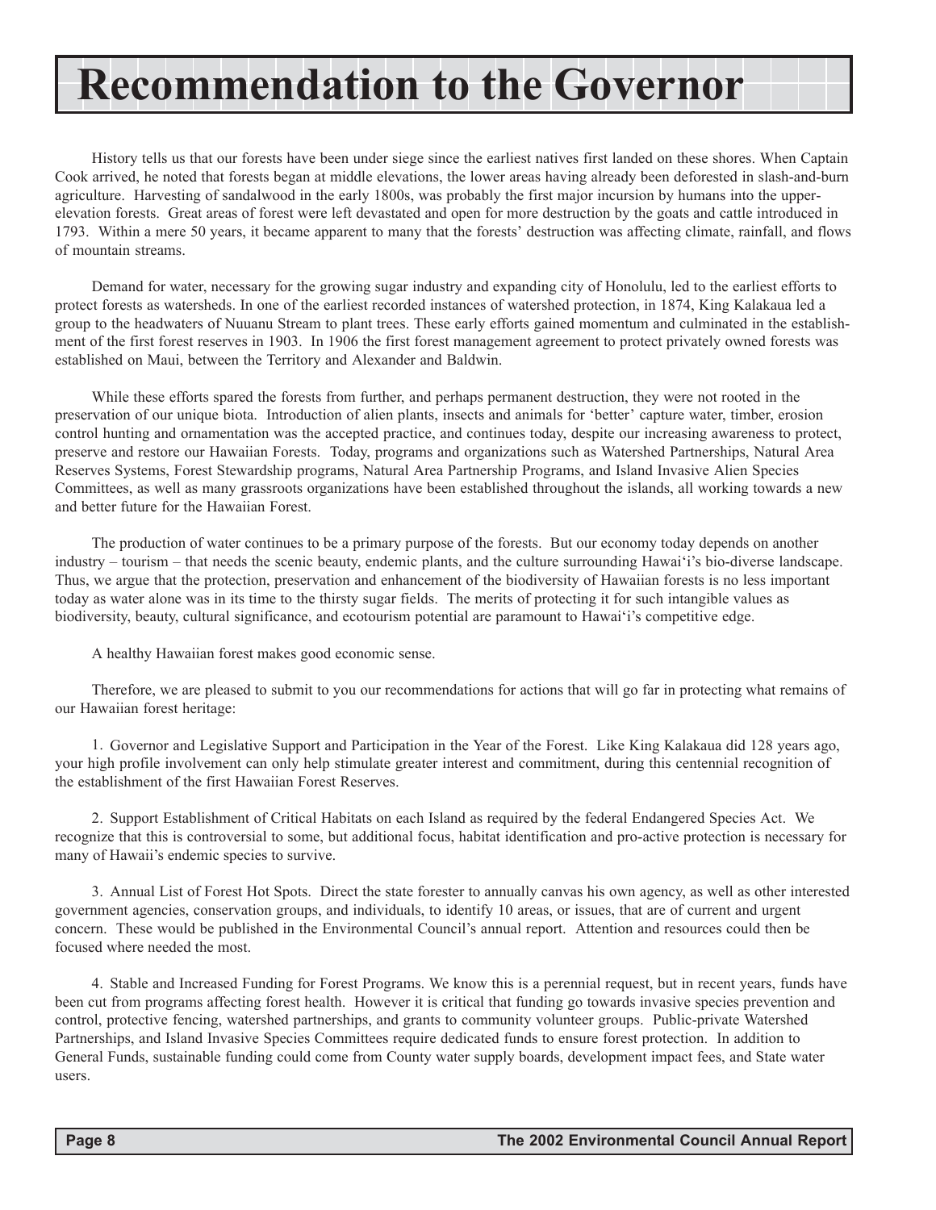# Recommendation to the Governor

History tells us that our forests have been under siege since the earliest natives first landed on these shores. When Captain Cook arrived, he noted that forests began at middle elevations, the lower areas having already been deforested in slash-and-burn agriculture. Harvesting of sandalwood in the early 1800s, was probably the first major incursion by humans into the upper-elevation forests. Great areas of forest were left devastated and open for more destruction by the goats and cattle introduced in 1793. Within a mere 50 years, it became apparent to many that the forests' destruction was affecting climate, rainfall, and flows of mountain streams.

Demand for water, necessary for the growing sugar industry and expanding city of Honolulu, led to the earliest efforts to protect forests as watersheds. In one of the earliest recorded instances of watershed protection, in 1874, King Kalakaua led a group to the headwaters of Nuuanu Stream to plant trees. These early efforts gained momentum and culminated in the establishment of the first forest reserves in 1903. In 1906 the first forest management agreement to protect privately owned forests was established on Maui, between the Territory and Alexander and Baldwin.

While these efforts spared the forests from further, and perhaps permanent destruction, they were not rooted in the preservation of our unique biota. Introduction of alien plants, insects and animals for 'better' capture water, timber, erosion control hunting and ornamentation was the accepted practice, and continues today, despite our increasing awareness to protect, preserve and restore our Hawaiian Forests. Today, programs and organizations such as Watershed Partnerships, Natural Area Reserves Systems, Forest Stewardship programs, Natural Area Partnership Programs, and Island Invasive Alien Species Committees, as well as many grassroots organizations have been established throughout the islands, all working towards a new and better future for the Hawaiian Forest.

The production of water continues to be a primary purpose of the forests. But our economy today depends on another industry – tourism – that needs the scenic beauty, endemic plants, and the culture surrounding Hawai'i's bio-diverse landscape. Thus, we argue that the protection, preservation and enhancement of the biodiversity of Hawaiian forests is no less important today as water alone was in its time to the thirsty sugar fields. The merits of protecting it for such intangible values as biodiversity, beauty, cultural significance, and ecotourism potential are paramount to Hawai'i's competitive edge.

A healthy Hawaiian forest makes good economic sense.

Therefore, we are pleased to submit to you our recommendations for actions that will go far in protecting what remains of our Hawaiian forest heritage:

1. Governor and Legislative Support and Participation in the Year of the Forest. Like King Kalakaua did 128 years ago, your high profile involvement can only help stimulate greater interest and commitment, during this centennial recognition of the establishment of the first Hawaiian Forest Reserves.

2. Support Establishment of Critical Habitats on each Island as required by the federal Endangered Species Act. We recognize that this is controversial to some, but additional focus, habitat identification and pro-active protection is necessary for many of Hawaii's endemic species to survive.

3. Annual List of Forest Hot Spots. Direct the state forester to annually canvas his own agency, as well as other interested government agencies, conservation groups, and individuals, to identify 10 areas, or issues, that are of current and urgent concern. These would be published in the Environmental Council's annual report. Attention and resources could then be focused where needed the most.

4. Stable and Increased Funding for Forest Programs. We know this is a perennial request, but in recent years, funds have been cut from programs affecting forest health. However it is critical that funding go towards invasive species prevention and control, protective fencing, watershed partnerships, and grants to community volunteer groups. Public-private Watershed Partnerships, and Island Invasive Species Committees require dedicated funds to ensure forest protection. In addition to General Funds, sustainable funding could come from County water supply boards, development impact fees, and State water users.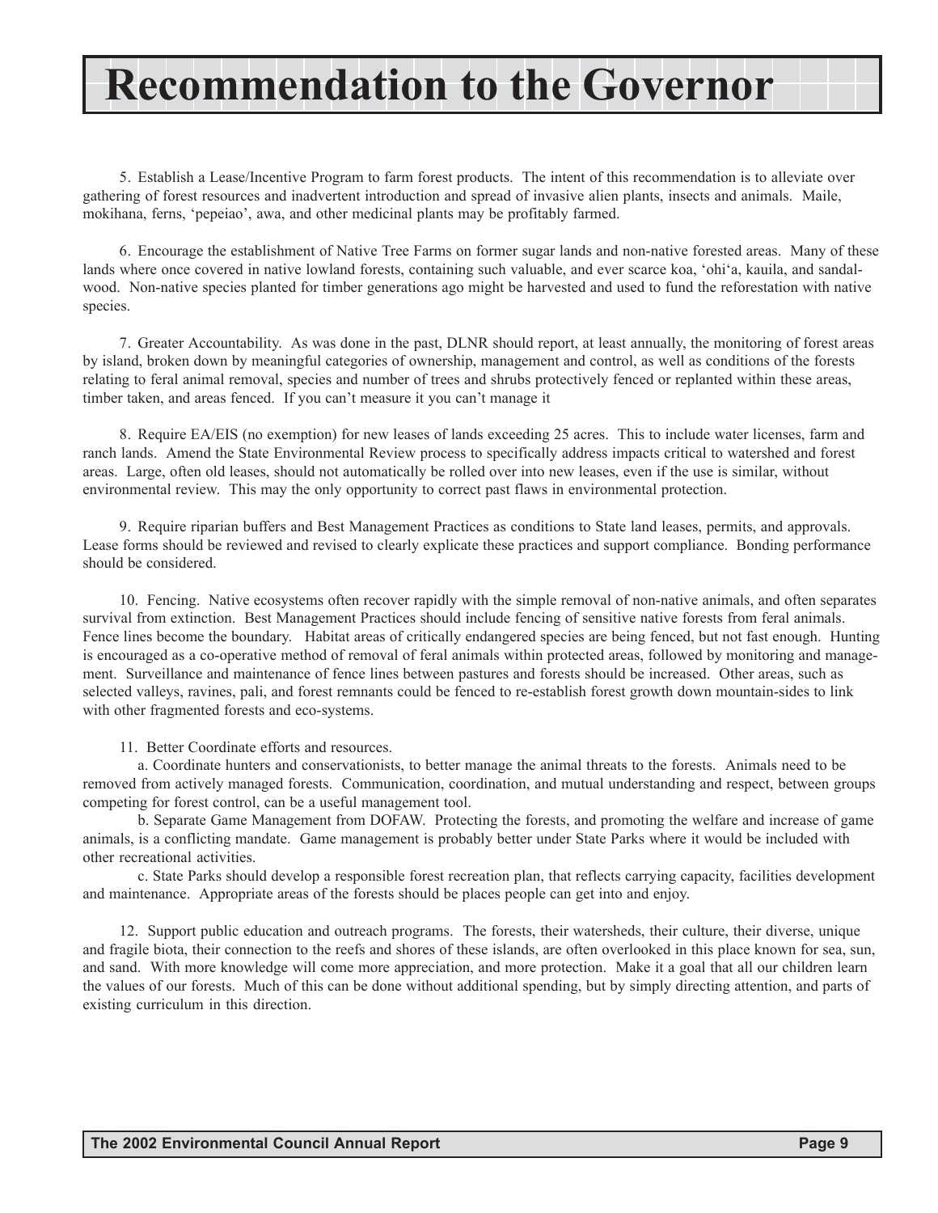# Recommendation to the Governor

5. Establish a Lease/Incentive Program to farm forest products. The intent of this recommendation is to alleviate over gathering of forest resources and inadvertent introduction and spread of invasive alien plants, insects and animals. Maile, mokihana, ferns, 'pepeiao', awa, and other medicinal plants may be profitably farmed.

6. Encourage the establishment of Native Tree Farms on former sugar lands and non-native forested areas. Many of these lands where once covered in native lowland forests, containing such valuable, and ever scarce koa, 'ohi'a, kauila, and sandalwood. Non-native species planted for timber generations ago might be harvested and used to fund the reforestation with native species.

7. Greater Accountability. As was done in the past, DLNR should report, at least annually, the monitoring of forest areas by island, broken down by meaningful categories of ownership, management and control, as well as conditions of the forests relating to feral animal removal, species and number of trees and shrubs protectively fenced or replanted within these areas, timber taken, and areas fenced. If you can't measure it you can't manage it

8. Require EA/EIS (no exemption) for new leases of lands exceeding 25 acres. This to include water licenses, farm and ranch lands. Amend the State Environmental Review process to specifically address impacts critical to watershed and forest areas. Large, often old leases, should not automatically be rolled over into new leases, even if the use is similar, without environmental review. This may the only opportunity to correct past flaws in environmental protection.

9. Require riparian buffers and Best Management Practices as conditions to State land leases, permits, and approvals. Lease forms should be reviewed and revised to clearly explicate these practices and support compliance. Bonding performance should be considered.

10. Fencing. Native ecosystems often recover rapidly with the simple removal of non-native animals, and often separates survival from extinction. Best Management Practices should include fencing of sensitive native forests from feral animals. Fence lines become the boundary. Habitat areas of critically endangered species are being fenced, but not fast enough. Hunting is encouraged as a co-operative method of removal of feral animals within protected areas, followed by monitoring and management. Surveillance and maintenance of fence lines between pastures and forests should be increased. Other areas, such as selected valleys, ravines, pali, and forest remnants could be fenced to re-establish forest growth down mountain-sides to link with other fragmented forests and eco-systems.

11. Better Coordinate efforts and resources.

a. Coordinate hunters and conservationists, to better manage the animal threats to the forests. Animals need to be removed from actively managed forests. Communication, coordination, and mutual understanding and respect, between groups competing for forest control, can be a useful management tool.

b. Separate Game Management from DOFAW. Protecting the forests, and promoting the welfare and increase of game animals, is a conflicting mandate. Game management is probably better under State Parks where it would be included with other recreational activities.

c. State Parks should develop a responsible forest recreation plan, that reflects carrying capacity, facilities development and maintenance. Appropriate areas of the forests should be places people can get into and enjoy.

12. Support public education and outreach programs. The forests, their watersheds, their culture, their diverse, unique and fragile biota, their connection to the reefs and shores of these islands, are often overlooked in this place known for sea, sun, and sand. With more knowledge will come more appreciation, and more protection. Make it a goal that all our children learn the values of our forests. Much of this can be done without additional spending, but by simply directing attention, and parts of existing curriculum in this direction.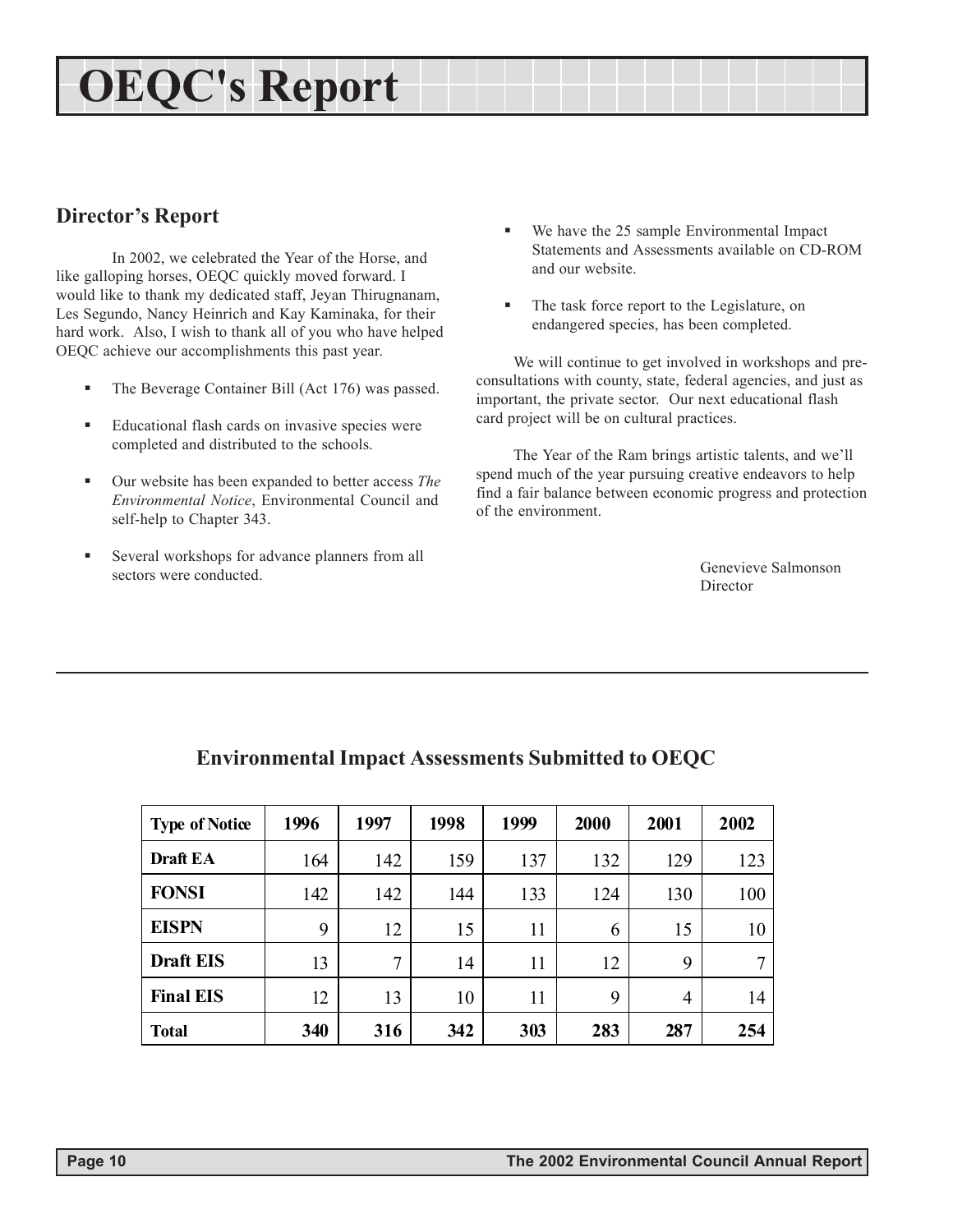# OEQC's Report

## Director's Report

In 2002, we celebrated the Year of the Horse, and like galloping horses, OEQC quickly moved forward. I would like to thank my dedicated staff, Jeyan Thirugnanam, Les Segundo, Nancy Heinrich and Kay Kaminaka, for their hard work. Also, I wish to thank all of you who have helped OEQC achieve our accomplishments this past year.

- The Beverage Container Bill (Act 176) was passed.
- Educational flash cards on invasive species were completed and distributed to the schools.
- Our website has been expanded to better access *The Environmental Notice*, Environmental Council and self-help to Chapter 343.
- Several workshops for advance planners from all sectors were conducted.
- We have the 25 sample Environmental Impact Statements and Assessments available on CD-ROM and our website.
- The task force report to the Legislature, on endangered species, has been completed.

We will continue to get involved in workshops and pre-consultations with county, state, federal agencies, and just as important, the private sector. Our next educational flash card project will be on cultural practices.

The Year of the Ram brings artistic talents, and we'll spend much of the year pursuing creative endeavors to help find a fair balance between economic progress and protection of the environment.

Genevieve Salmonson
Director

## Environmental Impact Assessments Submitted to OEQC

| Type of Notice | 1996 | 1997 | 1998 | 1999 | 2000 | 2001 | 2002 |
|---|---|---|---|---|---|---|---|
| **Draft EA** | 164 | 142 | 159 | 137 | 132 | 129 | 123 |
| **FONSI** | 142 | 142 | 144 | 133 | 124 | 130 | 100 |
| **EISPN** | 9 | 12 | 15 | 11 | 6 | 15 | 10 |
| **Draft EIS** | 13 | 7 | 14 | 11 | 12 | 9 | 7 |
| **Final EIS** | 12 | 13 | 10 | 11 | 9 | 4 | 14 |
| **Total** | **340** | **316** | **342** | **303** | **283** | **287** | **254** |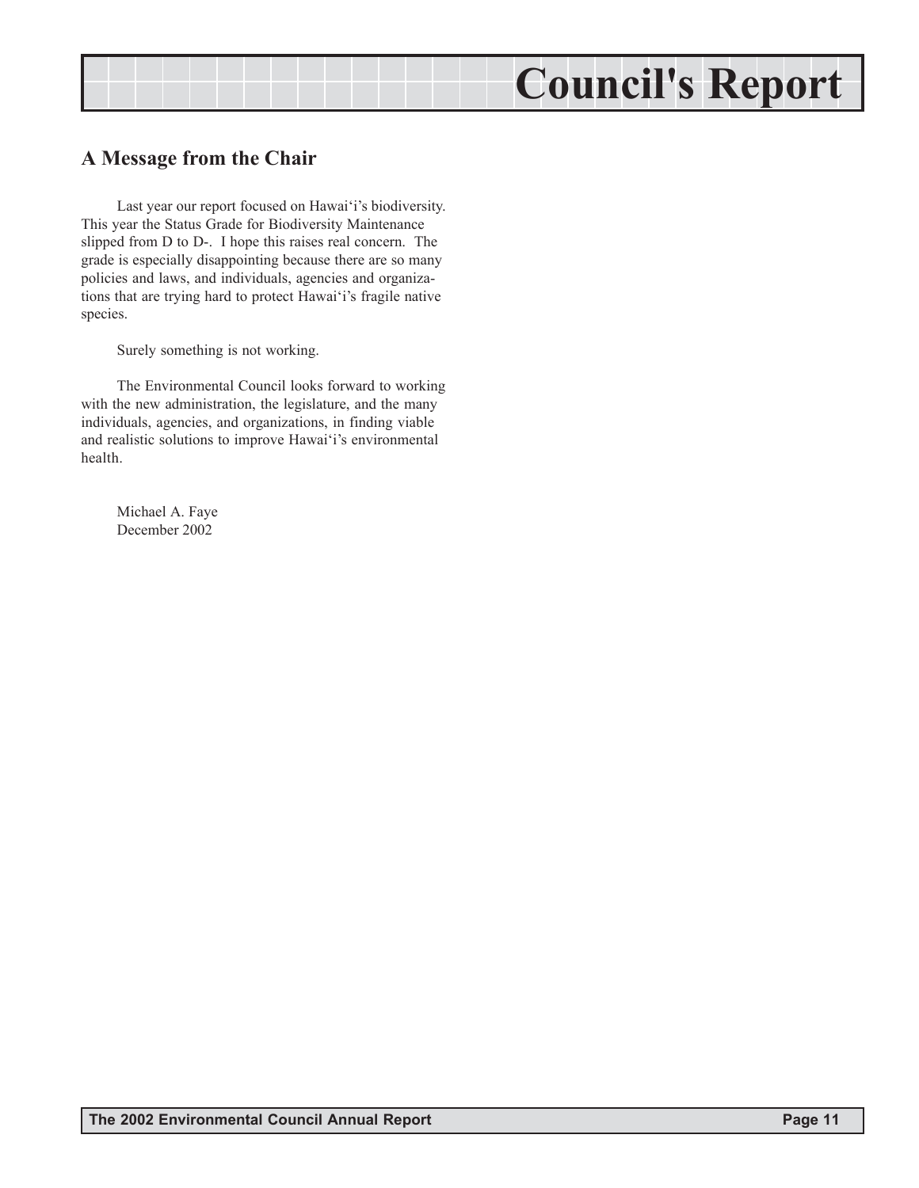# Council's Report

## A Message from the Chair

Last year our report focused on Hawai'i's biodiversity. This year the Status Grade for Biodiversity Maintenance slipped from D to D-. I hope this raises real concern. The grade is especially disappointing because there are so many policies and laws, and individuals, agencies and organizations that are trying hard to protect Hawai'i's fragile native species.

Surely something is not working.

The Environmental Council looks forward to working with the new administration, the legislature, and the many individuals, agencies, and organizations, in finding viable and realistic solutions to improve Hawai'i's environmental health.

Michael A. Faye
December 2002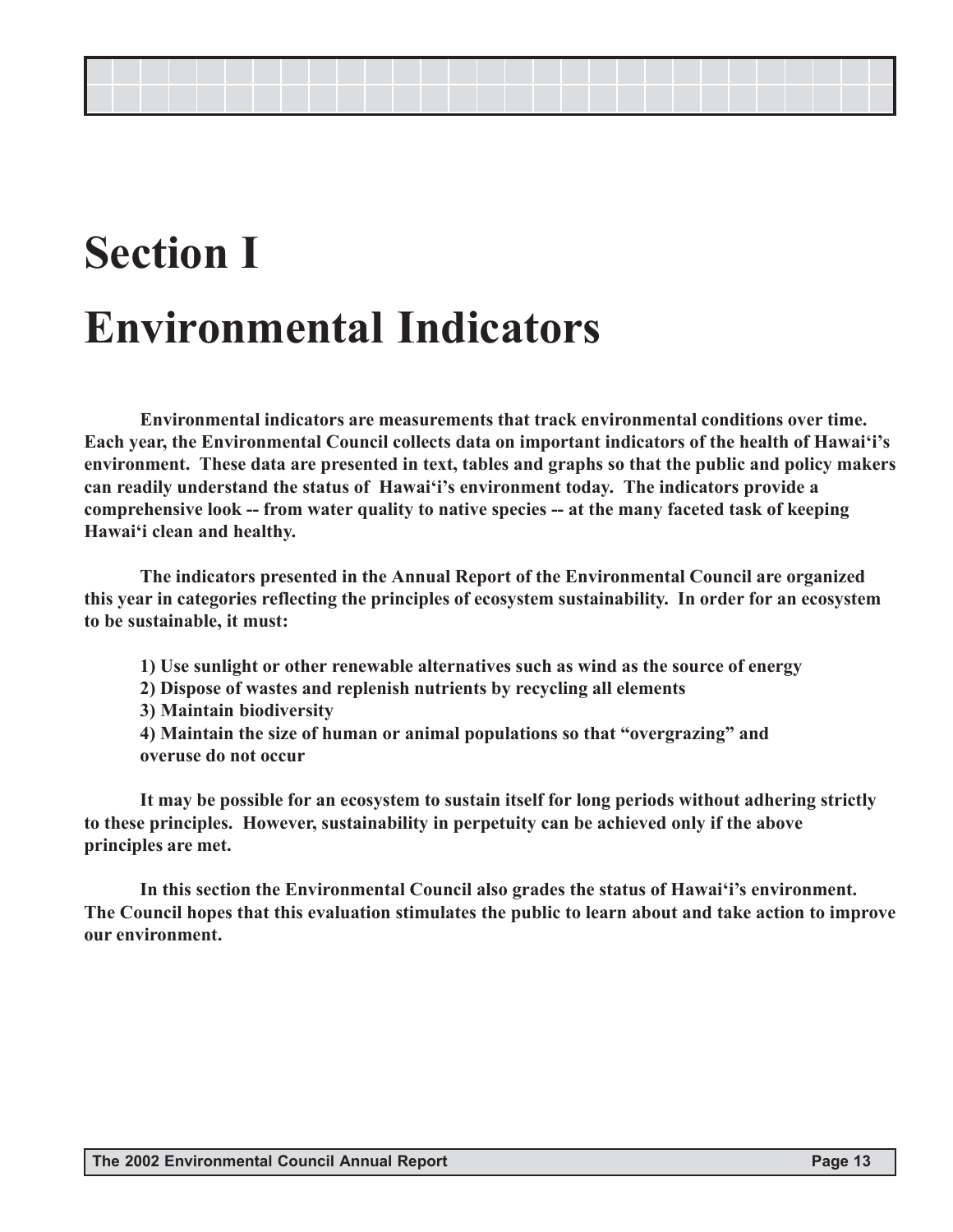# Section I

# Environmental Indicators

**Environmental indicators are measurements that track environmental conditions over time. Each year, the Environmental Council collects data on important indicators of the health of Hawai'i's environment. These data are presented in text, tables and graphs so that the public and policy makers can readily understand the status of Hawai'i's environment today. The indicators provide a comprehensive look -- from water quality to native species -- at the many faceted task of keeping Hawai'i clean and healthy.**

**The indicators presented in the Annual Report of the Environmental Council are organized this year in categories reflecting the principles of ecosystem sustainability. In order for an ecosystem to be sustainable, it must:**

**1) Use sunlight or other renewable alternatives such as wind as the source of energy**
**2) Dispose of wastes and replenish nutrients by recycling all elements**
**3) Maintain biodiversity**
**4) Maintain the size of human or animal populations so that "overgrazing" and overuse do not occur**

**It may be possible for an ecosystem to sustain itself for long periods without adhering strictly to these principles. However, sustainability in perpetuity can be achieved only if the above principles are met.**

**In this section the Environmental Council also grades the status of Hawai'i's environment. The Council hopes that this evaluation stimulates the public to learn about and take action to improve our environment.**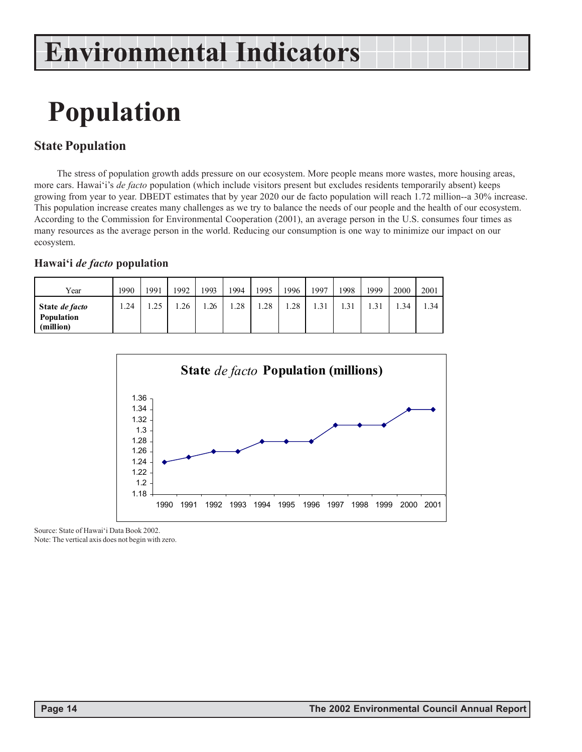# Environmental Indicators

# Population

## State Population

The stress of population growth adds pressure on our ecosystem. More people means more wastes, more housing areas, more cars. Hawai'i's *de facto* population (which include visitors present but excludes residents temporarily absent) keeps growing from year to year. DBEDT estimates that by year 2020 our de facto population will reach 1.72 million--a 30% increase. This population increase creates many challenges as we try to balance the needs of our people and the health of our ecosystem. According to the Commission for Environmental Cooperation (2001), an average person in the U.S. consumes four times as many resources as the average person in the world. Reducing our consumption is one way to minimize our impact on our ecosystem.

### Hawai'i *de facto* population

| Year | 1990 | 1991 | 1992 | 1993 | 1994 | 1995 | 1996 | 1997 | 1998 | 1999 | 2000 | 2001 |
|---|---|---|---|---|---|---|---|---|---|---|---|---|
| **State *de facto* Population (million)** | 1.24 | 1.25 | 1.26 | 1.26 | 1.28 | 1.28 | 1.28 | 1.31 | 1.31 | 1.31 | 1.34 | 1.34 |

**State *de facto* Population (millions)**

Source: State of Hawai'i Data Book 2002.
Note: The vertical axis does not begin with zero.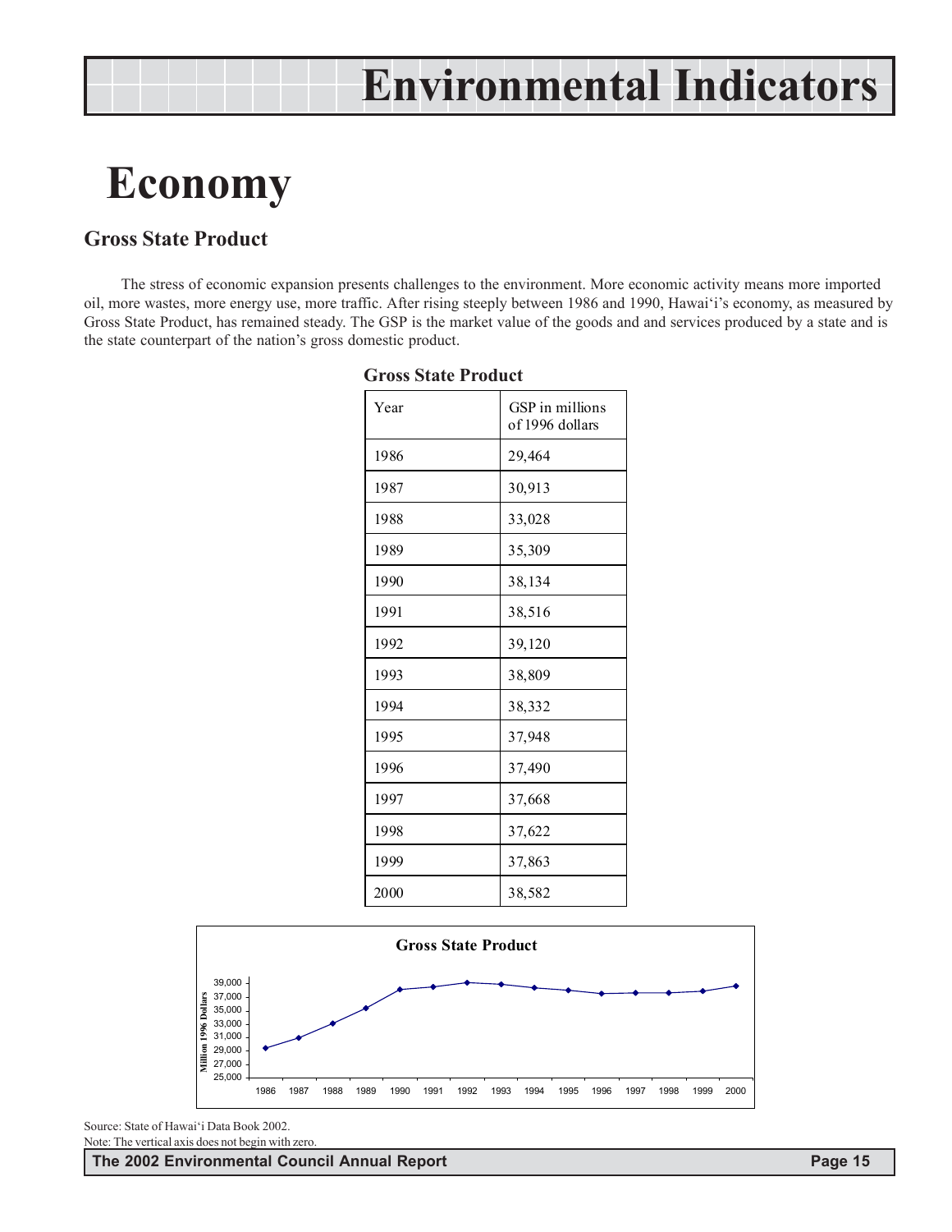# Economy

## Gross State Product

The stress of economic expansion presents challenges to the environment. More economic activity means more imported oil, more wastes, more energy use, more traffic. After rising steeply between 1986 and 1990, Hawai'i's economy, as measured by Gross State Product, has remained steady. The GSP is the market value of the goods and and services produced by a state and is the state counterpart of the nation's gross domestic product.

**Gross State Product**

| Year | GSP in millions of 1996 dollars |
|---|---|
| 1986 | 29,464 |
| 1987 | 30,913 |
| 1988 | 33,028 |
| 1989 | 35,309 |
| 1990 | 38,134 |
| 1991 | 38,516 |
| 1992 | 39,120 |
| 1993 | 38,809 |
| 1994 | 38,332 |
| 1995 | 37,948 |
| 1996 | 37,490 |
| 1997 | 37,668 |
| 1998 | 37,622 |
| 1999 | 37,863 |
| 2000 | 38,582 |

**Gross State Product**

Source: State of Hawai'i Data Book 2002.
Note: The vertical axis does not begin with zero.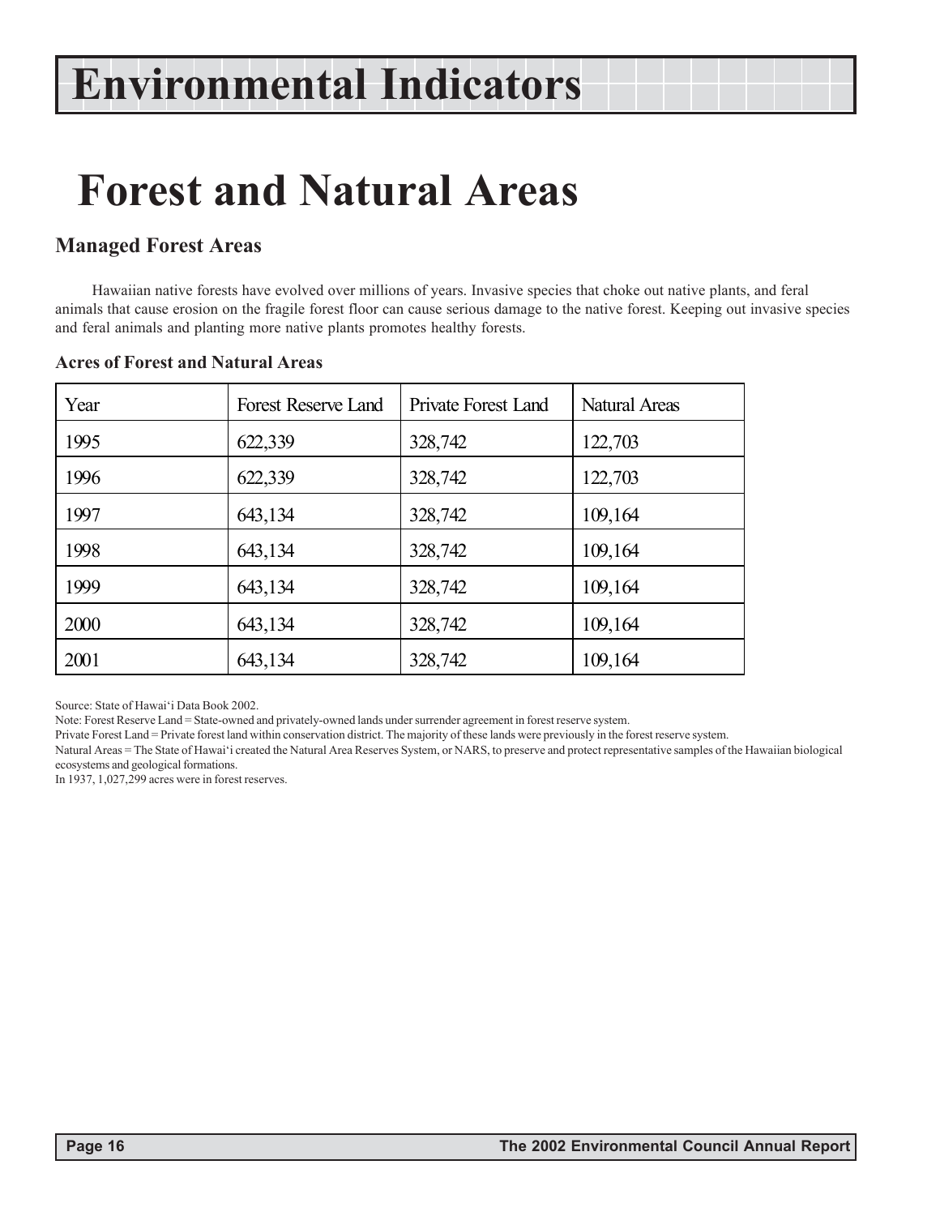# Environmental Indicators

# Forest and Natural Areas

## Managed Forest Areas

Hawaiian native forests have evolved over millions of years. Invasive species that choke out native plants, and feral animals that cause erosion on the fragile forest floor can cause serious damage to the native forest. Keeping out invasive species and feral animals and planting more native plants promotes healthy forests.

### Acres of Forest and Natural Areas

| Year | Forest Reserve Land | Private Forest Land | Natural Areas |
|---|---|---|---|
| 1995 | 622,339 | 328,742 | 122,703 |
| 1996 | 622,339 | 328,742 | 122,703 |
| 1997 | 643,134 | 328,742 | 109,164 |
| 1998 | 643,134 | 328,742 | 109,164 |
| 1999 | 643,134 | 328,742 | 109,164 |
| 2000 | 643,134 | 328,742 | 109,164 |
| 2001 | 643,134 | 328,742 | 109,164 |

Source: State of Hawai'i Data Book 2002.

Note: Forest Reserve Land = State-owned and privately-owned lands under surrender agreement in forest reserve system.

Private Forest Land = Private forest land within conservation district. The majority of these lands were previously in the forest reserve system.

Natural Areas = The State of Hawai'i created the Natural Area Reserves System, or NARS, to preserve and protect representative samples of the Hawaiian biological ecosystems and geological formations.

In 1937, 1,027,299 acres were in forest reserves.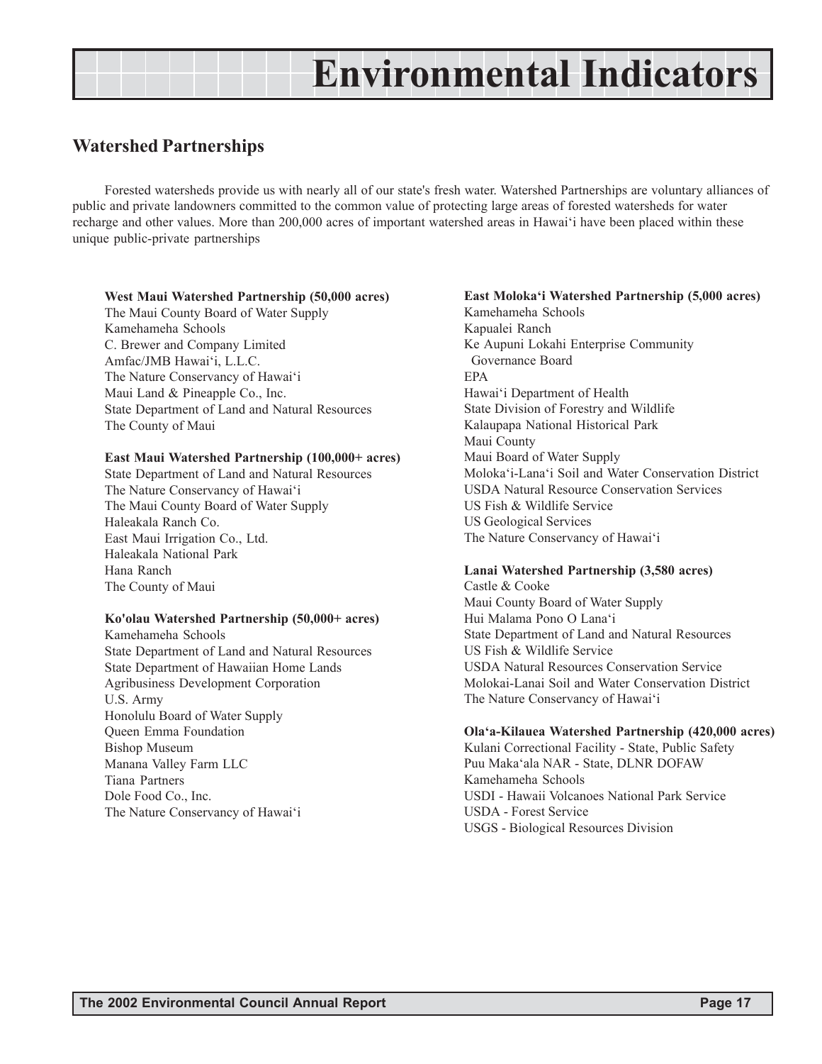# Environmental Indicators

## Watershed Partnerships

Forested watersheds provide us with nearly all of our state's fresh water. Watershed Partnerships are voluntary alliances of public and private landowners committed to the common value of protecting large areas of forested watersheds for water recharge and other values. More than 200,000 acres of important watershed areas in Hawai'i have been placed within these unique public-private partnerships

**West Maui Watershed Partnership (50,000 acres)**
The Maui County Board of Water Supply
Kamehameha Schools
C. Brewer and Company Limited
Amfac/JMB Hawai'i, L.L.C.
The Nature Conservancy of Hawai'i
Maui Land & Pineapple Co., Inc.
State Department of Land and Natural Resources
The County of Maui

**East Maui Watershed Partnership (100,000+ acres)**
State Department of Land and Natural Resources
The Nature Conservancy of Hawai'i
The Maui County Board of Water Supply
Haleakala Ranch Co.
East Maui Irrigation Co., Ltd.
Haleakala National Park
Hana Ranch
The County of Maui

**Ko'olau Watershed Partnership (50,000+ acres)**
Kamehameha Schools
State Department of Land and Natural Resources
State Department of Hawaiian Home Lands
Agribusiness Development Corporation
U.S. Army
Honolulu Board of Water Supply
Queen Emma Foundation
Bishop Museum
Manana Valley Farm LLC
Tiana Partners
Dole Food Co., Inc.
The Nature Conservancy of Hawai'i

**East Moloka'i Watershed Partnership (5,000 acres)**
Kamehameha Schools
Kapualei Ranch
Ke Aupuni Lokahi Enterprise Community Governance Board
EPA
Hawai'i Department of Health
State Division of Forestry and Wildlife
Kalaupapa National Historical Park
Maui County
Maui Board of Water Supply
Moloka'i-Lana'i Soil and Water Conservation District
USDA Natural Resource Conservation Services
US Fish & Wildlife Service
US Geological Services
The Nature Conservancy of Hawai'i

**Lanai Watershed Partnership (3,580 acres)**
Castle & Cooke
Maui County Board of Water Supply
Hui Malama Pono O Lana'i
State Department of Land and Natural Resources
US Fish & Wildlife Service
USDA Natural Resources Conservation Service
Molokai-Lanai Soil and Water Conservation District
The Nature Conservancy of Hawai'i

**Ola'a-Kilauea Watershed Partnership (420,000 acres)**
Kulani Correctional Facility - State, Public Safety
Puu Maka'ala NAR - State, DLNR DOFAW
Kamehameha Schools
USDI - Hawaii Volcanoes National Park Service
USDA - Forest Service
USGS - Biological Resources Division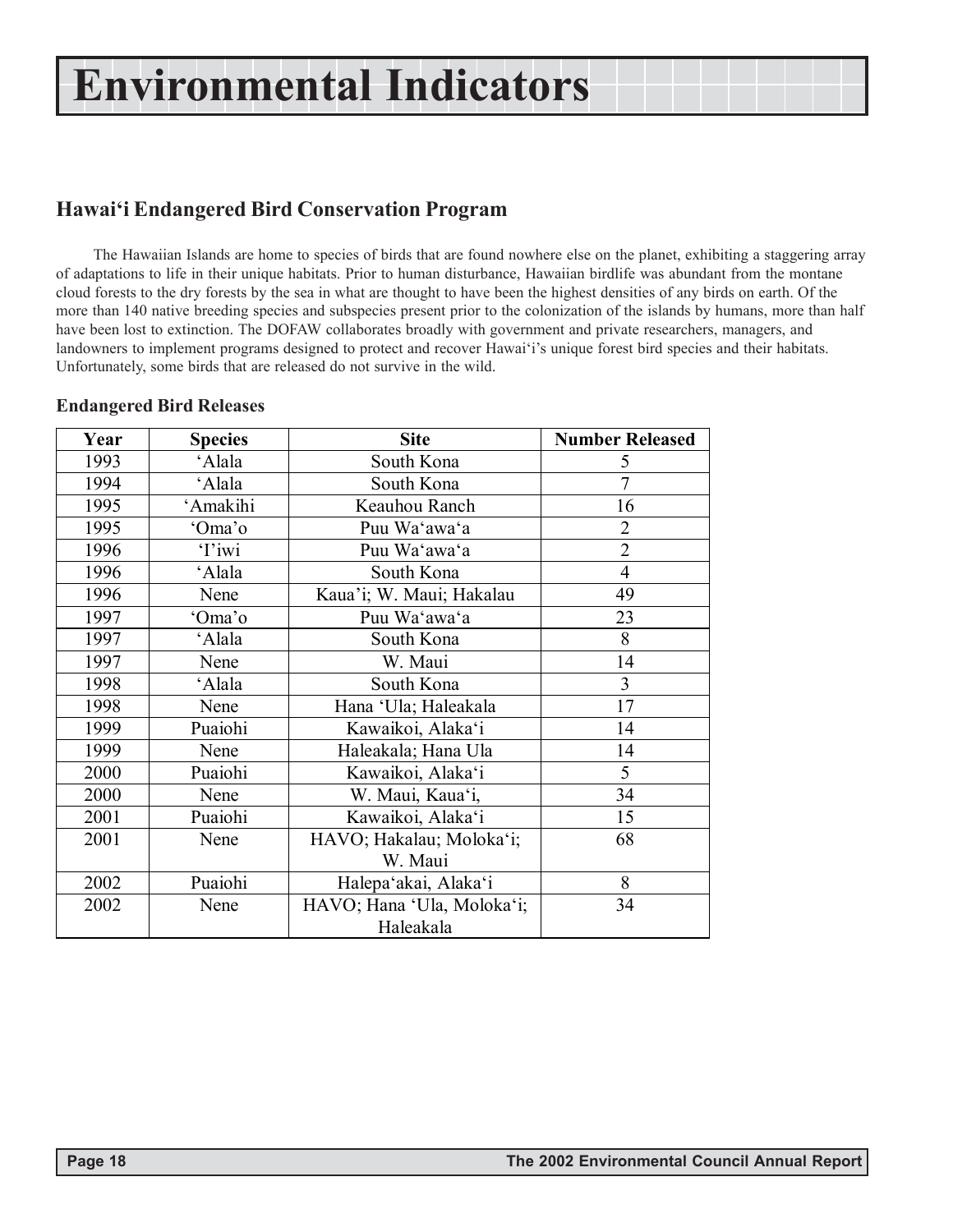# Environmental Indicators

## Hawai‘i Endangered Bird Conservation Program

The Hawaiian Islands are home to species of birds that are found nowhere else on the planet, exhibiting a staggering array of adaptations to life in their unique habitats. Prior to human disturbance, Hawaiian birdlife was abundant from the montane cloud forests to the dry forests by the sea in what are thought to have been the highest densities of any birds on earth. Of the more than 140 native breeding species and subspecies present prior to the colonization of the islands by humans, more than half have been lost to extinction. The DOFAW collaborates broadly with government and private researchers, managers, and landowners to implement programs designed to protect and recover Hawai‘i’s unique forest bird species and their habitats. Unfortunately, some birds that are released do not survive in the wild.

### Endangered Bird Releases

| Year | Species | Site | Number Released |
|---|---|---|---|
| 1993 | ‘Alala | South Kona | 5 |
| 1994 | ‘Alala | South Kona | 7 |
| 1995 | ‘Amakihi | Keauhou Ranch | 16 |
| 1995 | ‘Oma’o | Puu Wa‘awa‘a | 2 |
| 1996 | ‘I’iwi | Puu Wa‘awa‘a | 2 |
| 1996 | ‘Alala | South Kona | 4 |
| 1996 | Nene | Kaua’i; W. Maui; Hakalau | 49 |
| 1997 | ‘Oma’o | Puu Wa‘awa‘a | 23 |
| 1997 | ‘Alala | South Kona | 8 |
| 1997 | Nene | W. Maui | 14 |
| 1998 | ‘Alala | South Kona | 3 |
| 1998 | Nene | Hana ‘Ula; Haleakala | 17 |
| 1999 | Puaiohi | Kawaikoi, Alaka‘i | 14 |
| 1999 | Nene | Haleakala; Hana Ula | 14 |
| 2000 | Puaiohi | Kawaikoi, Alaka‘i | 5 |
| 2000 | Nene | W. Maui, Kaua‘i, | 34 |
| 2001 | Puaiohi | Kawaikoi, Alaka‘i | 15 |
| 2001 | Nene | HAVO; Hakalau; Moloka‘i; W. Maui | 68 |
| 2002 | Puaiohi | Halepa‘akai, Alaka‘i | 8 |
| 2002 | Nene | HAVO; Hana ‘Ula, Moloka‘i; Haleakala | 34 |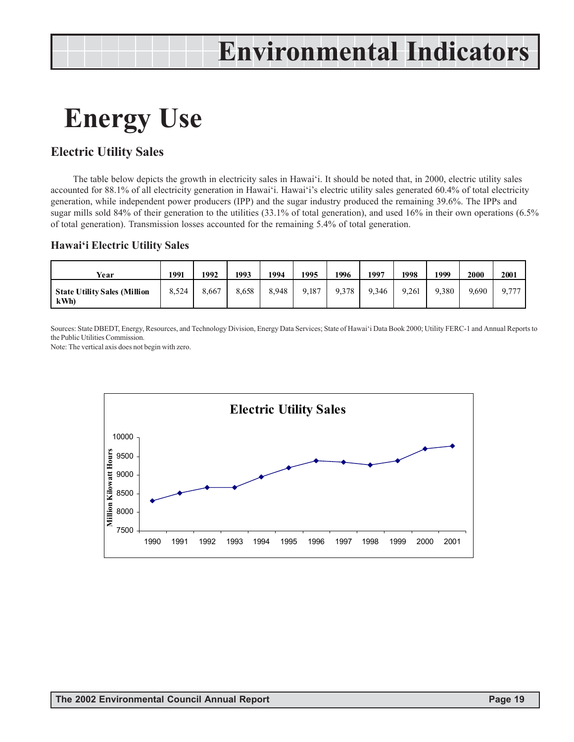# Energy Use

## Electric Utility Sales

The table below depicts the growth in electricity sales in Hawai'i. It should be noted that, in 2000, electric utility sales accounted for 88.1% of all electricity generation in Hawai'i. Hawai'i's electric utility sales generated 60.4% of total electricity generation, while independent power producers (IPP) and the sugar industry produced the remaining 39.6%. The IPPs and sugar mills sold 84% of their generation to the utilities (33.1% of total generation), and used 16% in their own operations (6.5% of total generation). Transmission losses accounted for the remaining 5.4% of total generation.

### Hawai'i Electric Utility Sales

| Year | 1991 | 1992 | 1993 | 1994 | 1995 | 1996 | 1997 | 1998 | 1999 | 2000 | 2001 |
|---|---|---|---|---|---|---|---|---|---|---|---|
| **State Utility Sales (Million kWh)** | 8,524 | 8,667 | 8,658 | 8,948 | 9,187 | 9,378 | 9,346 | 9,261 | 9,380 | 9,690 | 9,777 |

Sources: State DBEDT, Energy, Resources, and Technology Division, Energy Data Services; State of Hawai'i Data Book 2000; Utility FERC-1 and Annual Reports to the Public Utilities Commission.
Note: The vertical axis does not begin with zero.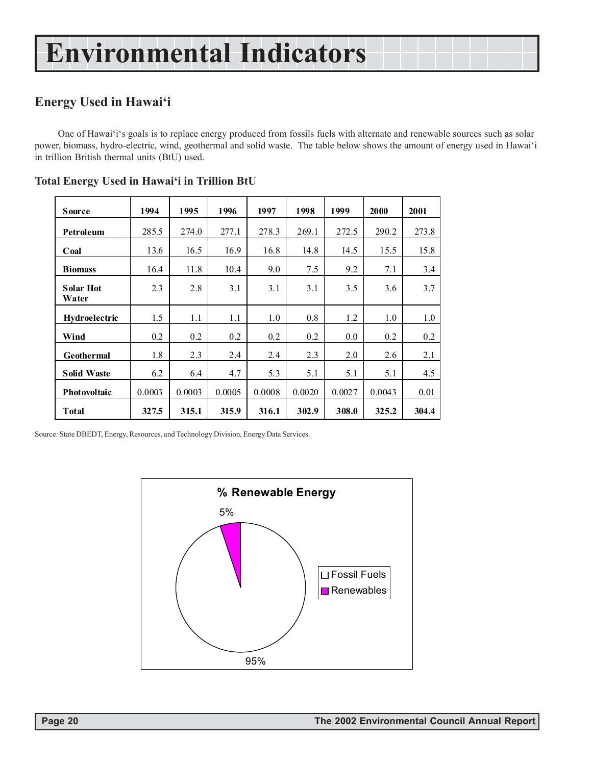# Environmental Indicators

## Energy Used in Hawai'i

One of Hawai'i's goals is to replace energy produced from fossils fuels with alternate and renewable sources such as solar power, biomass, hydro-electric, wind, geothermal and solid waste. The table below shows the amount of energy used in Hawai'i in trillion British thermal units (BtU) used.

### Total Energy Used in Hawai'i in Trillion BtU

| Source | 1994 | 1995 | 1996 | 1997 | 1998 | 1999 | 2000 | 2001 |
|---|---|---|---|---|---|---|---|---|
| **Petroleum** | 285.5 | 274.0 | 277.1 | 278.3 | 269.1 | 272.5 | 290.2 | 273.8 |
| **Coal** | 13.6 | 16.5 | 16.9 | 16.8 | 14.8 | 14.5 | 15.5 | 15.8 |
| **Biomass** | 16.4 | 11.8 | 10.4 | 9.0 | 7.5 | 9.2 | 7.1 | 3.4 |
| **Solar Hot Water** | 2.3 | 2.8 | 3.1 | 3.1 | 3.1 | 3.5 | 3.6 | 3.7 |
| **Hydroelectric** | 1.5 | 1.1 | 1.1 | 1.0 | 0.8 | 1.2 | 1.0 | 1.0 |
| **Wind** | 0.2 | 0.2 | 0.2 | 0.2 | 0.2 | 0.0 | 0.2 | 0.2 |
| **Geothermal** | 1.8 | 2.3 | 2.4 | 2.4 | 2.3 | 2.0 | 2.6 | 2.1 |
| **Solid Waste** | 6.2 | 6.4 | 4.7 | 5.3 | 5.1 | 5.1 | 5.1 | 4.5 |
| **Photovoltaic** | 0.0003 | 0.0003 | 0.0005 | 0.0008 | 0.0020 | 0.0027 | 0.0043 | 0.01 |
| **Total** | **327.5** | **315.1** | **315.9** | **316.1** | **302.9** | **308.0** | **325.2** | **304.4** |

Source: State DBEDT, Energy, Resources, and Technology Division, Energy Data Services.

**% Renewable Energy**

| Category | % |
|---|---|
| Fossil Fuels | 95% |
| Renewables | 5% |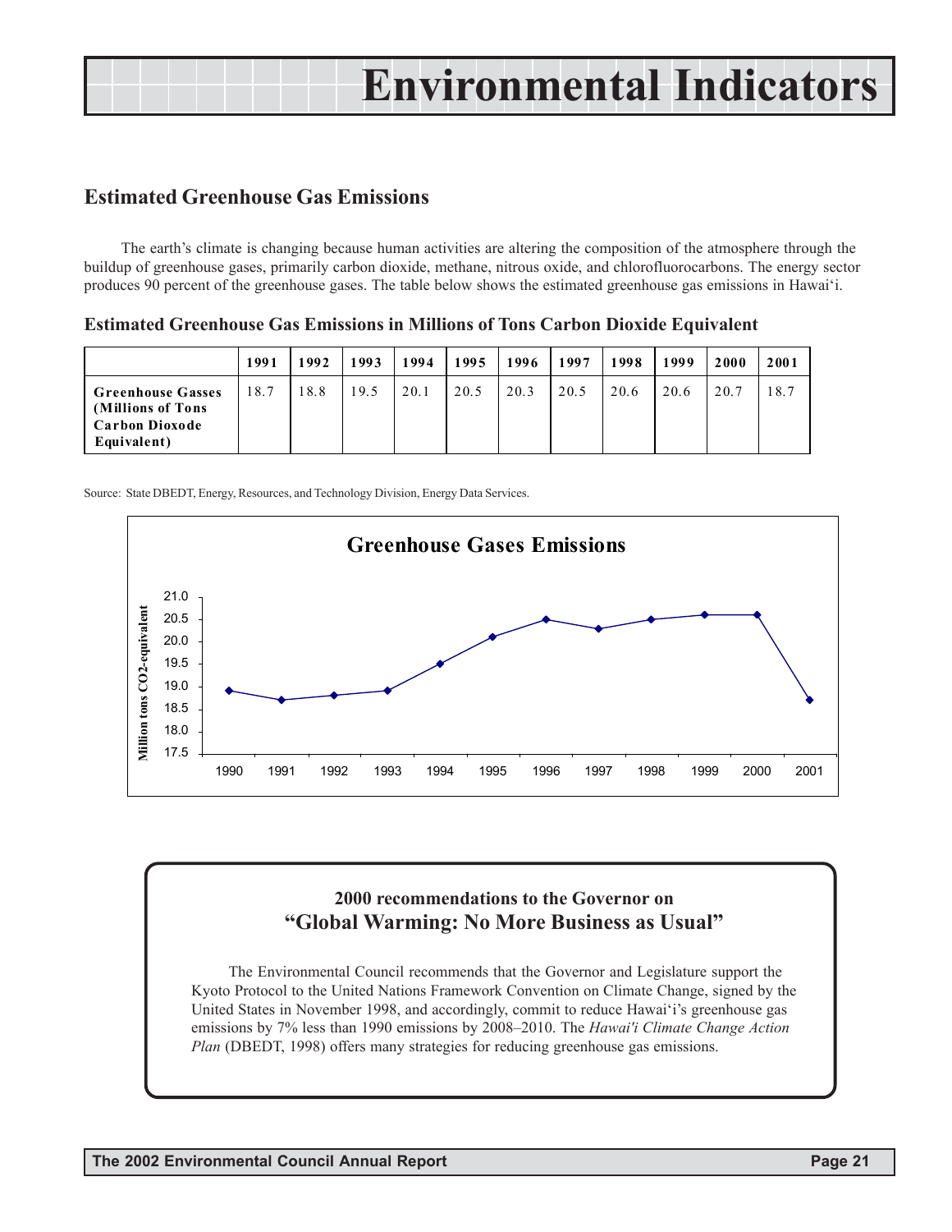# Environmental Indicators

## Estimated Greenhouse Gas Emissions

The earth's climate is changing because human activities are altering the composition of the atmosphere through the buildup of greenhouse gases, primarily carbon dioxide, methane, nitrous oxide, and chlorofluorocarbons. The energy sector produces 90 percent of the greenhouse gases. The table below shows the estimated greenhouse gas emissions in Hawai'i.

### Estimated Greenhouse Gas Emissions in Millions of Tons Carbon Dioxide Equivalent

| | 1991 | 1992 | 1993 | 1994 | 1995 | 1996 | 1997 | 1998 | 1999 | 2000 | 2001 |
|---|---|---|---|---|---|---|---|---|---|---|---|
| **Greenhouse Gasses (Millions of Tons Carbon Dioxode Equivalent)** | 18.7 | 18.8 | 19.5 | 20.1 | 20.5 | 20.3 | 20.5 | 20.6 | 20.6 | 20.7 | 18.7 |

Source: State DBEDT, Energy, Resources, and Technology Division, Energy Data Services.

**Greenhouse Gases Emissions**

Million tons CO2-equivalent

| Year | 1990 | 1991 | 1992 | 1993 | 1994 | 1995 | 1996 | 1997 | 1998 | 1999 | 2000 | 2001 |
|---|---|---|---|---|---|---|---|---|---|---|---|---|
| Million tons CO2-equivalent | 18.9 | 18.7 | 18.8 | 18.9 | 19.5 | 20.1 | 20.5 | 20.3 | 20.5 | 20.6 | 20.6 | 18.7 |

### 2000 recommendations to the Governor on "Global Warming: No More Business as Usual"

The Environmental Council recommends that the Governor and Legislature support the Kyoto Protocol to the United Nations Framework Convention on Climate Change, signed by the United States in November 1998, and accordingly, commit to reduce Hawai'i's greenhouse gas emissions by 7% less than 1990 emissions by 2008–2010. The *Hawai'i Climate Change Action Plan* (DBEDT, 1998) offers many strategies for reducing greenhouse gas emissions.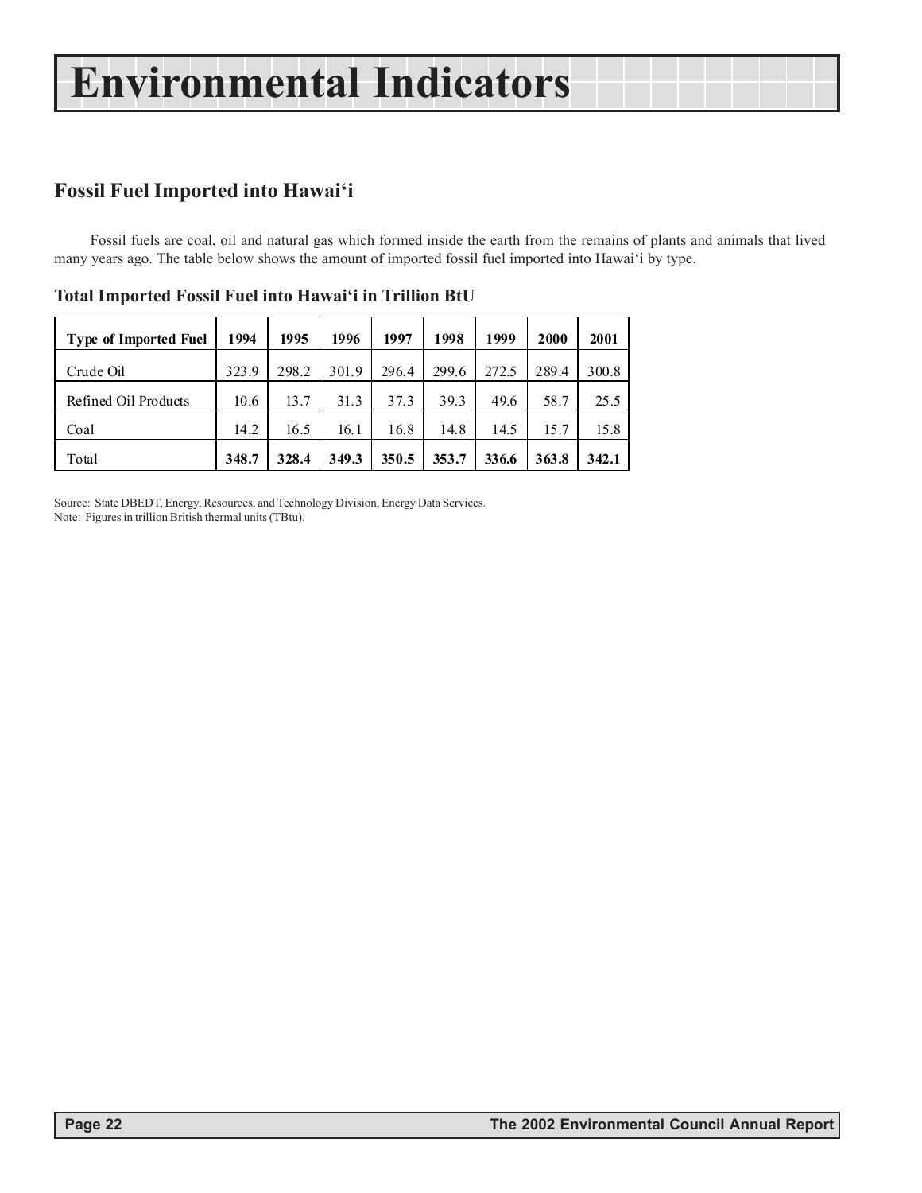# Environmental Indicators

## Fossil Fuel Imported into Hawai‘i

Fossil fuels are coal, oil and natural gas which formed inside the earth from the remains of plants and animals that lived many years ago. The table below shows the amount of imported fossil fuel imported into Hawai‘i by type.

### Total Imported Fossil Fuel into Hawai‘i in Trillion BtU

| Type of Imported Fuel | 1994 | 1995 | 1996 | 1997 | 1998 | 1999 | 2000 | 2001 |
|---|---|---|---|---|---|---|---|---|
| Crude Oil | 323.9 | 298.2 | 301.9 | 296.4 | 299.6 | 272.5 | 289.4 | 300.8 |
| Refined Oil Products | 10.6 | 13.7 | 31.3 | 37.3 | 39.3 | 49.6 | 58.7 | 25.5 |
| Coal | 14.2 | 16.5 | 16.1 | 16.8 | 14.8 | 14.5 | 15.7 | 15.8 |
| Total | **348.7** | **328.4** | **349.3** | **350.5** | **353.7** | **336.6** | **363.8** | **342.1** |

Source: State DBEDT, Energy, Resources, and Technology Division, Energy Data Services.
Note: Figures in trillion British thermal units (TBtu).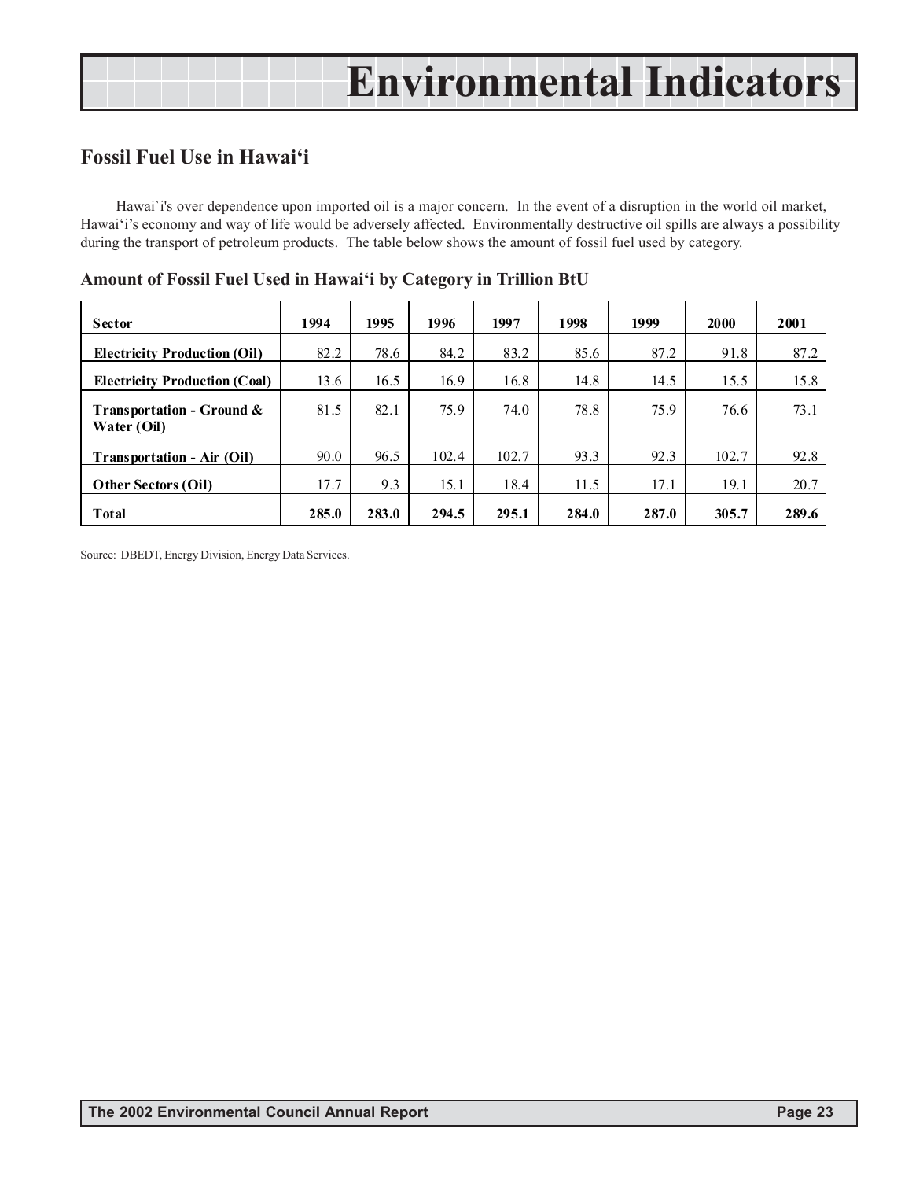# Environmental Indicators

## Fossil Fuel Use in Hawai'i

Hawai`i's over dependence upon imported oil is a major concern. In the event of a disruption in the world oil market, Hawai'i's economy and way of life would be adversely affected. Environmentally destructive oil spills are always a possibility during the transport of petroleum products. The table below shows the amount of fossil fuel used by category.

### Amount of Fossil Fuel Used in Hawai'i by Category in Trillion BtU

| Sector | 1994 | 1995 | 1996 | 1997 | 1998 | 1999 | 2000 | 2001 |
|---|---|---|---|---|---|---|---|---|
| **Electricity Production (Oil)** | 82.2 | 78.6 | 84.2 | 83.2 | 85.6 | 87.2 | 91.8 | 87.2 |
| **Electricity Production (Coal)** | 13.6 | 16.5 | 16.9 | 16.8 | 14.8 | 14.5 | 15.5 | 15.8 |
| **Transportation - Ground & Water (Oil)** | 81.5 | 82.1 | 75.9 | 74.0 | 78.8 | 75.9 | 76.6 | 73.1 |
| **Transportation - Air (Oil)** | 90.0 | 96.5 | 102.4 | 102.7 | 93.3 | 92.3 | 102.7 | 92.8 |
| **Other Sectors (Oil)** | 17.7 | 9.3 | 15.1 | 18.4 | 11.5 | 17.1 | 19.1 | 20.7 |
| **Total** | **285.0** | **283.0** | **294.5** | **295.1** | **284.0** | **287.0** | **305.7** | **289.6** |

Source: DBEDT, Energy Division, Energy Data Services.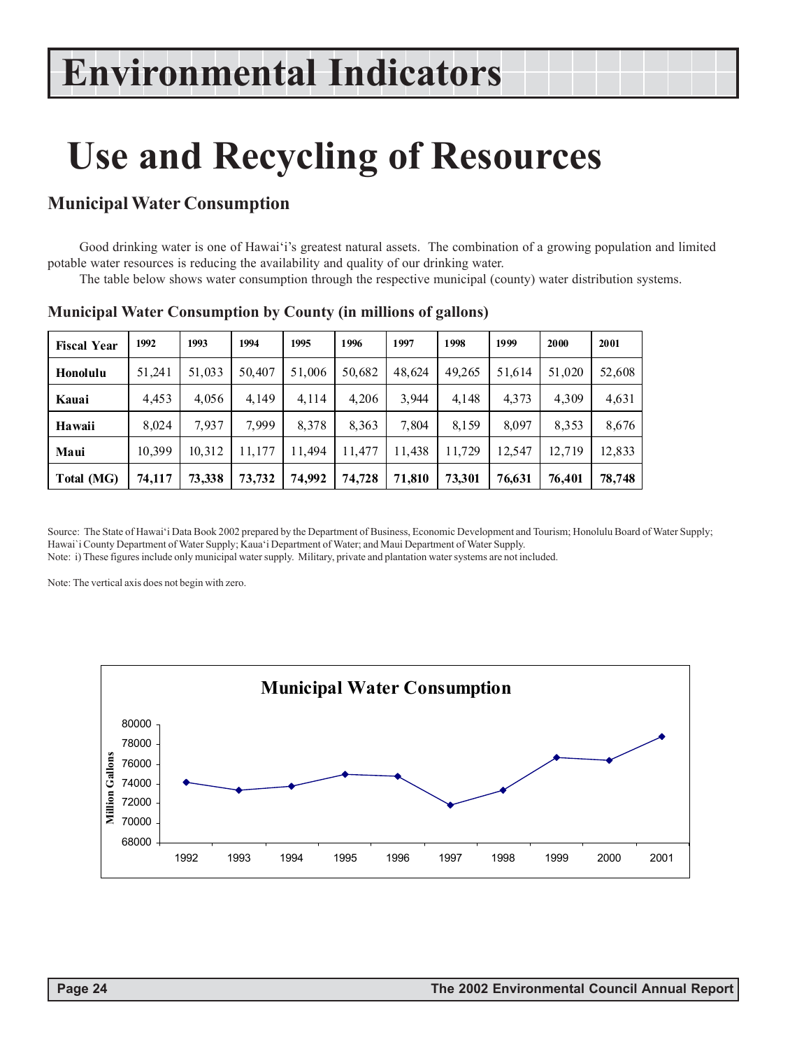# Environmental Indicators

# Use and Recycling of Resources

## Municipal Water Consumption

Good drinking water is one of Hawai'i's greatest natural assets. The combination of a growing population and limited potable water resources is reducing the availability and quality of our drinking water.

The table below shows water consumption through the respective municipal (county) water distribution systems.

### Municipal Water Consumption by County (in millions of gallons)

| Fiscal Year | 1992 | 1993 | 1994 | 1995 | 1996 | 1997 | 1998 | 1999 | 2000 | 2001 |
|---|---|---|---|---|---|---|---|---|---|---|
| Honolulu | 51,241 | 51,033 | 50,407 | 51,006 | 50,682 | 48,624 | 49,265 | 51,614 | 51,020 | 52,608 |
| Kauai | 4,453 | 4,056 | 4,149 | 4,114 | 4,206 | 3,944 | 4,148 | 4,373 | 4,309 | 4,631 |
| Hawaii | 8,024 | 7,937 | 7,999 | 8,378 | 8,363 | 7,804 | 8,159 | 8,097 | 8,353 | 8,676 |
| Maui | 10,399 | 10,312 | 11,177 | 11,494 | 11,477 | 11,438 | 11,729 | 12,547 | 12,719 | 12,833 |
| **Total (MG)** | **74,117** | **73,338** | **73,732** | **74,992** | **74,728** | **71,810** | **73,301** | **76,631** | **76,401** | **78,748** |

Source: The State of Hawai'i Data Book 2002 prepared by the Department of Business, Economic Development and Tourism; Honolulu Board of Water Supply; Hawai`i County Department of Water Supply; Kaua'i Department of Water; and Maui Department of Water Supply.
Note: i) These figures include only municipal water supply. Military, private and plantation water systems are not included.

Note: The vertical axis does not begin with zero.

**Municipal Water Consumption**

| Year | Million Gallons |
|---|---|
| 1992 | 74,117 |
| 1993 | 73,338 |
| 1994 | 73,732 |
| 1995 | 74,992 |
| 1996 | 74,728 |
| 1997 | 71,810 |
| 1998 | 73,301 |
| 1999 | 76,631 |
| 2000 | 76,401 |
| 2001 | 78,748 |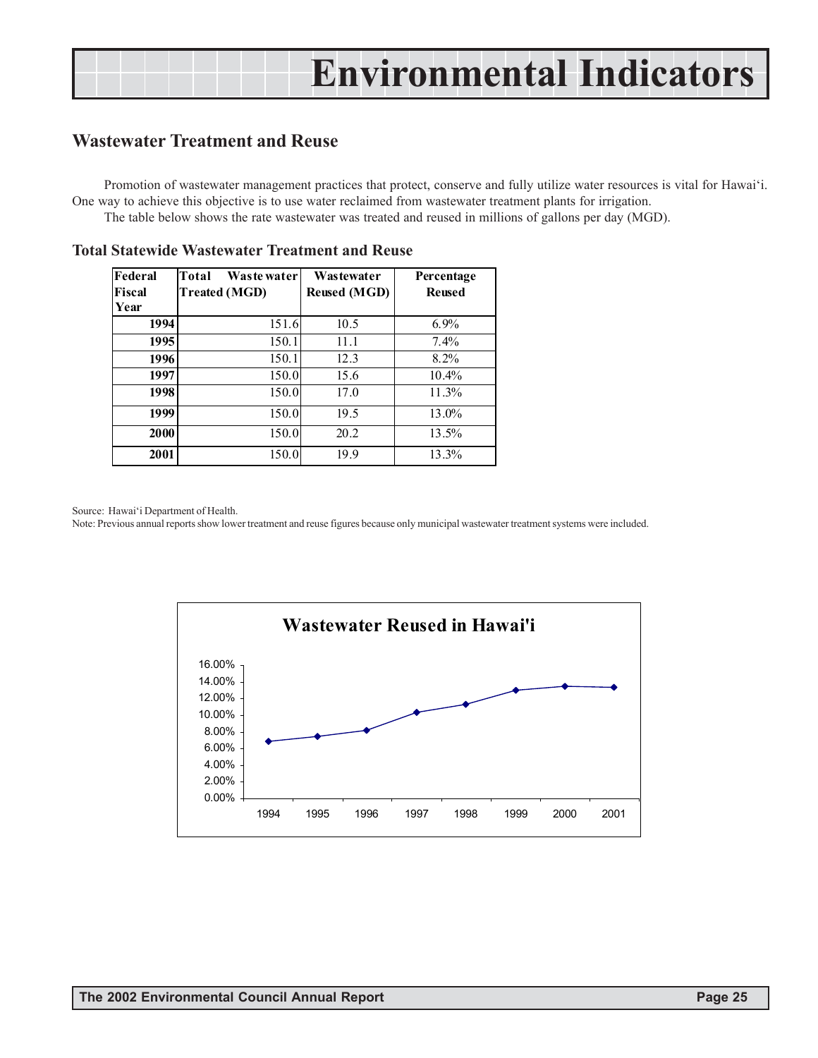# Environmental Indicators

## Wastewater Treatment and Reuse

Promotion of wastewater management practices that protect, conserve and fully utilize water resources is vital for Hawai'i. One way to achieve this objective is to use water reclaimed from wastewater treatment plants for irrigation.

The table below shows the rate wastewater was treated and reused in millions of gallons per day (MGD).

### Total Statewide Wastewater Treatment and Reuse

| Federal Fiscal Year | Total Wastewater Treated (MGD) | Wastewater Reused (MGD) | Percentage Reused |
|---|---|---|---|
| 1994 | 151.6 | 10.5 | 6.9% |
| 1995 | 150.1 | 11.1 | 7.4% |
| 1996 | 150.1 | 12.3 | 8.2% |
| 1997 | 150.0 | 15.6 | 10.4% |
| 1998 | 150.0 | 17.0 | 11.3% |
| 1999 | 150.0 | 19.5 | 13.0% |
| 2000 | 150.0 | 20.2 | 13.5% |
| 2001 | 150.0 | 19.9 | 13.3% |

Source: Hawai'i Department of Health.

Note: Previous annual reports show lower treatment and reuse figures because only municipal wastewater treatment systems were included.

**Wastewater Reused in Hawai'i**

| Year | Percentage Reused |
|---|---|
| 1994 | 6.9% |
| 1995 | 7.4% |
| 1996 | 8.2% |
| 1997 | 10.4% |
| 1998 | 11.3% |
| 1999 | 13.0% |
| 2000 | 13.5% |
| 2001 | 13.3% |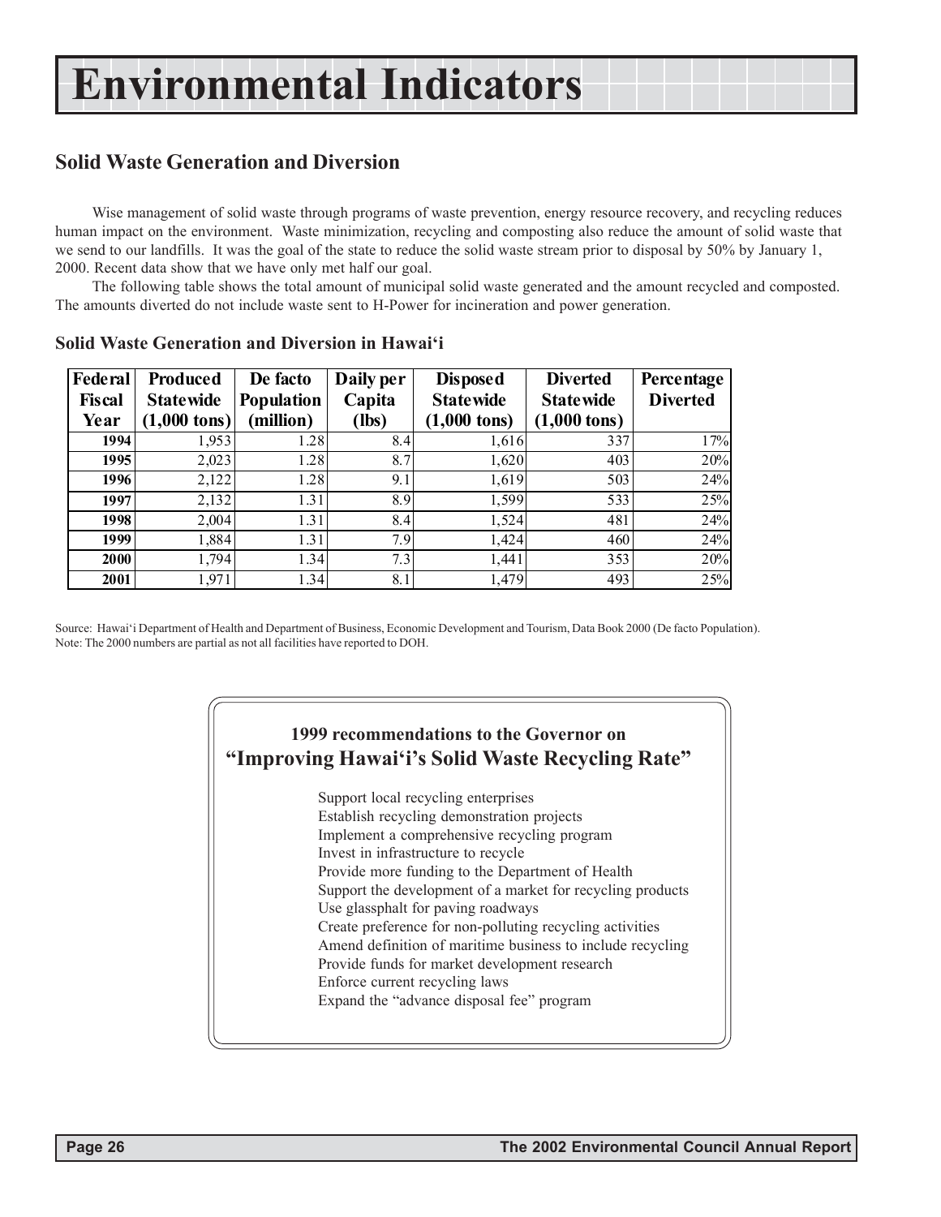# Environmental Indicators

## Solid Waste Generation and Diversion

Wise management of solid waste through programs of waste prevention, energy resource recovery, and recycling reduces human impact on the environment. Waste minimization, recycling and composting also reduce the amount of solid waste that we send to our landfills. It was the goal of the state to reduce the solid waste stream prior to disposal by 50% by January 1, 2000. Recent data show that we have only met half our goal.

The following table shows the total amount of municipal solid waste generated and the amount recycled and composted. The amounts diverted do not include waste sent to H-Power for incineration and power generation.

### Solid Waste Generation and Diversion in Hawai‘i

| Federal Fiscal Year | Produced Statewide (1,000 tons) | De facto Population (million) | Daily per Capita (lbs) | Disposed Statewide (1,000 tons) | Diverted Statewide (1,000 tons) | Percentage Diverted |
|---|---|---|---|---|---|---|
| 1994 | 1,953 | 1.28 | 8.4 | 1,616 | 337 | 17% |
| 1995 | 2,023 | 1.28 | 8.7 | 1,620 | 403 | 20% |
| 1996 | 2,122 | 1.28 | 9.1 | 1,619 | 503 | 24% |
| 1997 | 2,132 | 1.31 | 8.9 | 1,599 | 533 | 25% |
| 1998 | 2,004 | 1.31 | 8.4 | 1,524 | 481 | 24% |
| 1999 | 1,884 | 1.31 | 7.9 | 1,424 | 460 | 24% |
| 2000 | 1,794 | 1.34 | 7.3 | 1,441 | 353 | 20% |
| 2001 | 1,971 | 1.34 | 8.1 | 1,479 | 493 | 25% |

Source: Hawai‘i Department of Health and Department of Business, Economic Development and Tourism, Data Book 2000 (De facto Population).
Note: The 2000 numbers are partial as not all facilities have reported to DOH.

**1999 recommendations to the Governor on "Improving Hawai‘i's Solid Waste Recycling Rate"**

- Support local recycling enterprises
- Establish recycling demonstration projects
- Implement a comprehensive recycling program
- Invest in infrastructure to recycle
- Provide more funding to the Department of Health
- Support the development of a market for recycling products
- Use glassphalt for paving roadways
- Create preference for non-polluting recycling activities
- Amend definition of maritime business to include recycling
- Provide funds for market development research
- Enforce current recycling laws
- Expand the "advance disposal fee" program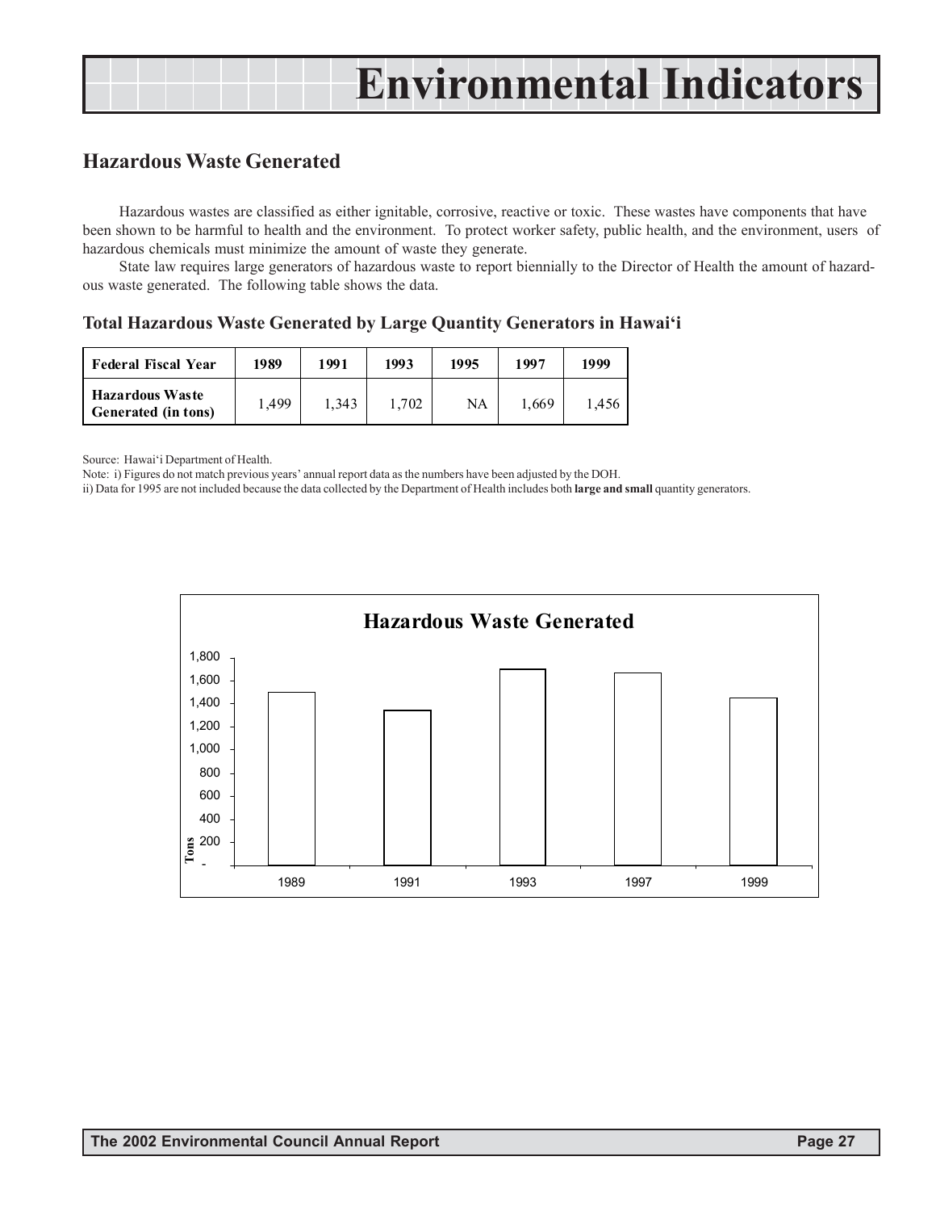# Environmental Indicators

## Hazardous Waste Generated

Hazardous wastes are classified as either ignitable, corrosive, reactive or toxic. These wastes have components that have been shown to be harmful to health and the environment. To protect worker safety, public health, and the environment, users of hazardous chemicals must minimize the amount of waste they generate.

State law requires large generators of hazardous waste to report biennially to the Director of Health the amount of hazardous waste generated. The following table shows the data.

### Total Hazardous Waste Generated by Large Quantity Generators in Hawai‘i

| Federal Fiscal Year | 1989 | 1991 | 1993 | 1995 | 1997 | 1999 |
|---|---|---|---|---|---|---|
| Hazardous Waste Generated (in tons) | 1,499 | 1,343 | 1,702 | NA | 1,669 | 1,456 |

Source: Hawai‘i Department of Health.

Note: i) Figures do not match previous years' annual report data as the numbers have been adjusted by the DOH.

ii) Data for 1995 are not included because the data collected by the Department of Health includes both **large and small** quantity generators.

**Hazardous Waste Generated**

| Year | Tons |
|---|---|
| 1989 | 1,499 |
| 1991 | 1,343 |
| 1993 | 1,702 |
| 1997 | 1,669 |
| 1999 | 1,456 |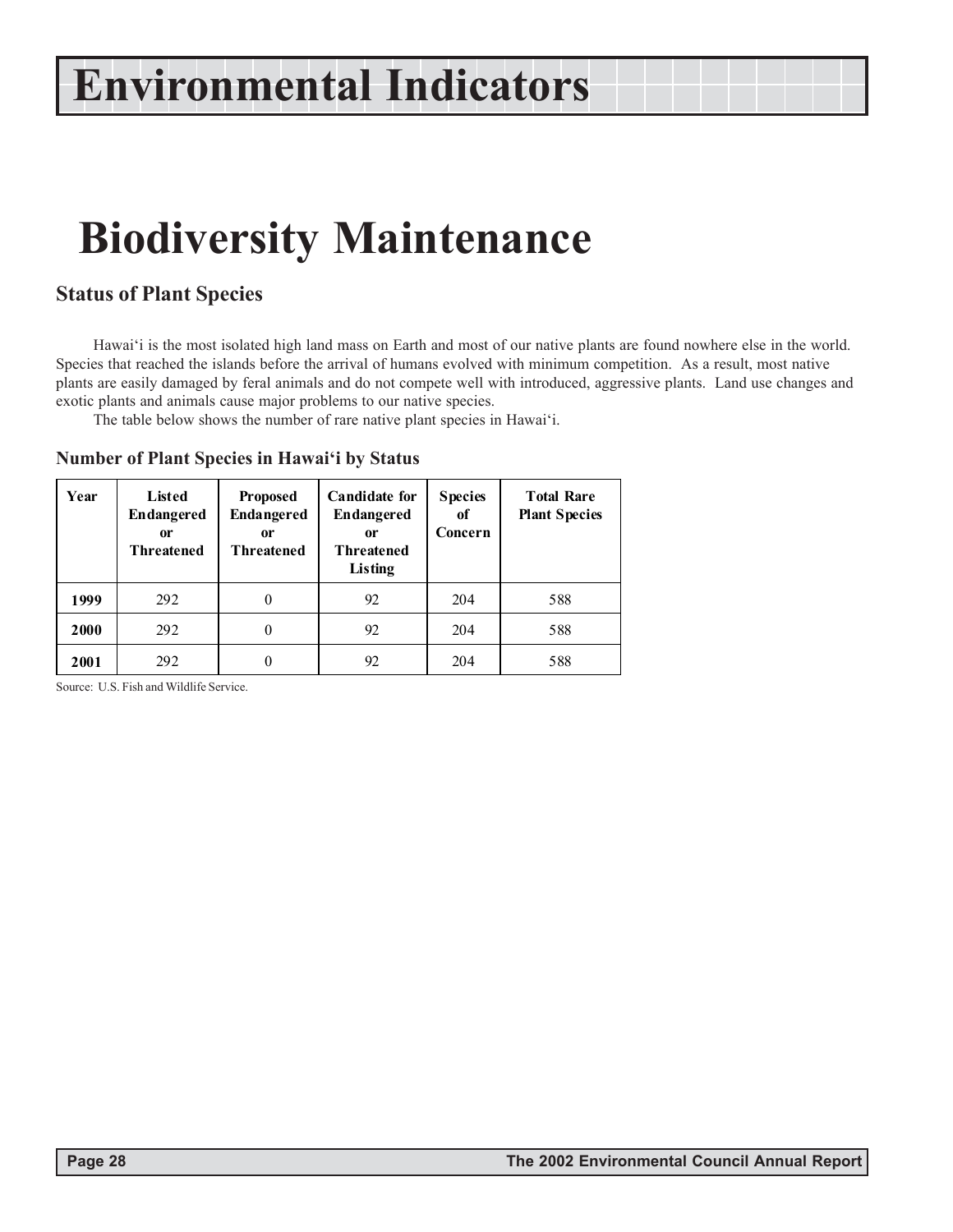# Environmental Indicators

# Biodiversity Maintenance

## Status of Plant Species

Hawai'i is the most isolated high land mass on Earth and most of our native plants are found nowhere else in the world. Species that reached the islands before the arrival of humans evolved with minimum competition. As a result, most native plants are easily damaged by feral animals and do not compete well with introduced, aggressive plants. Land use changes and exotic plants and animals cause major problems to our native species.

The table below shows the number of rare native plant species in Hawai'i.

### Number of Plant Species in Hawai'i by Status

| Year | Listed Endangered or Threatened | Proposed Endangered or Threatened | Candidate for Endangered or Threatened Listing | Species of Concern | Total Rare Plant Species |
|---|---|---|---|---|---|
| **1999** | 292 | 0 | 92 | 204 | 588 |
| **2000** | 292 | 0 | 92 | 204 | 588 |
| **2001** | 292 | 0 | 92 | 204 | 588 |

Source: U.S. Fish and Wildlife Service.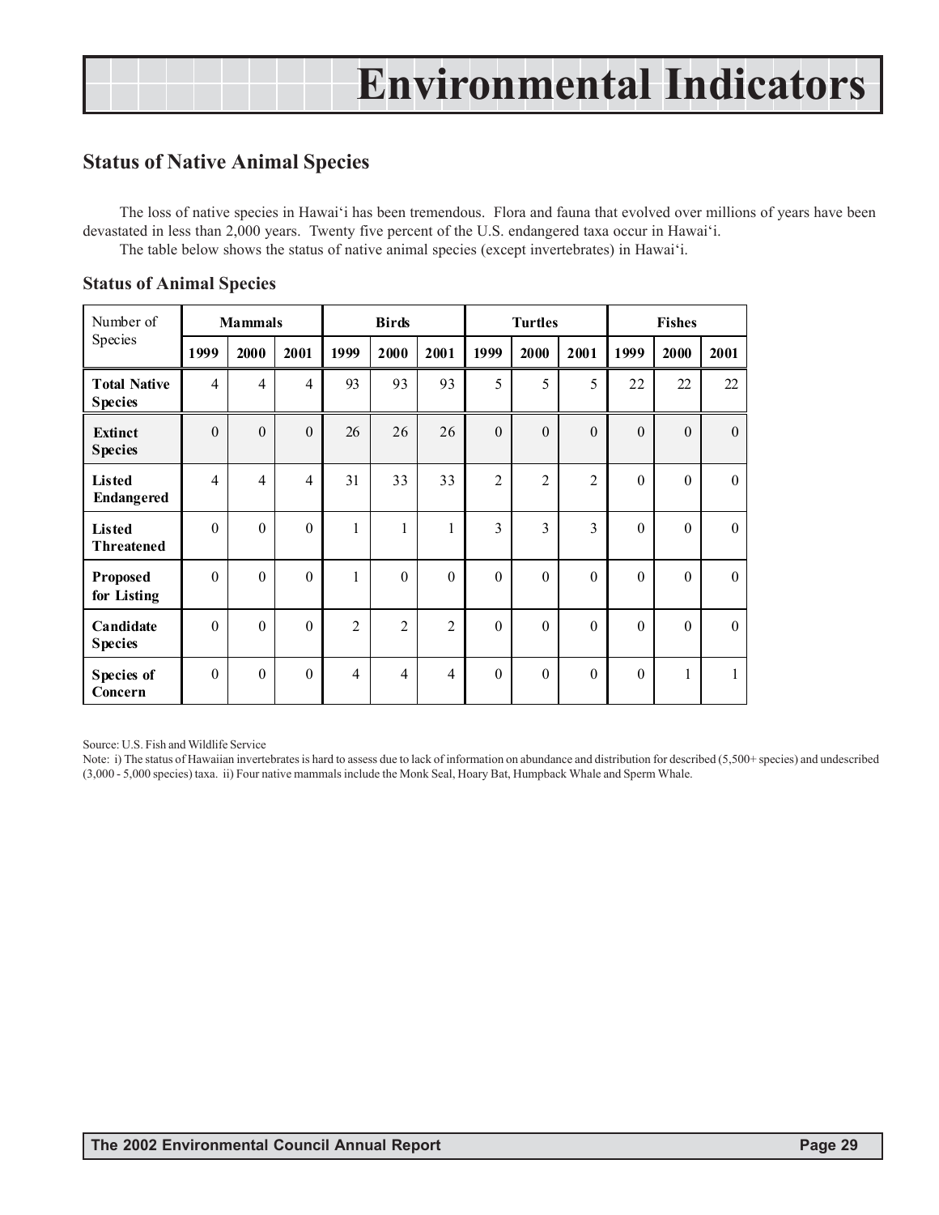# Environmental Indicators

## Status of Native Animal Species

The loss of native species in Hawai'i has been tremendous. Flora and fauna that evolved over millions of years have been devastated in less than 2,000 years. Twenty five percent of the U.S. endangered taxa occur in Hawai'i.

The table below shows the status of native animal species (except invertebrates) in Hawai'i.

### Status of Animal Species

| Number of Species | Mammals | | | Birds | | | Turtles | | | Fishes | | |
|---|---|---|---|---|---|---|---|---|---|---|---|---|
| | 1999 | 2000 | 2001 | 1999 | 2000 | 2001 | 1999 | 2000 | 2001 | 1999 | 2000 | 2001 |
| **Total Native Species** | 4 | 4 | 4 | 93 | 93 | 93 | 5 | 5 | 5 | 22 | 22 | 22 |
| **Extinct Species** | 0 | 0 | 0 | 26 | 26 | 26 | 0 | 0 | 0 | 0 | 0 | 0 |
| **Listed Endangered** | 4 | 4 | 4 | 31 | 33 | 33 | 2 | 2 | 2 | 0 | 0 | 0 |
| **Listed Threatened** | 0 | 0 | 0 | 1 | 1 | 1 | 3 | 3 | 3 | 0 | 0 | 0 |
| **Proposed for Listing** | 0 | 0 | 0 | 1 | 0 | 0 | 0 | 0 | 0 | 0 | 0 | 0 |
| **Candidate Species** | 0 | 0 | 0 | 2 | 2 | 2 | 0 | 0 | 0 | 0 | 0 | 0 |
| **Species of Concern** | 0 | 0 | 0 | 4 | 4 | 4 | 0 | 0 | 0 | 0 | 1 | 1 |

Source: U.S. Fish and Wildlife Service

Note: i) The status of Hawaiian invertebrates is hard to assess due to lack of information on abundance and distribution for described (5,500+ species) and undescribed (3,000 - 5,000 species) taxa. ii) Four native mammals include the Monk Seal, Hoary Bat, Humpback Whale and Sperm Whale.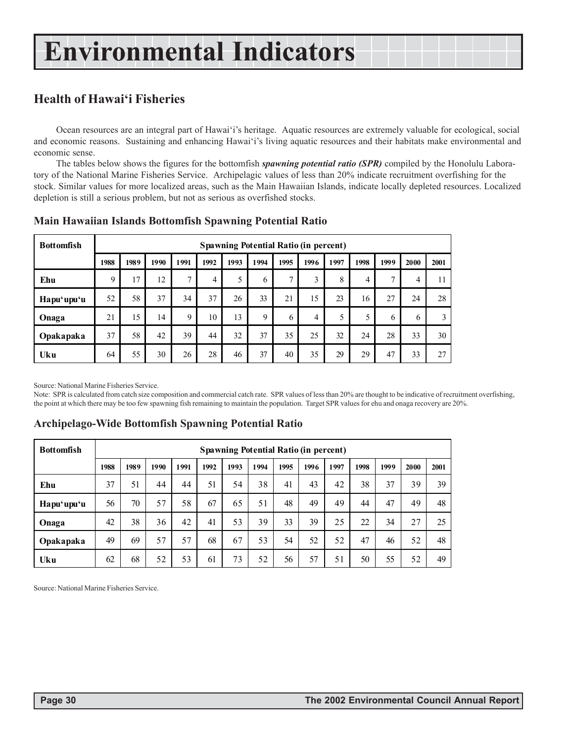# Environmental Indicators

## Health of Hawai‘i Fisheries

Ocean resources are an integral part of Hawai‘i's heritage. Aquatic resources are extremely valuable for ecological, social and economic reasons. Sustaining and enhancing Hawai‘i's living aquatic resources and their habitats make environmental and economic sense.

The tables below shows the figures for the bottomfish ***spawning potential ratio (SPR)*** compiled by the Honolulu Laboratory of the National Marine Fisheries Service. Archipelagic values of less than 20% indicate recruitment overfishing for the stock. Similar values for more localized areas, such as the Main Hawaiian Islands, indicate locally depleted resources. Localized depletion is still a serious problem, but not as serious as overfished stocks.

### Main Hawaiian Islands Bottomfish Spawning Potential Ratio

| Bottomfish | Spawning Potential Ratio (in percent) | | | | | | | | | | | | | |
|---|---|---|---|---|---|---|---|---|---|---|---|---|---|---|
| | 1988 | 1989 | 1990 | 1991 | 1992 | 1993 | 1994 | 1995 | 1996 | 1997 | 1998 | 1999 | 2000 | 2001 |
| Ehu | 9 | 17 | 12 | 7 | 4 | 5 | 6 | 7 | 3 | 8 | 4 | 7 | 4 | 11 |
| Hapu‘upu‘u | 52 | 58 | 37 | 34 | 37 | 26 | 33 | 21 | 15 | 23 | 16 | 27 | 24 | 28 |
| Onaga | 21 | 15 | 14 | 9 | 10 | 13 | 9 | 6 | 4 | 5 | 5 | 6 | 6 | 3 |
| Opakapaka | 37 | 58 | 42 | 39 | 44 | 32 | 37 | 35 | 25 | 32 | 24 | 28 | 33 | 30 |
| Uku | 64 | 55 | 30 | 26 | 28 | 46 | 37 | 40 | 35 | 29 | 29 | 47 | 33 | 27 |

Source: National Marine Fisheries Service.

Note: SPR is calculated from catch size composition and commercial catch rate. SPR values of less than 20% are thought to be indicative of recruitment overfishing, the point at which there may be too few spawning fish remaining to maintain the population. Target SPR values for ehu and onaga recovery are 20%.

### Archipelago-Wide Bottomfish Spawning Potential Ratio

| Bottomfish | Spawning Potential Ratio (in percent) | | | | | | | | | | | | | |
|---|---|---|---|---|---|---|---|---|---|---|---|---|---|---|
| | 1988 | 1989 | 1990 | 1991 | 1992 | 1993 | 1994 | 1995 | 1996 | 1997 | 1998 | 1999 | 2000 | 2001 |
| Ehu | 37 | 51 | 44 | 44 | 51 | 54 | 38 | 41 | 43 | 42 | 38 | 37 | 39 | 39 |
| Hapu‘upu‘u | 56 | 70 | 57 | 58 | 67 | 65 | 51 | 48 | 49 | 49 | 44 | 47 | 49 | 48 |
| Onaga | 42 | 38 | 36 | 42 | 41 | 53 | 39 | 33 | 39 | 25 | 22 | 34 | 27 | 25 |
| Opakapaka | 49 | 69 | 57 | 57 | 68 | 67 | 53 | 54 | 52 | 52 | 47 | 46 | 52 | 48 |
| Uku | 62 | 68 | 52 | 53 | 61 | 73 | 52 | 56 | 57 | 51 | 50 | 55 | 52 | 49 |

Source: National Marine Fisheries Service.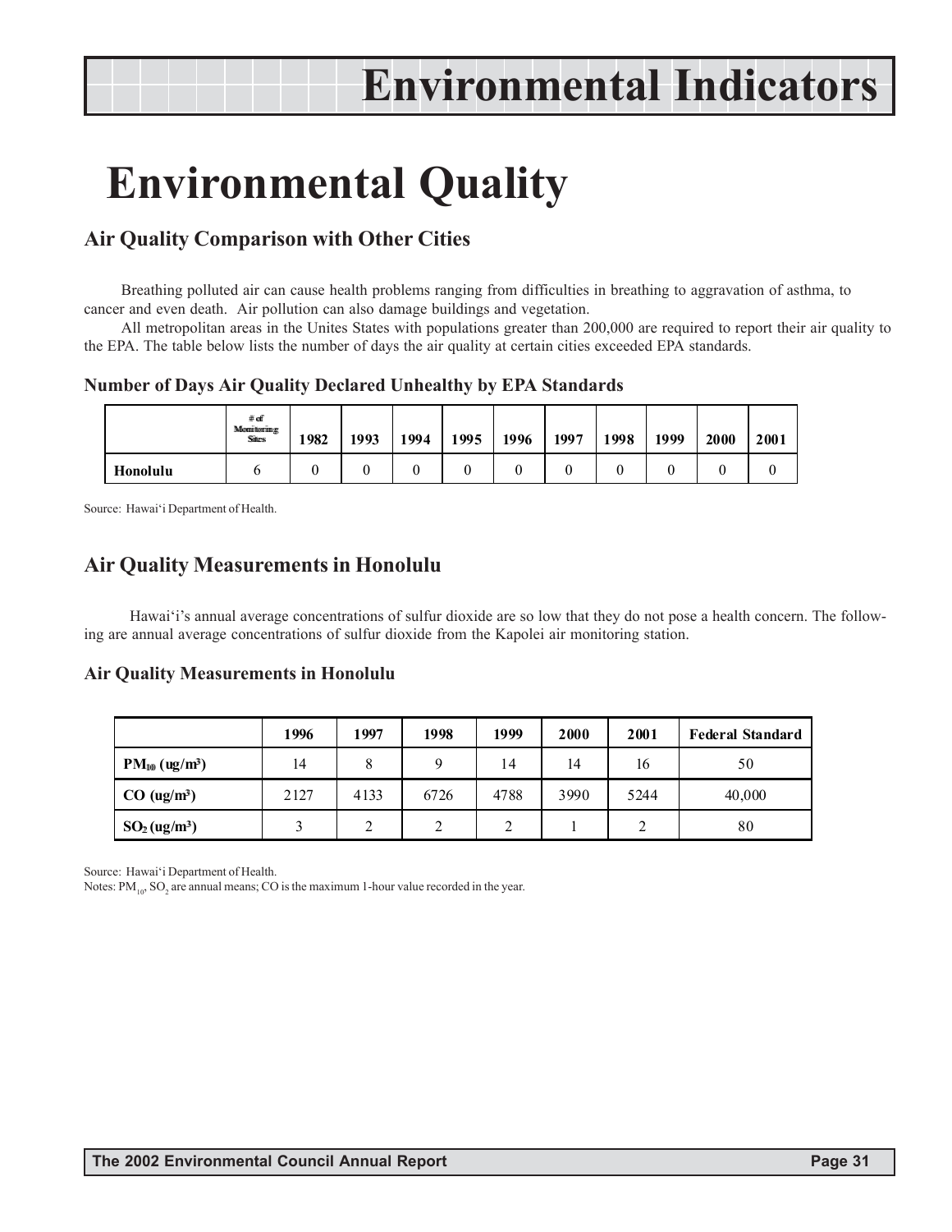# Environmental Quality

## Air Quality Comparison with Other Cities

Breathing polluted air can cause health problems ranging from difficulties in breathing to aggravation of asthma, to cancer and even death. Air pollution can also damage buildings and vegetation.

All metropolitan areas in the Unites States with populations greater than 200,000 are required to report their air quality to the EPA. The table below lists the number of days the air quality at certain cities exceeded EPA standards.

### Number of Days Air Quality Declared Unhealthy by EPA Standards

| | # of Monitoring Sites | 1982 | 1993 | 1994 | 1995 | 1996 | 1997 | 1998 | 1999 | 2000 | 2001 |
|---|---|---|---|---|---|---|---|---|---|---|---|
| **Honolulu** | 6 | 0 | 0 | 0 | 0 | 0 | 0 | 0 | 0 | 0 | 0 |

Source: Hawai'i Department of Health.

## Air Quality Measurements in Honolulu

Hawai'i's annual average concentrations of sulfur dioxide are so low that they do not pose a health concern. The following are annual average concentrations of sulfur dioxide from the Kapolei air monitoring station.

### Air Quality Measurements in Honolulu

| | 1996 | 1997 | 1998 | 1999 | 2000 | 2001 | Federal Standard |
|---|---|---|---|---|---|---|---|
| **$PM_{10}$ (ug/m³)** | 14 | 8 | 9 | 14 | 14 | 16 | 50 |
| **CO (ug/m³)** | 2127 | 4133 | 6726 | 4788 | 3990 | 5244 | 40,000 |
| **$SO_2$ (ug/m³)** | 3 | 2 | 2 | 2 | 1 | 2 | 80 |

Source: Hawai'i Department of Health.

Notes: $PM_{10}$, $SO_2$ are annual means; CO is the maximum 1-hour value recorded in the year.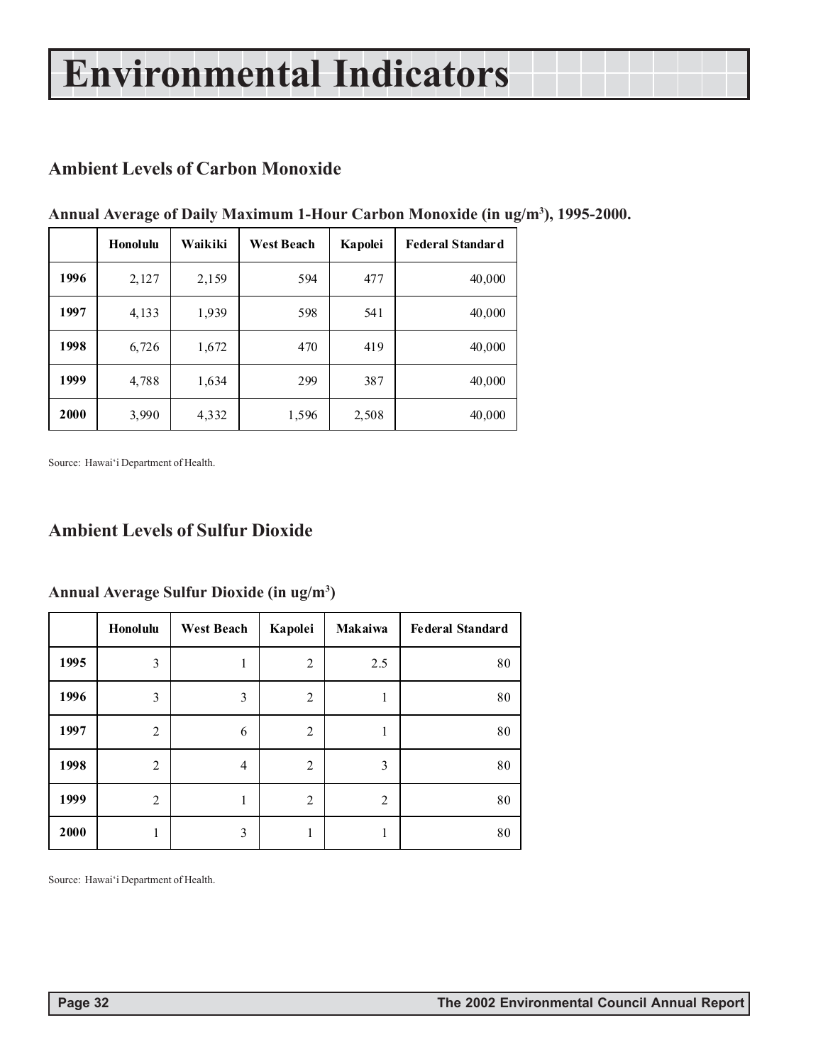# Environmental Indicators

## Ambient Levels of Carbon Monoxide

### Annual Average of Daily Maximum 1-Hour Carbon Monoxide (in ug/m$^3$), 1995-2000.

| | Honolulu | Waikiki | West Beach | Kapolei | Federal Standard |
|---|---|---|---|---|---|
| 1996 | 2,127 | 2,159 | 594 | 477 | 40,000 |
| 1997 | 4,133 | 1,939 | 598 | 541 | 40,000 |
| 1998 | 6,726 | 1,672 | 470 | 419 | 40,000 |
| 1999 | 4,788 | 1,634 | 299 | 387 | 40,000 |
| 2000 | 3,990 | 4,332 | 1,596 | 2,508 | 40,000 |

Source: Hawai'i Department of Health.

## Ambient Levels of Sulfur Dioxide

### Annual Average Sulfur Dioxide (in ug/m$^3$)

| | Honolulu | West Beach | Kapolei | Makaiwa | Federal Standard |
|---|---|---|---|---|---|
| 1995 | 3 | 1 | 2 | 2.5 | 80 |
| 1996 | 3 | 3 | 2 | 1 | 80 |
| 1997 | 2 | 6 | 2 | 1 | 80 |
| 1998 | 2 | 4 | 2 | 3 | 80 |
| 1999 | 2 | 1 | 2 | 2 | 80 |
| 2000 | 1 | 3 | 1 | 1 | 80 |

Source: Hawai'i Department of Health.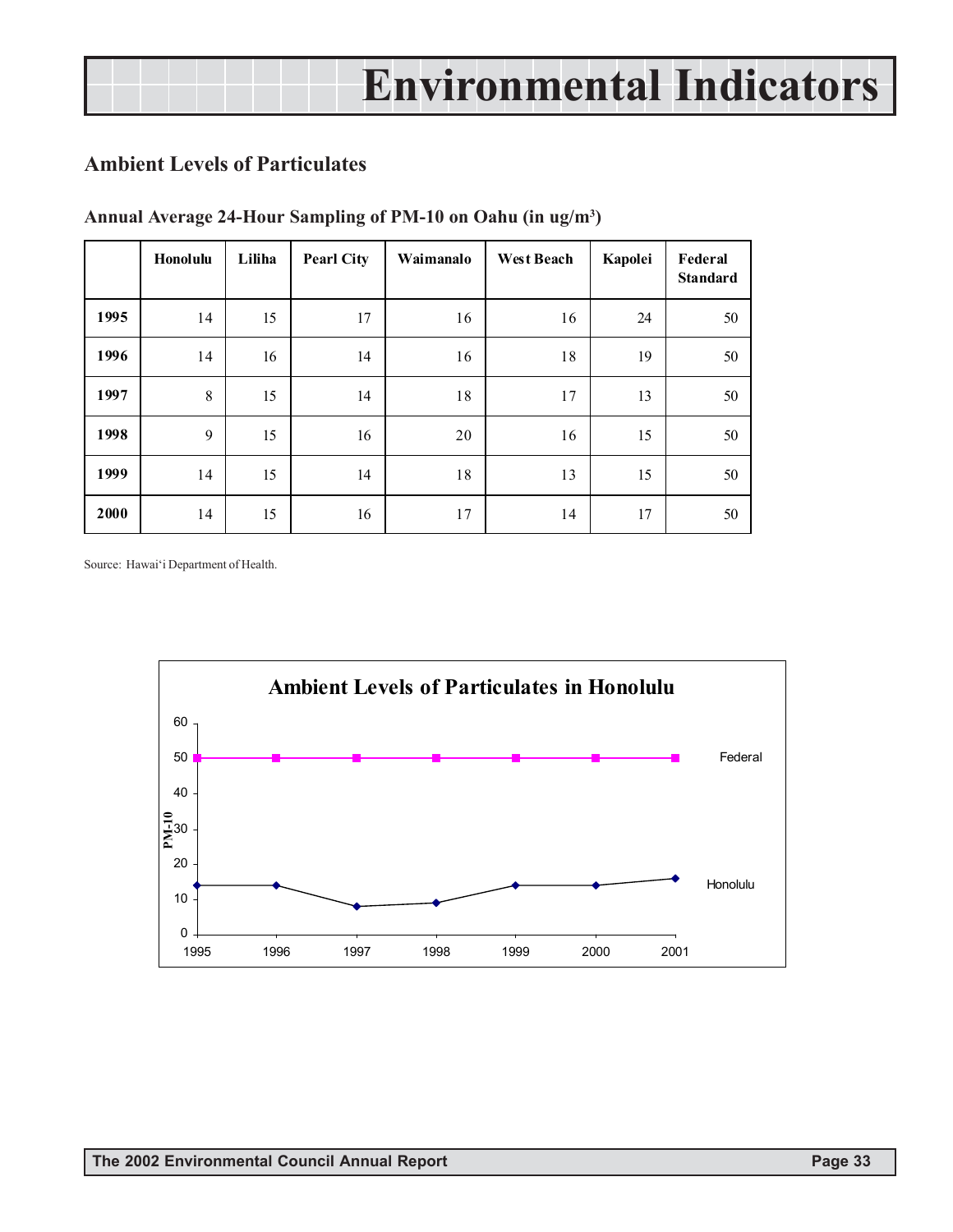# Environmental Indicators

## Ambient Levels of Particulates

### Annual Average 24-Hour Sampling of PM-10 on Oahu (in ug/m³)

| | Honolulu | Liliha | Pearl City | Waimanalo | West Beach | Kapolei | Federal Standard |
|---|---|---|---|---|---|---|---|
| **1995** | 14 | 15 | 17 | 16 | 16 | 24 | 50 |
| **1996** | 14 | 16 | 14 | 16 | 18 | 19 | 50 |
| **1997** | 8 | 15 | 14 | 18 | 17 | 13 | 50 |
| **1998** | 9 | 15 | 16 | 20 | 16 | 15 | 50 |
| **1999** | 14 | 15 | 14 | 18 | 13 | 15 | 50 |
| **2000** | 14 | 15 | 16 | 17 | 14 | 17 | 50 |

Source: Hawai'i Department of Health.

**Ambient Levels of Particulates in Honolulu**

| Year | Federal | Honolulu |
|---|---|---|
| 1995 | 50 | 14 |
| 1996 | 50 | 14 |
| 1997 | 50 | 8 |
| 1998 | 50 | 9 |
| 1999 | 50 | 14 |
| 2000 | 50 | 14 |
| 2001 | 50 | 16 |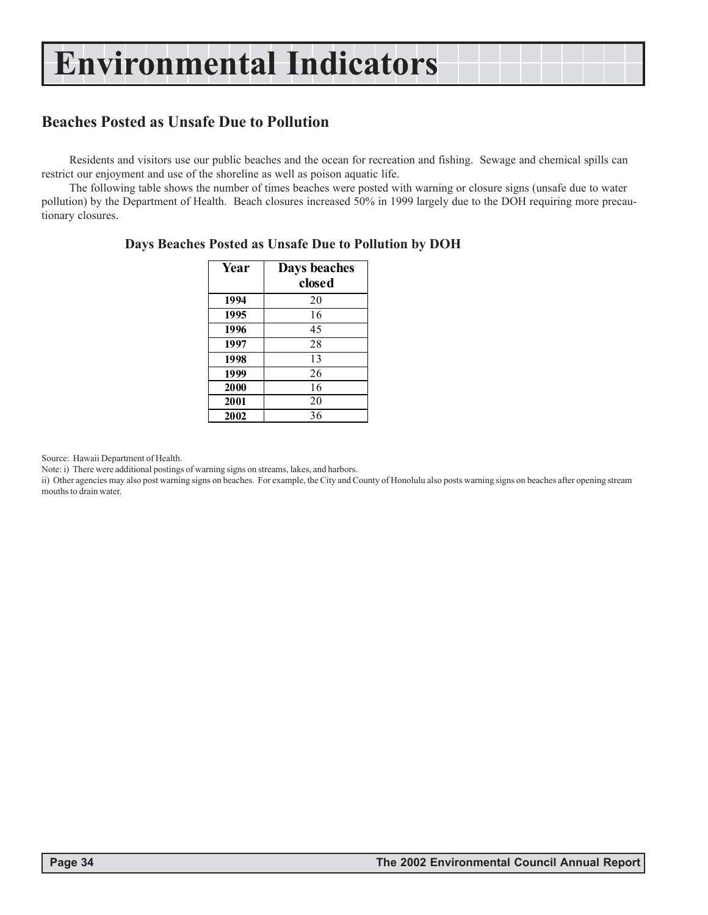# Environmental Indicators

## Beaches Posted as Unsafe Due to Pollution

Residents and visitors use our public beaches and the ocean for recreation and fishing. Sewage and chemical spills can restrict our enjoyment and use of the shoreline as well as poison aquatic life.

The following table shows the number of times beaches were posted with warning or closure signs (unsafe due to water pollution) by the Department of Health. Beach closures increased 50% in 1999 largely due to the DOH requiring more precautionary closures.

### Days Beaches Posted as Unsafe Due to Pollution by DOH

| Year | Days beaches closed |
|---|---|
| 1994 | 20 |
| 1995 | 16 |
| 1996 | 45 |
| 1997 | 28 |
| 1998 | 13 |
| 1999 | 26 |
| 2000 | 16 |
| 2001 | 20 |
| 2002 | 36 |

Source: Hawaii Department of Health.

Note: i) There were additional postings of warning signs on streams, lakes, and harbors.

ii) Other agencies may also post warning signs on beaches. For example, the City and County of Honolulu also posts warning signs on beaches after opening stream mouths to drain water.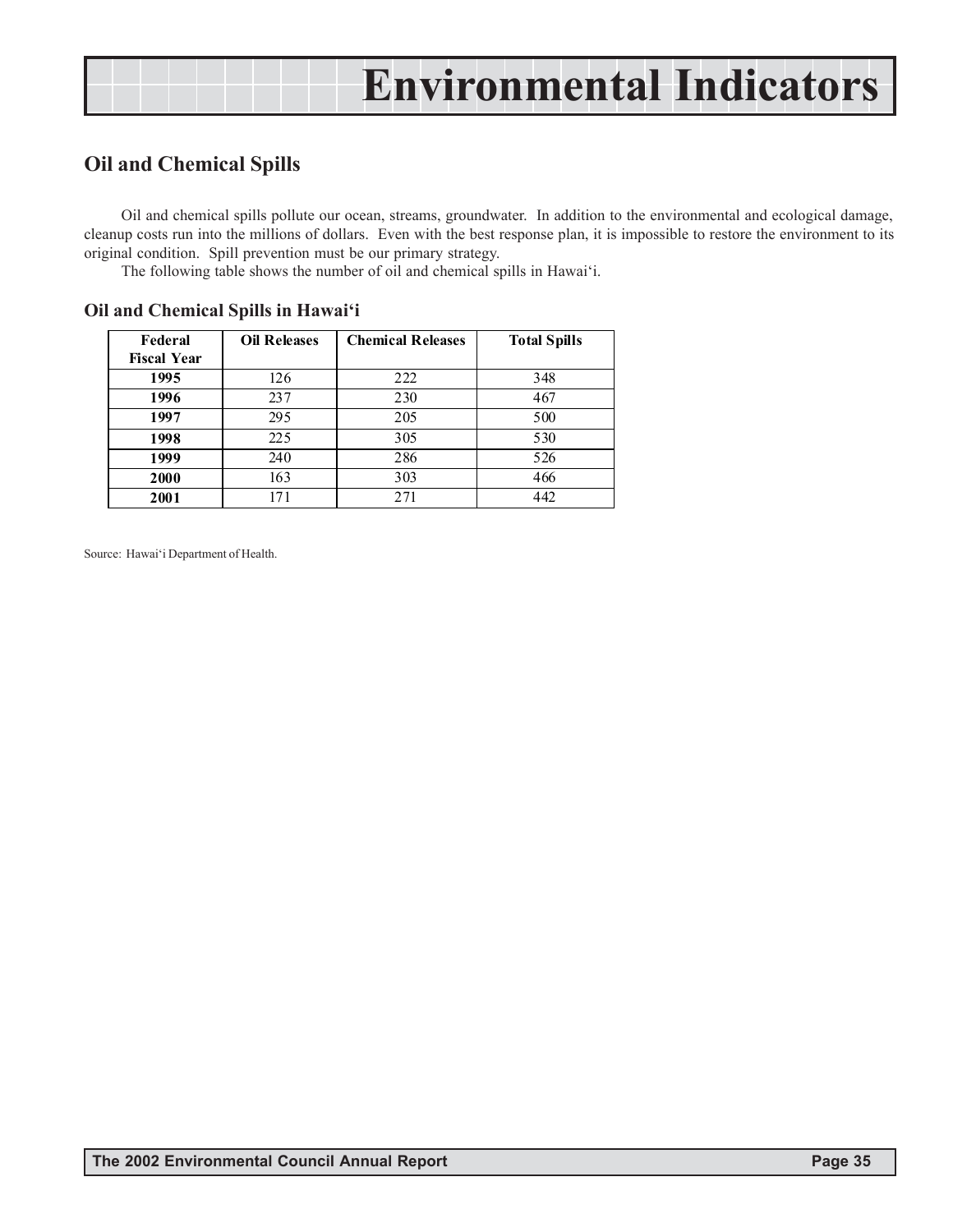# Environmental Indicators

## Oil and Chemical Spills

Oil and chemical spills pollute our ocean, streams, groundwater. In addition to the environmental and ecological damage, cleanup costs run into the millions of dollars. Even with the best response plan, it is impossible to restore the environment to its original condition. Spill prevention must be our primary strategy.

The following table shows the number of oil and chemical spills in Hawai'i.

### Oil and Chemical Spills in Hawai'i

| Federal Fiscal Year | Oil Releases | Chemical Releases | Total Spills |
|---|---|---|---|
| **1995** | 126 | 222 | 348 |
| **1996** | 237 | 230 | 467 |
| **1997** | 295 | 205 | 500 |
| **1998** | 225 | 305 | 530 |
| **1999** | 240 | 286 | 526 |
| **2000** | 163 | 303 | 466 |
| **2001** | 171 | 271 | 442 |

Source: Hawai'i Department of Health.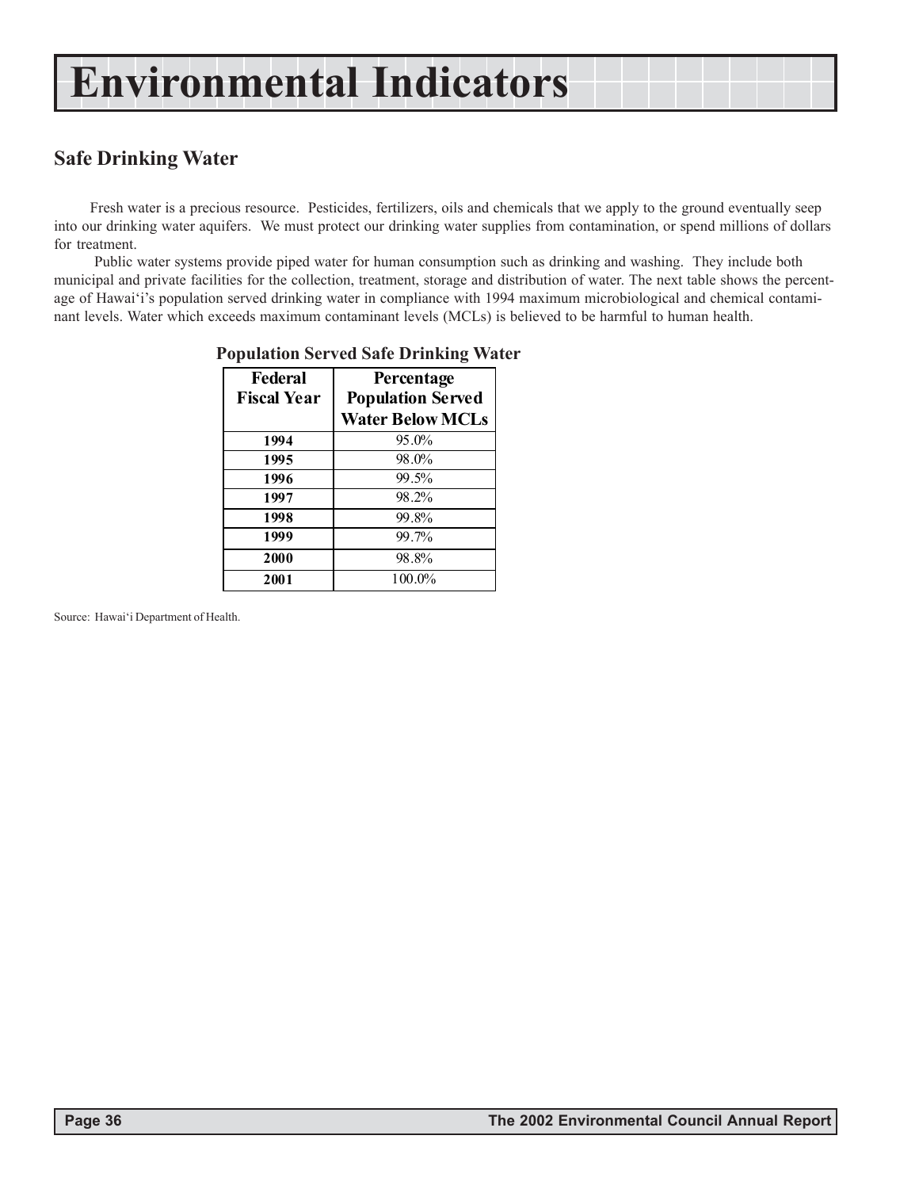# Environmental Indicators

## Safe Drinking Water

Fresh water is a precious resource. Pesticides, fertilizers, oils and chemicals that we apply to the ground eventually seep into our drinking water aquifers. We must protect our drinking water supplies from contamination, or spend millions of dollars for treatment.

Public water systems provide piped water for human consumption such as drinking and washing. They include both municipal and private facilities for the collection, treatment, storage and distribution of water. The next table shows the percentage of Hawai'i's population served drinking water in compliance with 1994 maximum microbiological and chemical contaminant levels. Water which exceeds maximum contaminant levels (MCLs) is believed to be harmful to human health.

**Population Served Safe Drinking Water**

| Federal Fiscal Year | Percentage Population Served Water Below MCLs |
|---|---|
| 1994 | 95.0% |
| 1995 | 98.0% |
| 1996 | 99.5% |
| 1997 | 98.2% |
| 1998 | 99.8% |
| 1999 | 99.7% |
| 2000 | 98.8% |
| 2001 | 100.0% |

Source: Hawai'i Department of Health.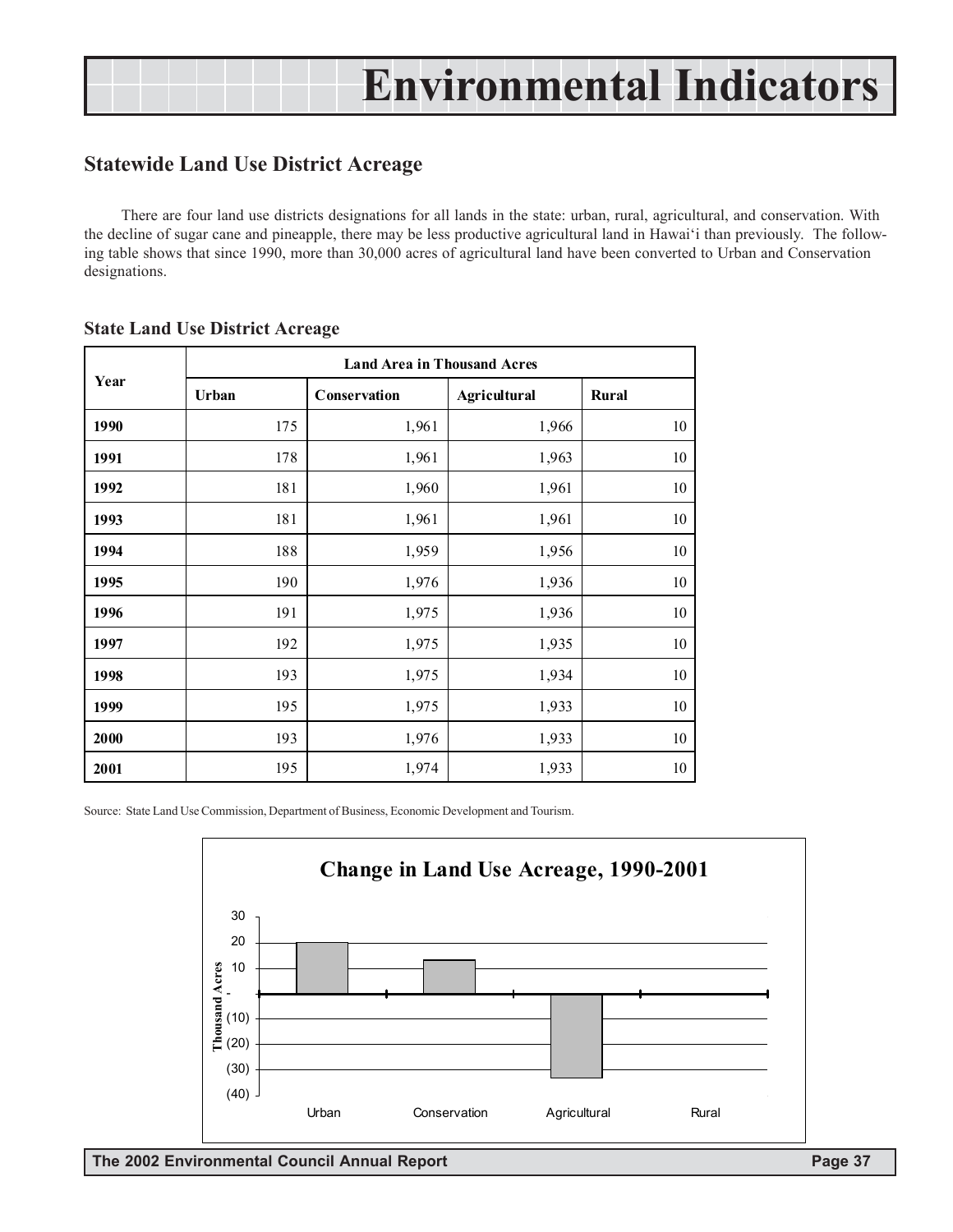# Environmental Indicators

## Statewide Land Use District Acreage

There are four land use districts designations for all lands in the state: urban, rural, agricultural, and conservation. With the decline of sugar cane and pineapple, there may be less productive agricultural land in Hawai'i than previously. The following table shows that since 1990, more than 30,000 acres of agricultural land have been converted to Urban and Conservation designations.

### State Land Use District Acreage

| Year | Land Area in Thousand Acres | | | |
|---|---|---|---|---|
| | Urban | Conservation | Agricultural | Rural |
| 1990 | 175 | 1,961 | 1,966 | 10 |
| 1991 | 178 | 1,961 | 1,963 | 10 |
| 1992 | 181 | 1,960 | 1,961 | 10 |
| 1993 | 181 | 1,961 | 1,961 | 10 |
| 1994 | 188 | 1,959 | 1,956 | 10 |
| 1995 | 190 | 1,976 | 1,936 | 10 |
| 1996 | 191 | 1,975 | 1,936 | 10 |
| 1997 | 192 | 1,975 | 1,935 | 10 |
| 1998 | 193 | 1,975 | 1,934 | 10 |
| 1999 | 195 | 1,975 | 1,933 | 10 |
| 2000 | 193 | 1,976 | 1,933 | 10 |
| 2001 | 195 | 1,974 | 1,933 | 10 |

Source: State Land Use Commission, Department of Business, Economic Development and Tourism.

**Change in Land Use Acreage, 1990-2001**

Thousand Acres: 30, 20, 10, -, (10), (20), (30), (40)

Urban | Conservation | Agricultural | Rural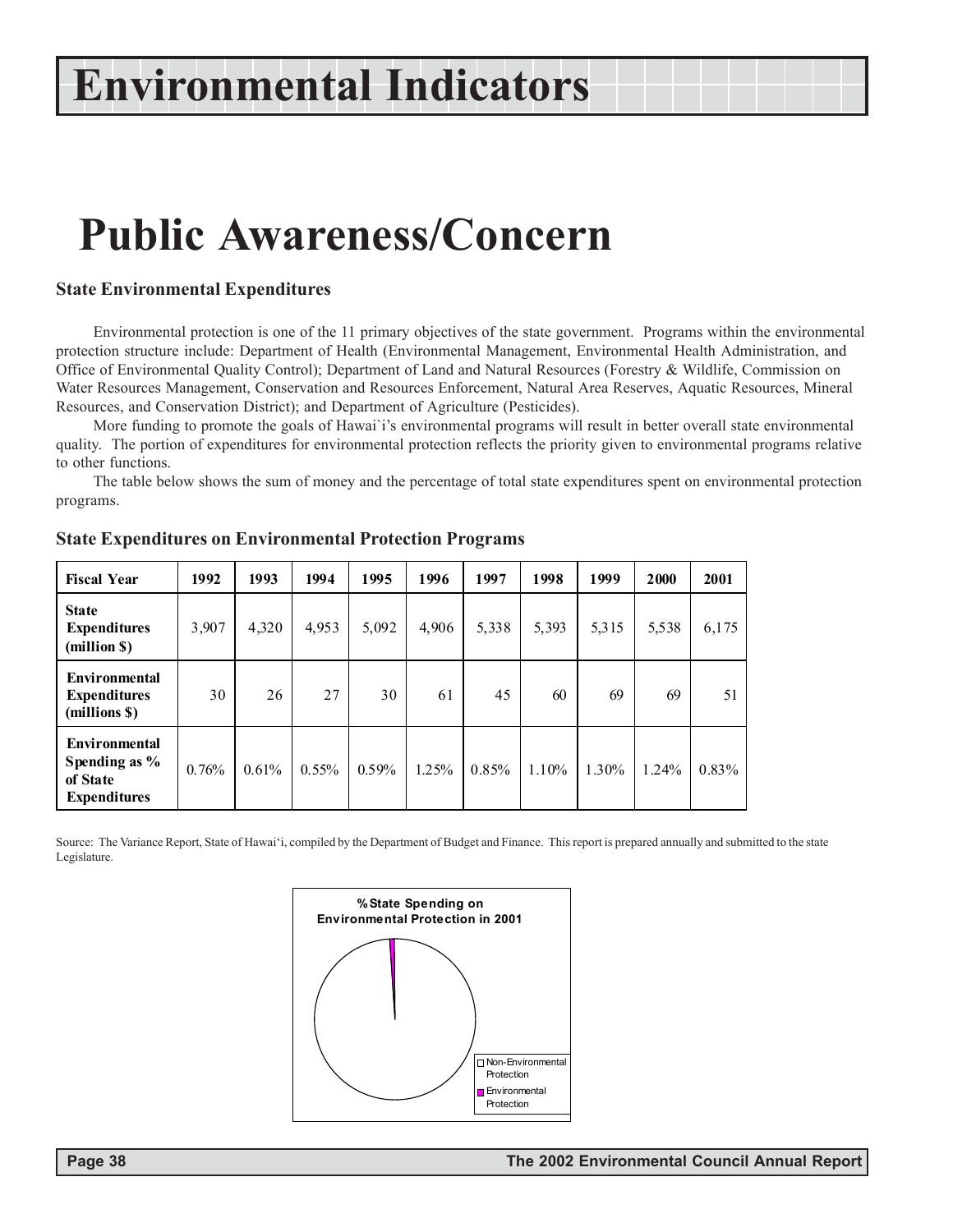# Environmental Indicators

# Public Awareness/Concern

### State Environmental Expenditures

Environmental protection is one of the 11 primary objectives of the state government. Programs within the environmental protection structure include: Department of Health (Environmental Management, Environmental Health Administration, and Office of Environmental Quality Control); Department of Land and Natural Resources (Forestry & Wildlife, Commission on Water Resources Management, Conservation and Resources Enforcement, Natural Area Reserves, Aquatic Resources, Mineral Resources, and Conservation District); and Department of Agriculture (Pesticides).

More funding to promote the goals of Hawai`i's environmental programs will result in better overall state environmental quality. The portion of expenditures for environmental protection reflects the priority given to environmental programs relative to other functions.

The table below shows the sum of money and the percentage of total state expenditures spent on environmental protection programs.

### State Expenditures on Environmental Protection Programs

| Fiscal Year | 1992 | 1993 | 1994 | 1995 | 1996 | 1997 | 1998 | 1999 | 2000 | 2001 |
|---|---|---|---|---|---|---|---|---|---|---|
| State Expenditures (million $) | 3,907 | 4,320 | 4,953 | 5,092 | 4,906 | 5,338 | 5,393 | 5,315 | 5,538 | 6,175 |
| Environmental Expenditures (millions $) | 30 | 26 | 27 | 30 | 61 | 45 | 60 | 69 | 69 | 51 |
| Environmental Spending as % of State Expenditures | 0.76% | 0.61% | 0.55% | 0.59% | 1.25% | 0.85% | 1.10% | 1.30% | 1.24% | 0.83% |

Source: The Variance Report, State of Hawai'i, compiled by the Department of Budget and Finance. This report is prepared annually and submitted to the state Legislature.

**% State Spending on Environmental Protection in 2001**

- Non-Environmental Protection
- Environmental Protection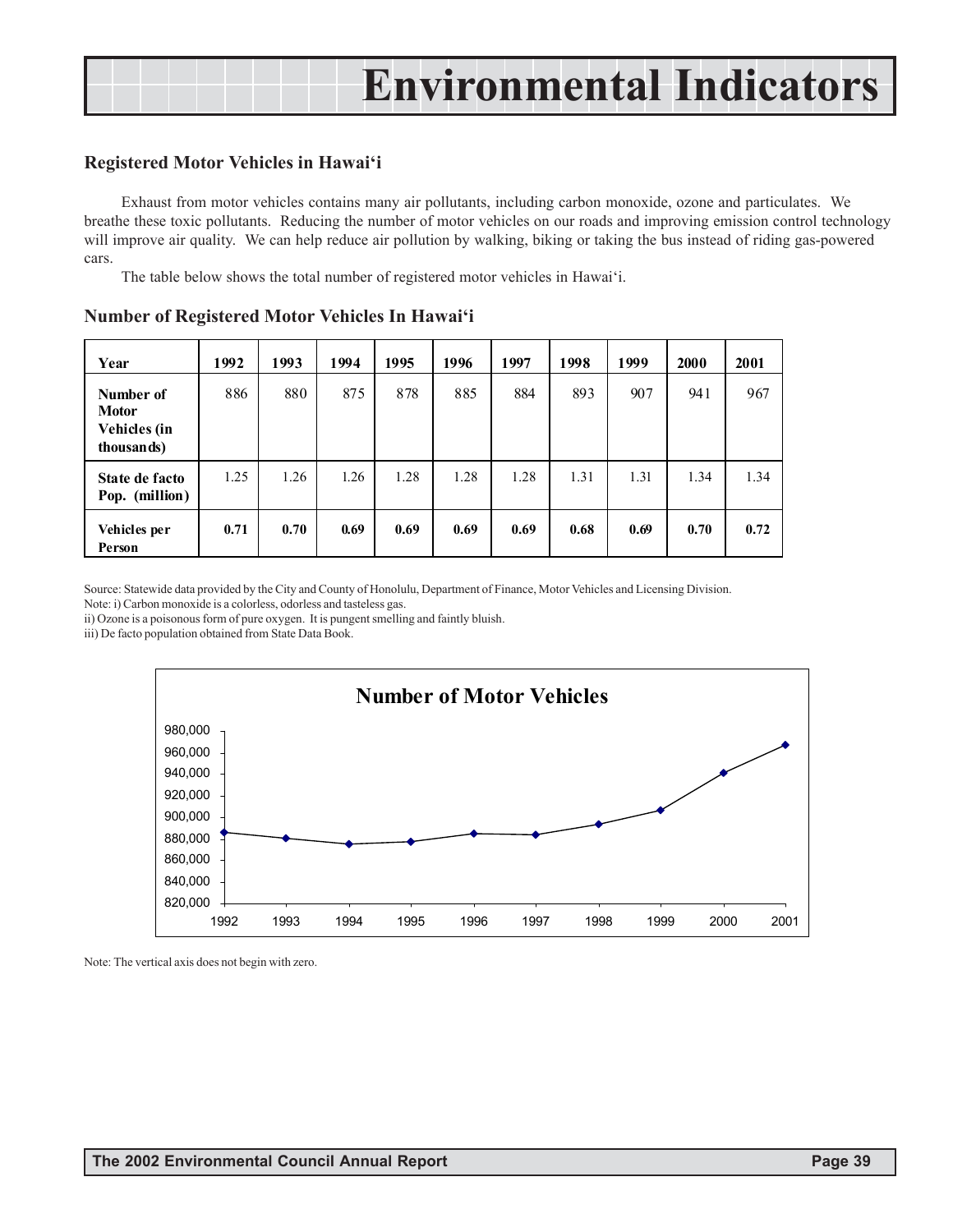# Environmental Indicators

## Registered Motor Vehicles in Hawai'i

Exhaust from motor vehicles contains many air pollutants, including carbon monoxide, ozone and particulates. We breathe these toxic pollutants. Reducing the number of motor vehicles on our roads and improving emission control technology will improve air quality. We can help reduce air pollution by walking, biking or taking the bus instead of riding gas-powered cars.

The table below shows the total number of registered motor vehicles in Hawai'i.

### Number of Registered Motor Vehicles In Hawai'i

| Year | 1992 | 1993 | 1994 | 1995 | 1996 | 1997 | 1998 | 1999 | 2000 | 2001 |
|---|---|---|---|---|---|---|---|---|---|---|
| Number of Motor Vehicles (in thousands) | 886 | 880 | 875 | 878 | 885 | 884 | 893 | 907 | 941 | 967 |
| State de facto Pop. (million) | 1.25 | 1.26 | 1.26 | 1.28 | 1.28 | 1.28 | 1.31 | 1.31 | 1.34 | 1.34 |
| **Vehicles per Person** | **0.71** | **0.70** | **0.69** | **0.69** | **0.69** | **0.69** | **0.68** | **0.69** | **0.70** | **0.72** |

Source: Statewide data provided by the City and County of Honolulu, Department of Finance, Motor Vehicles and Licensing Division.
Note: i) Carbon monoxide is a colorless, odorless and tasteless gas.
ii) Ozone is a poisonous form of pure oxygen. It is pungent smelling and faintly bluish.
iii) De facto population obtained from State Data Book.

**Number of Motor Vehicles**

| Year | Number of Motor Vehicles |
|---|---|
| 1992 | 886,000 |
| 1993 | 880,000 |
| 1994 | 875,000 |
| 1995 | 878,000 |
| 1996 | 885,000 |
| 1997 | 884,000 |
| 1998 | 893,000 |
| 1999 | 907,000 |
| 2000 | 941,000 |
| 2001 | 967,000 |

Note: The vertical axis does not begin with zero.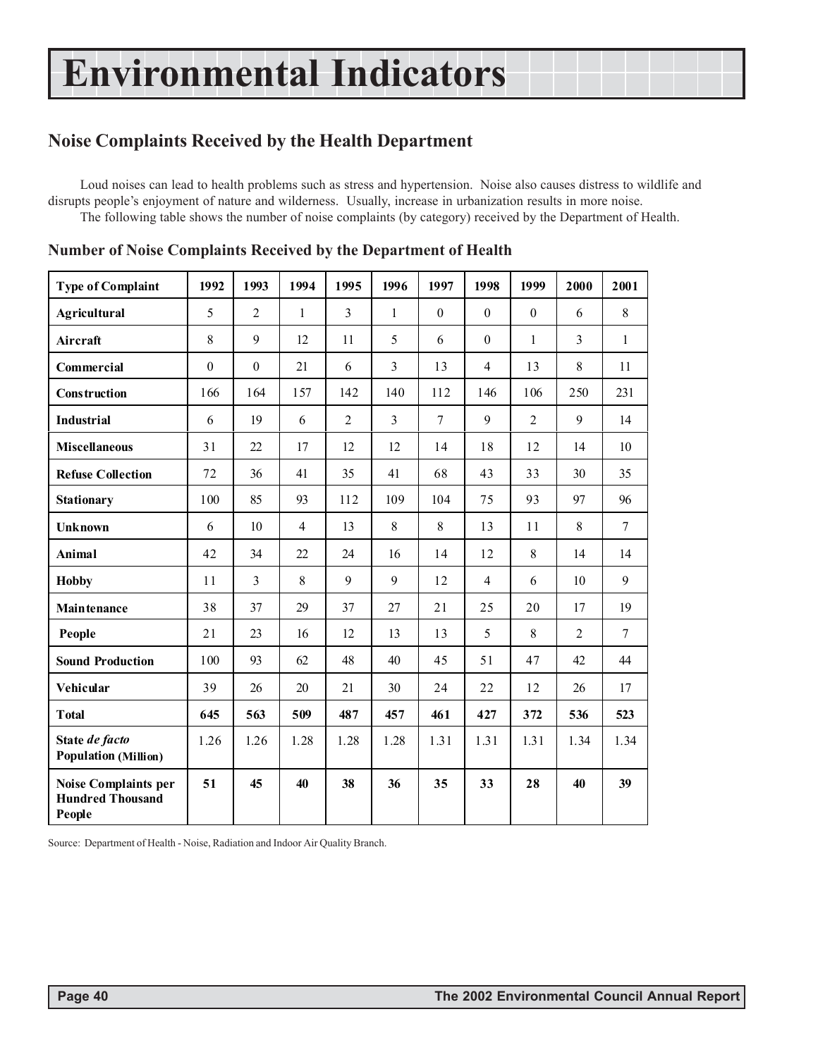# Environmental Indicators

## Noise Complaints Received by the Health Department

Loud noises can lead to health problems such as stress and hypertension. Noise also causes distress to wildlife and disrupts people's enjoyment of nature and wilderness. Usually, increase in urbanization results in more noise.

The following table shows the number of noise complaints (by category) received by the Department of Health.

### Number of Noise Complaints Received by the Department of Health

| Type of Complaint | 1992 | 1993 | 1994 | 1995 | 1996 | 1997 | 1998 | 1999 | 2000 | 2001 |
|---|---|---|---|---|---|---|---|---|---|---|
| **Agricultural** | 5 | 2 | 1 | 3 | 1 | 0 | 0 | 0 | 6 | 8 |
| **Aircraft** | 8 | 9 | 12 | 11 | 5 | 6 | 0 | 1 | 3 | 1 |
| **Commercial** | 0 | 0 | 21 | 6 | 3 | 13 | 4 | 13 | 8 | 11 |
| **Construction** | 166 | 164 | 157 | 142 | 140 | 112 | 146 | 106 | 250 | 231 |
| **Industrial** | 6 | 19 | 6 | 2 | 3 | 7 | 9 | 2 | 9 | 14 |
| **Miscellaneous** | 31 | 22 | 17 | 12 | 12 | 14 | 18 | 12 | 14 | 10 |
| **Refuse Collection** | 72 | 36 | 41 | 35 | 41 | 68 | 43 | 33 | 30 | 35 |
| **Stationary** | 100 | 85 | 93 | 112 | 109 | 104 | 75 | 93 | 97 | 96 |
| **Unknown** | 6 | 10 | 4 | 13 | 8 | 8 | 13 | 11 | 8 | 7 |
| **Animal** | 42 | 34 | 22 | 24 | 16 | 14 | 12 | 8 | 14 | 14 |
| **Hobby** | 11 | 3 | 8 | 9 | 9 | 12 | 4 | 6 | 10 | 9 |
| **Maintenance** | 38 | 37 | 29 | 37 | 27 | 21 | 25 | 20 | 17 | 19 |
| **People** | 21 | 23 | 16 | 12 | 13 | 13 | 5 | 8 | 2 | 7 |
| **Sound Production** | 100 | 93 | 62 | 48 | 40 | 45 | 51 | 47 | 42 | 44 |
| **Vehicular** | 39 | 26 | 20 | 21 | 30 | 24 | 22 | 12 | 26 | 17 |
| **Total** | **645** | **563** | **509** | **487** | **457** | **461** | **427** | **372** | **536** | **523** |
| **State *de facto* Population (Million)** | 1.26 | 1.26 | 1.28 | 1.28 | 1.28 | 1.31 | 1.31 | 1.31 | 1.34 | 1.34 |
| **Noise Complaints per Hundred Thousand People** | **51** | **45** | **40** | **38** | **36** | **35** | **33** | **28** | **40** | **39** |

Source: Department of Health - Noise, Radiation and Indoor Air Quality Branch.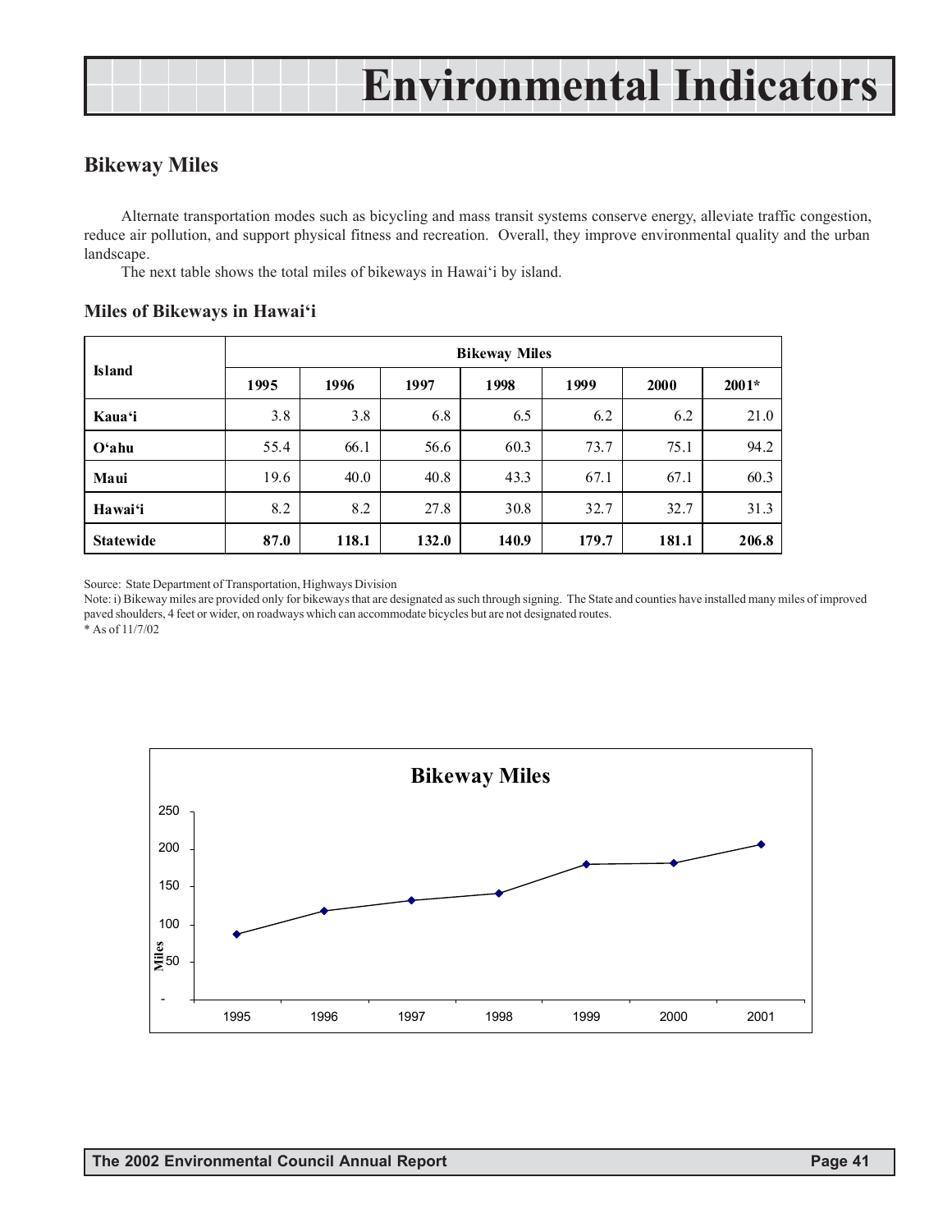# Environmental Indicators

## Bikeway Miles

Alternate transportation modes such as bicycling and mass transit systems conserve energy, alleviate traffic congestion, reduce air pollution, and support physical fitness and recreation. Overall, they improve environmental quality and the urban landscape.

The next table shows the total miles of bikeways in Hawai'i by island.

### Miles of Bikeways in Hawai'i

| Island | Bikeway Miles | | | | | | |
|---|---|---|---|---|---|---|---|
| | 1995 | 1996 | 1997 | 1998 | 1999 | 2000 | 2001* |
| **Kaua'i** | 3.8 | 3.8 | 6.8 | 6.5 | 6.2 | 6.2 | 21.0 |
| **O'ahu** | 55.4 | 66.1 | 56.6 | 60.3 | 73.7 | 75.1 | 94.2 |
| **Maui** | 19.6 | 40.0 | 40.8 | 43.3 | 67.1 | 67.1 | 60.3 |
| **Hawai'i** | 8.2 | 8.2 | 27.8 | 30.8 | 32.7 | 32.7 | 31.3 |
| **Statewide** | **87.0** | **118.1** | **132.0** | **140.9** | **179.7** | **181.1** | **206.8** |

Source: State Department of Transportation, Highways Division

Note: i) Bikeway miles are provided only for bikeways that are designated as such through signing. The State and counties have installed many miles of improved paved shoulders, 4 feet or wider, on roadways which can accommodate bicycles but are not designated routes.

* As of 11/7/02

**Bikeway Miles**

| Year | 1995 | 1996 | 1997 | 1998 | 1999 | 2000 | 2001 |
|---|---|---|---|---|---|---|---|
| Miles | 87.0 | 118.1 | 132.0 | 140.9 | 179.7 | 181.1 | 206.8 |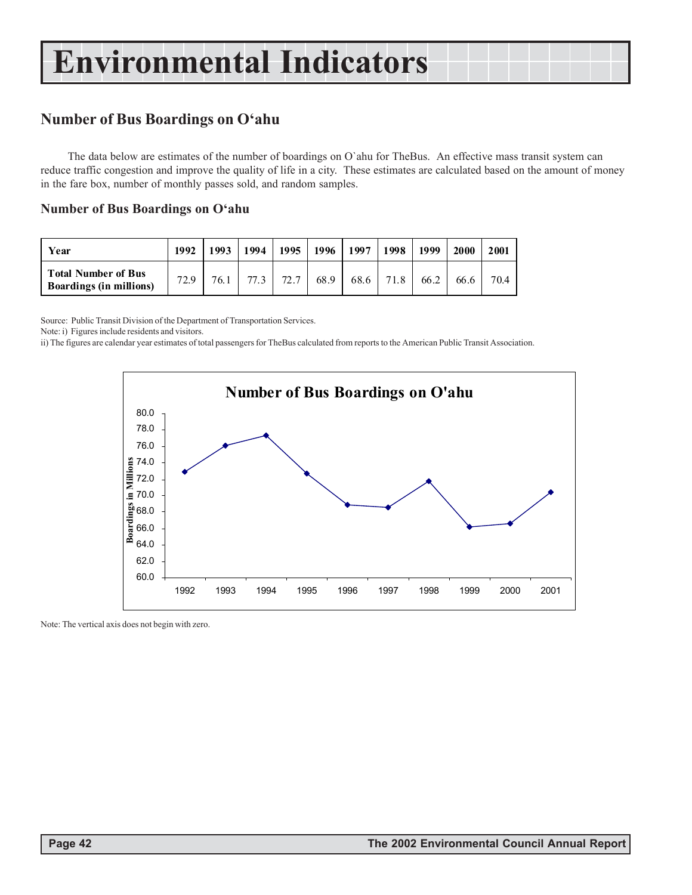# Environmental Indicators

## Number of Bus Boardings on O'ahu

The data below are estimates of the number of boardings on O`ahu for TheBus. An effective mass transit system can reduce traffic congestion and improve the quality of life in a city. These estimates are calculated based on the amount of money in the fare box, number of monthly passes sold, and random samples.

### Number of Bus Boardings on O'ahu

| Year | 1992 | 1993 | 1994 | 1995 | 1996 | 1997 | 1998 | 1999 | 2000 | 2001 |
|---|---|---|---|---|---|---|---|---|---|---|
| Total Number of Bus Boardings (in millions) | 72.9 | 76.1 | 77.3 | 72.7 | 68.9 | 68.6 | 71.8 | 66.2 | 66.6 | 70.4 |

Source: Public Transit Division of the Department of Transportation Services.

Note: i) Figures include residents and visitors.

ii) The figures are calendar year estimates of total passengers for TheBus calculated from reports to the American Public Transit Association.

**Number of Bus Boardings on O'ahu**

| Year | Boardings in Millions |
|---|---|
| 1992 | 72.9 |
| 1993 | 76.1 |
| 1994 | 77.3 |
| 1995 | 72.7 |
| 1996 | 68.9 |
| 1997 | 68.6 |
| 1998 | 71.8 |
| 1999 | 66.2 |
| 2000 | 66.6 |
| 2001 | 70.4 |

Note: The vertical axis does not begin with zero.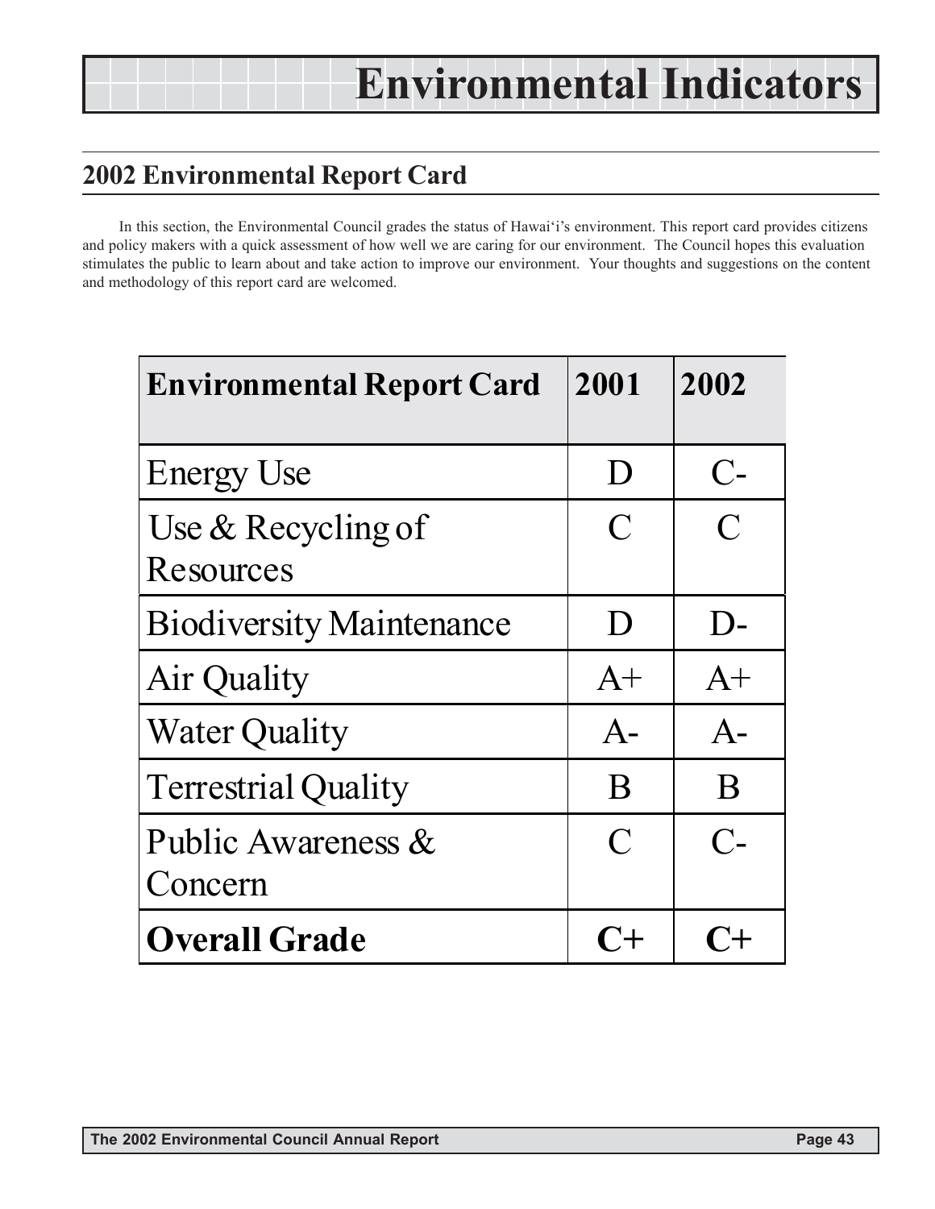# Environmental Indicators

## 2002 Environmental Report Card

In this section, the Environmental Council grades the status of Hawai'i's environment. This report card provides citizens and policy makers with a quick assessment of how well we are caring for our environment. The Council hopes this evaluation stimulates the public to learn about and take action to improve our environment. Your thoughts and suggestions on the content and methodology of this report card are welcomed.

| Environmental Report Card | 2001 | 2002 |
| --- | --- | --- |
| Energy Use | D | C- |
| Use & Recycling of Resources | C | C |
| Biodiversity Maintenance | D | D- |
| Air Quality | A+ | A+ |
| Water Quality | A- | A- |
| Terrestrial Quality | B | B |
| Public Awareness & Concern | C | C- |
| **Overall Grade** | **C+** | **C+** |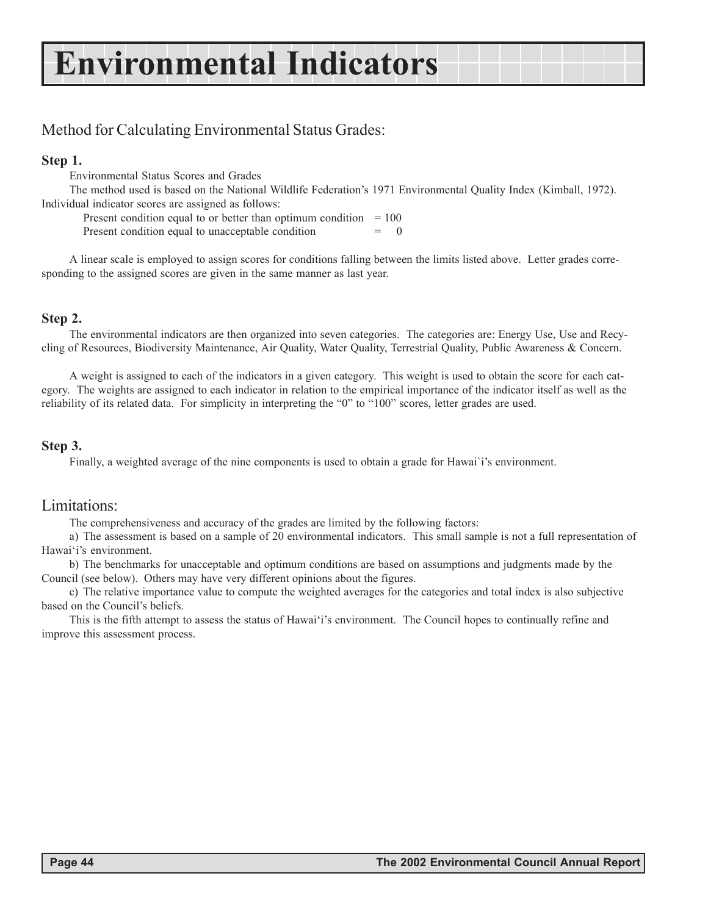# Environmental Indicators

## Method for Calculating Environmental Status Grades:

**Step 1.**

Environmental Status Scores and Grades

The method used is based on the National Wildlife Federation's 1971 Environmental Quality Index (Kimball, 1972). Individual indicator scores are assigned as follows:

| | |
|---|---|
| Present condition equal to or better than optimum condition | = 100 |
| Present condition equal to unacceptable condition | = 0 |

A linear scale is employed to assign scores for conditions falling between the limits listed above. Letter grades corresponding to the assigned scores are given in the same manner as last year.

**Step 2.**

The environmental indicators are then organized into seven categories. The categories are: Energy Use, Use and Recycling of Resources, Biodiversity Maintenance, Air Quality, Water Quality, Terrestrial Quality, Public Awareness & Concern.

A weight is assigned to each of the indicators in a given category. This weight is used to obtain the score for each category. The weights are assigned to each indicator in relation to the empirical importance of the indicator itself as well as the reliability of its related data. For simplicity in interpreting the "0" to "100" scores, letter grades are used.

**Step 3.**

Finally, a weighted average of the nine components is used to obtain a grade for Hawai`i's environment.

## Limitations:

The comprehensiveness and accuracy of the grades are limited by the following factors:

a) The assessment is based on a sample of 20 environmental indicators. This small sample is not a full representation of Hawai'i's environment.

b) The benchmarks for unacceptable and optimum conditions are based on assumptions and judgments made by the Council (see below). Others may have very different opinions about the figures.

c) The relative importance value to compute the weighted averages for the categories and total index is also subjective based on the Council's beliefs.

This is the fifth attempt to assess the status of Hawai'i's environment. The Council hopes to continually refine and improve this assessment process.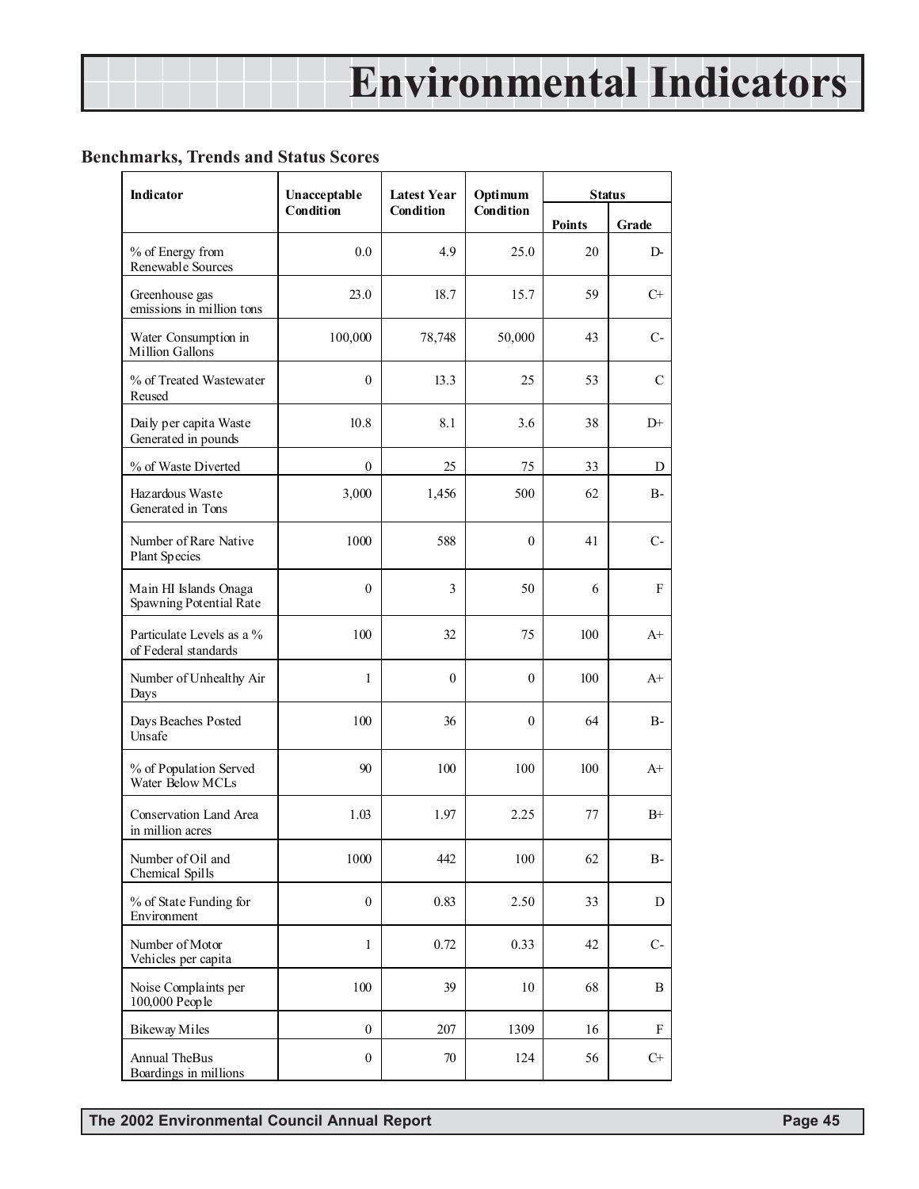# Environmental Indicators

### Benchmarks, Trends and Status Scores

| Indicator | Unacceptable Condition | Latest Year Condition | Optimum Condition | Status | |
|---|---|---|---|---|---|
| | | | | Points | Grade |
| % of Energy from Renewable Sources | 0.0 | 4.9 | 25.0 | 20 | D- |
| Greenhouse gas emissions in million tons | 23.0 | 18.7 | 15.7 | 59 | C+ |
| Water Consumption in Million Gallons | 100,000 | 78,748 | 50,000 | 43 | C- |
| % of Treated Wastewater Reused | 0 | 13.3 | 25 | 53 | C |
| Daily per capita Waste Generated in pounds | 10.8 | 8.1 | 3.6 | 38 | D+ |
| % of Waste Diverted | 0 | 25 | 75 | 33 | D |
| Hazardous Waste Generated in Tons | 3,000 | 1,456 | 500 | 62 | B- |
| Number of Rare Native Plant Species | 1000 | 588 | 0 | 41 | C- |
| Main HI Islands Onaga Spawning Potential Rate | 0 | 3 | 50 | 6 | F |
| Particulate Levels as a % of Federal standards | 100 | 32 | 75 | 100 | A+ |
| Number of Unhealthy Air Days | 1 | 0 | 0 | 100 | A+ |
| Days Beaches Posted Unsafe | 100 | 36 | 0 | 64 | B- |
| % of Population Served Water Below MCLs | 90 | 100 | 100 | 100 | A+ |
| Conservation Land Area in million acres | 1.03 | 1.97 | 2.25 | 77 | B+ |
| Number of Oil and Chemical Spills | 1000 | 442 | 100 | 62 | B- |
| % of State Funding for Environment | 0 | 0.83 | 2.50 | 33 | D |
| Number of Motor Vehicles per capita | 1 | 0.72 | 0.33 | 42 | C- |
| Noise Complaints per 100,000 People | 100 | 39 | 10 | 68 | B |
| Bikeway Miles | 0 | 207 | 1309 | 16 | F |
| Annual TheBus Boardings in millions | 0 | 70 | 124 | 56 | C+ |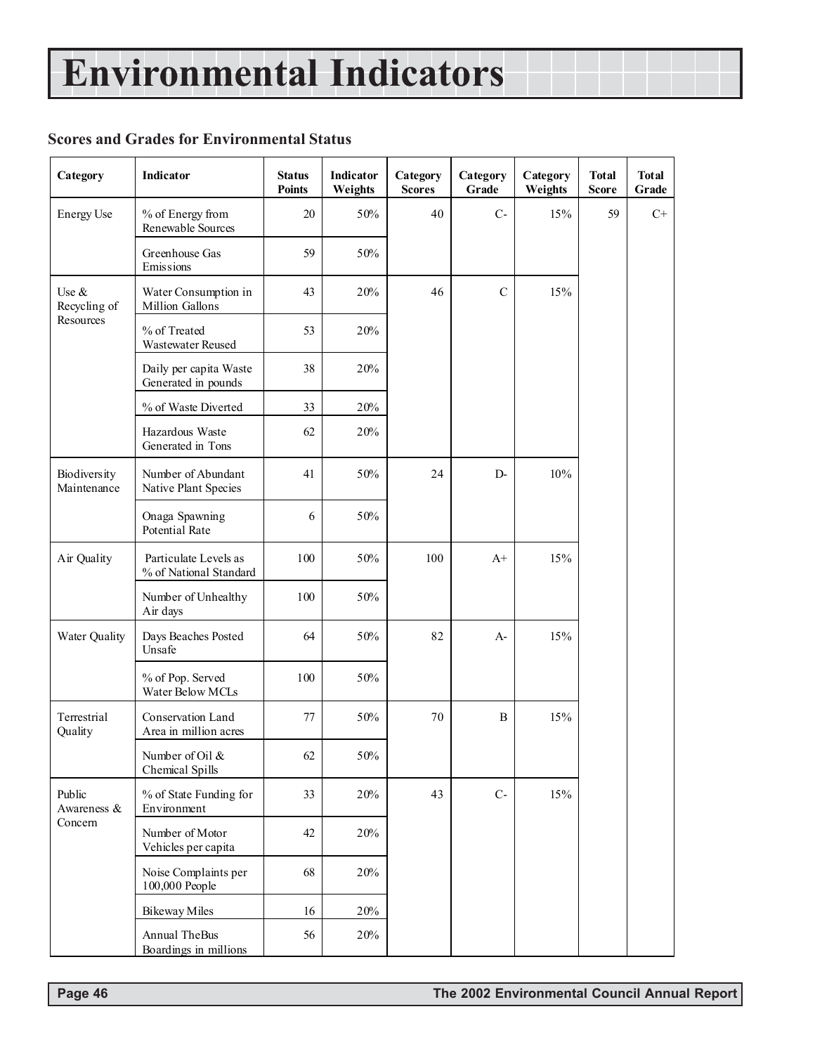# Environmental Indicators

### Scores and Grades for Environmental Status

| Category | Indicator | Status Points | Indicator Weights | Category Scores | Category Grade | Category Weights | Total Score | Total Grade |
|---|---|---|---|---|---|---|---|---|
| Energy Use | % of Energy from Renewable Sources | 20 | 50% | 40 | C- | 15% | 59 | C+ |
| | Greenhouse Gas Emissions | 59 | 50% | | | | | |
| Use & Recycling of Resources | Water Consumption in Million Gallons | 43 | 20% | 46 | C | 15% | | |
| | % of Treated Wastewater Reused | 53 | 20% | | | | | |
| | Daily per capita Waste Generated in pounds | 38 | 20% | | | | | |
| | % of Waste Diverted | 33 | 20% | | | | | |
| | Hazardous Waste Generated in Tons | 62 | 20% | | | | | |
| Biodiversity Maintenance | Number of Abundant Native Plant Species | 41 | 50% | 24 | D- | 10% | | |
| | Onaga Spawning Potential Rate | 6 | 50% | | | | | |
| Air Quality | Particulate Levels as % of National Standard | 100 | 50% | 100 | A+ | 15% | | |
| | Number of Unhealthy Air days | 100 | 50% | | | | | |
| Water Quality | Days Beaches Posted Unsafe | 64 | 50% | 82 | A- | 15% | | |
| | % of Pop. Served Water Below MCLs | 100 | 50% | | | | | |
| Terrestrial Quality | Conservation Land Area in million acres | 77 | 50% | 70 | B | 15% | | |
| | Number of Oil & Chemical Spills | 62 | 50% | | | | | |
| Public Awareness & Concern | % of State Funding for Environment | 33 | 20% | 43 | C- | 15% | | |
| | Number of Motor Vehicles per capita | 42 | 20% | | | | | |
| | Noise Complaints per 100,000 People | 68 | 20% | | | | | |
| | Bikeway Miles | 16 | 20% | | | | | |
| | Annual TheBus Boardings in millions | 56 | 20% | | | | | |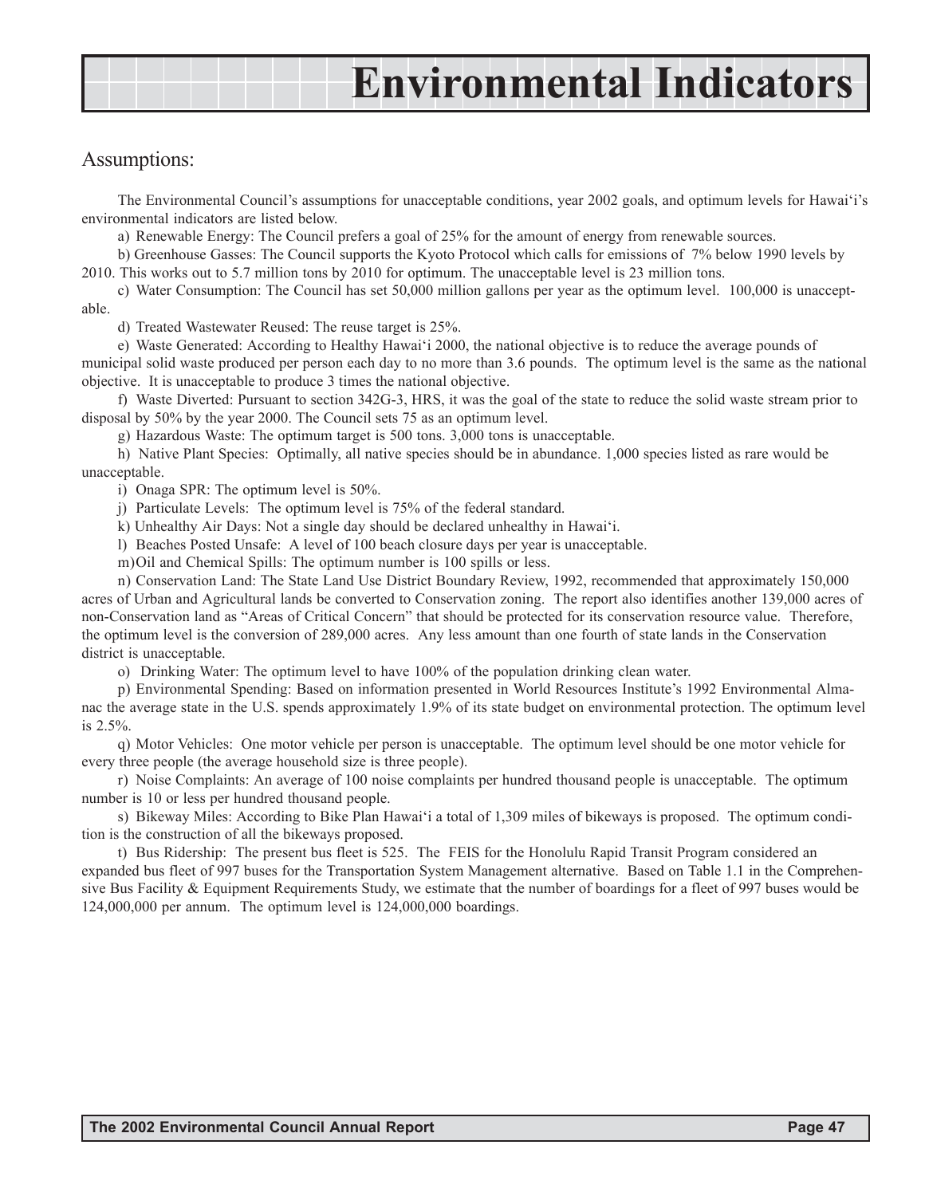# Environmental Indicators

## Assumptions:

The Environmental Council's assumptions for unacceptable conditions, year 2002 goals, and optimum levels for Hawai'i's environmental indicators are listed below.

a) Renewable Energy: The Council prefers a goal of 25% for the amount of energy from renewable sources.

b) Greenhouse Gasses: The Council supports the Kyoto Protocol which calls for emissions of 7% below 1990 levels by 2010. This works out to 5.7 million tons by 2010 for optimum. The unacceptable level is 23 million tons.

c) Water Consumption: The Council has set 50,000 million gallons per year as the optimum level. 100,000 is unacceptable.

d) Treated Wastewater Reused: The reuse target is 25%.

e) Waste Generated: According to Healthy Hawai'i 2000, the national objective is to reduce the average pounds of municipal solid waste produced per person each day to no more than 3.6 pounds. The optimum level is the same as the national objective. It is unacceptable to produce 3 times the national objective.

f) Waste Diverted: Pursuant to section 342G-3, HRS, it was the goal of the state to reduce the solid waste stream prior to disposal by 50% by the year 2000. The Council sets 75 as an optimum level.

g) Hazardous Waste: The optimum target is 500 tons. 3,000 tons is unacceptable.

h) Native Plant Species: Optimally, all native species should be in abundance. 1,000 species listed as rare would be unacceptable.

i) Onaga SPR: The optimum level is 50%.

j) Particulate Levels: The optimum level is 75% of the federal standard.

k) Unhealthy Air Days: Not a single day should be declared unhealthy in Hawai'i.

l) Beaches Posted Unsafe: A level of 100 beach closure days per year is unacceptable.

m) Oil and Chemical Spills: The optimum number is 100 spills or less.

n) Conservation Land: The State Land Use District Boundary Review, 1992, recommended that approximately 150,000 acres of Urban and Agricultural lands be converted to Conservation zoning. The report also identifies another 139,000 acres of non-Conservation land as "Areas of Critical Concern" that should be protected for its conservation resource value. Therefore, the optimum level is the conversion of 289,000 acres. Any less amount than one fourth of state lands in the Conservation district is unacceptable.

o) Drinking Water: The optimum level to have 100% of the population drinking clean water.

p) Environmental Spending: Based on information presented in World Resources Institute's 1992 Environmental Almanac the average state in the U.S. spends approximately 1.9% of its state budget on environmental protection. The optimum level is 2.5%.

q) Motor Vehicles: One motor vehicle per person is unacceptable. The optimum level should be one motor vehicle for every three people (the average household size is three people).

r) Noise Complaints: An average of 100 noise complaints per hundred thousand people is unacceptable. The optimum number is 10 or less per hundred thousand people.

s) Bikeway Miles: According to Bike Plan Hawai'i a total of 1,309 miles of bikeways is proposed. The optimum condition is the construction of all the bikeways proposed.

t) Bus Ridership: The present bus fleet is 525. The FEIS for the Honolulu Rapid Transit Program considered an expanded bus fleet of 997 buses for the Transportation System Management alternative. Based on Table 1.1 in the Comprehensive Bus Facility & Equipment Requirements Study, we estimate that the number of boardings for a fleet of 997 buses would be 124,000,000 per annum. The optimum level is 124,000,000 boardings.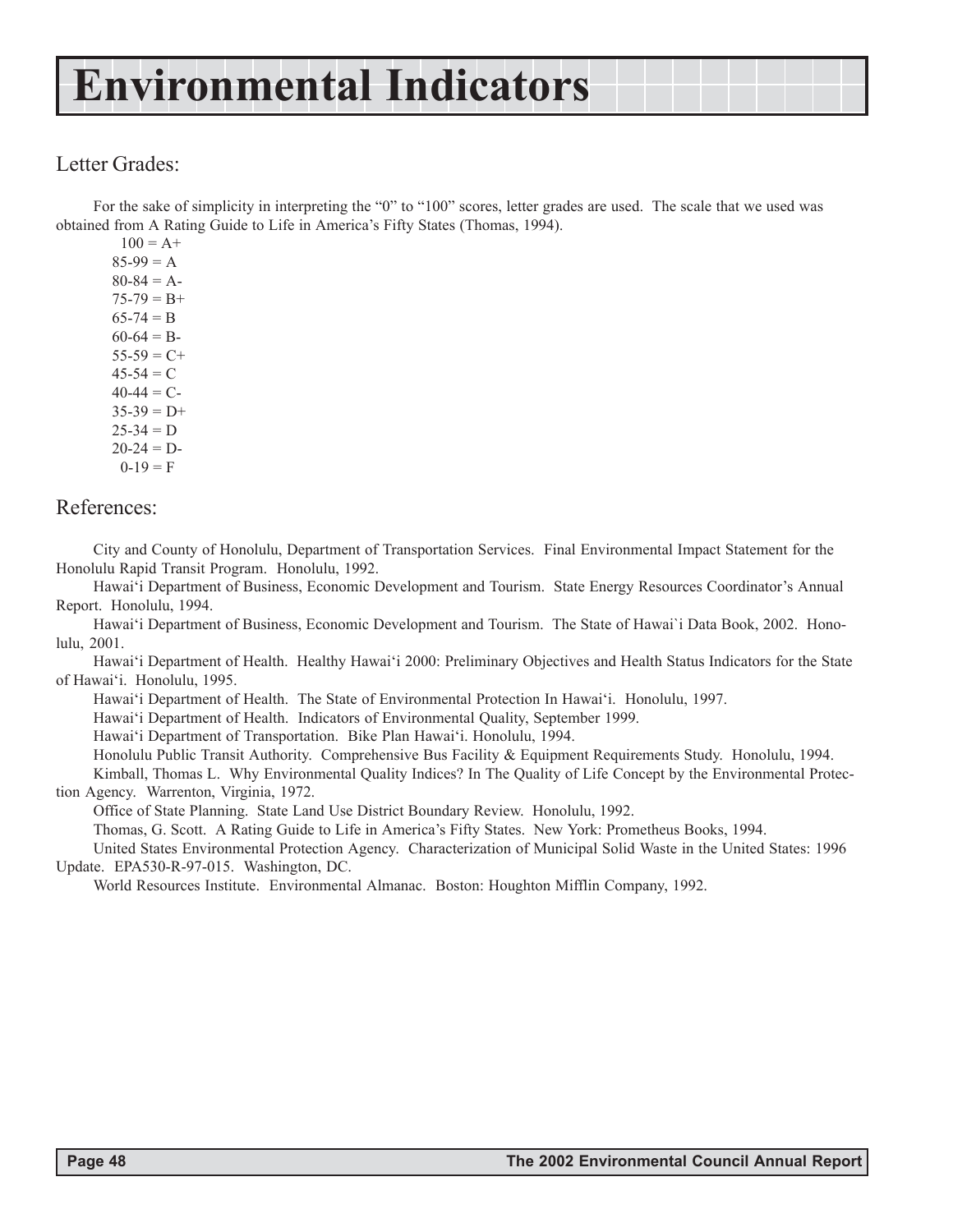# Environmental Indicators

## Letter Grades:

For the sake of simplicity in interpreting the "0" to "100" scores, letter grades are used. The scale that we used was obtained from A Rating Guide to Life in America's Fifty States (Thomas, 1994).

100 = A+
85-99 = A
80-84 = A-
75-79 = B+
65-74 = B
60-64 = B-
55-59 = C+
45-54 = C
40-44 = C-
35-39 = D+
25-34 = D
20-24 = D-
0-19 = F

## References:

City and County of Honolulu, Department of Transportation Services. Final Environmental Impact Statement for the Honolulu Rapid Transit Program. Honolulu, 1992.

Hawai'i Department of Business, Economic Development and Tourism. State Energy Resources Coordinator's Annual Report. Honolulu, 1994.

Hawai'i Department of Business, Economic Development and Tourism. The State of Hawai`i Data Book, 2002. Honolulu, 2001.

Hawai'i Department of Health. Healthy Hawai'i 2000: Preliminary Objectives and Health Status Indicators for the State of Hawai'i. Honolulu, 1995.

Hawai'i Department of Health. The State of Environmental Protection In Hawai'i. Honolulu, 1997.

Hawai'i Department of Health. Indicators of Environmental Quality, September 1999.

Hawai'i Department of Transportation. Bike Plan Hawai'i. Honolulu, 1994.

Honolulu Public Transit Authority. Comprehensive Bus Facility & Equipment Requirements Study. Honolulu, 1994.

Kimball, Thomas L. Why Environmental Quality Indices? In The Quality of Life Concept by the Environmental Protection Agency. Warrenton, Virginia, 1972.

Office of State Planning. State Land Use District Boundary Review. Honolulu, 1992.

Thomas, G. Scott. A Rating Guide to Life in America's Fifty States. New York: Prometheus Books, 1994.

United States Environmental Protection Agency. Characterization of Municipal Solid Waste in the United States: 1996 Update. EPA530-R-97-015. Washington, DC.

World Resources Institute. Environmental Almanac. Boston: Houghton Mifflin Company, 1992.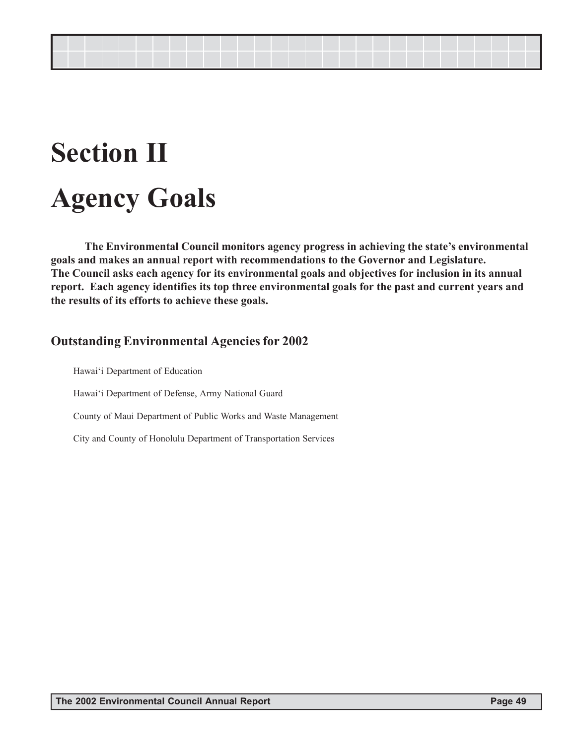# Section II

# Agency Goals

**The Environmental Council monitors agency progress in achieving the state's environmental goals and makes an annual report with recommendations to the Governor and Legislature. The Council asks each agency for its environmental goals and objectives for inclusion in its annual report. Each agency identifies its top three environmental goals for the past and current years and the results of its efforts to achieve these goals.**

## Outstanding Environmental Agencies for 2002

Hawai'i Department of Education

Hawai'i Department of Defense, Army National Guard

County of Maui Department of Public Works and Waste Management

City and County of Honolulu Department of Transportation Services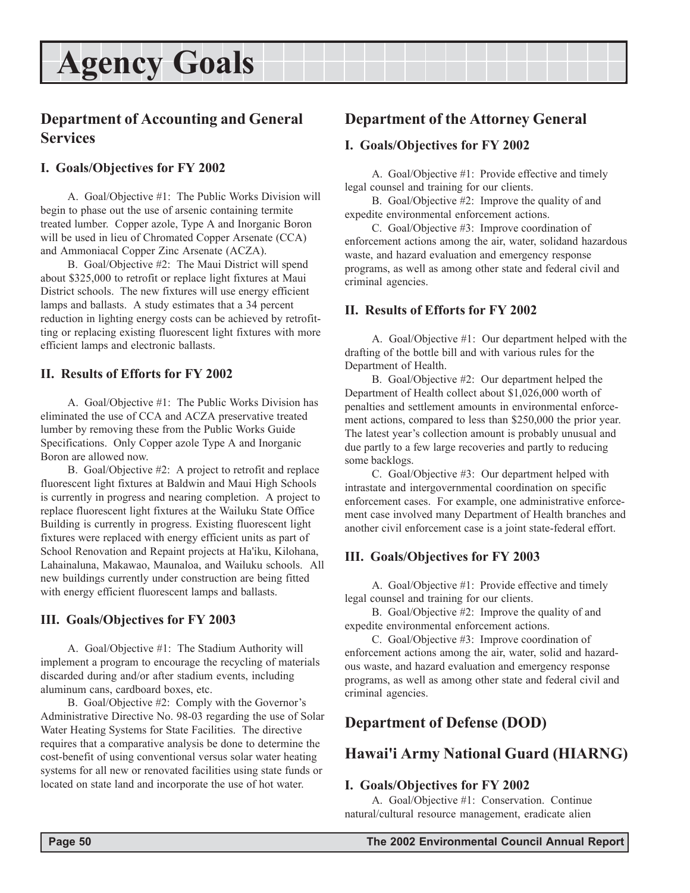# Agency Goals

## Department of Accounting and General Services

### I. Goals/Objectives for FY 2002

A. Goal/Objective #1: The Public Works Division will begin to phase out the use of arsenic containing termite treated lumber. Copper azole, Type A and Inorganic Boron will be used in lieu of Chromated Copper Arsenate (CCA) and Ammoniacal Copper Zinc Arsenate (ACZA).

B. Goal/Objective #2: The Maui District will spend about $325,000 to retrofit or replace light fixtures at Maui District schools. The new fixtures will use energy efficient lamps and ballasts. A study estimates that a 34 percent reduction in lighting energy costs can be achieved by retrofitting or replacing existing fluorescent light fixtures with more efficient lamps and electronic ballasts.

### II. Results of Efforts for FY 2002

A. Goal/Objective #1: The Public Works Division has eliminated the use of CCA and ACZA preservative treated lumber by removing these from the Public Works Guide Specifications. Only Copper azole Type A and Inorganic Boron are allowed now.

B. Goal/Objective #2: A project to retrofit and replace fluorescent light fixtures at Baldwin and Maui High Schools is currently in progress and nearing completion. A project to replace fluorescent light fixtures at the Wailuku State Office Building is currently in progress. Existing fluorescent light fixtures were replaced with energy efficient units as part of School Renovation and Repaint projects at Ha'iku, Kilohana, Lahainaluna, Makawao, Maunaloa, and Wailuku schools. All new buildings currently under construction are being fitted with energy efficient fluorescent lamps and ballasts.

### III. Goals/Objectives for FY 2003

A. Goal/Objective #1: The Stadium Authority will implement a program to encourage the recycling of materials discarded during and/or after stadium events, including aluminum cans, cardboard boxes, etc.

B. Goal/Objective #2: Comply with the Governor's Administrative Directive No. 98-03 regarding the use of Solar Water Heating Systems for State Facilities. The directive requires that a comparative analysis be done to determine the cost-benefit of using conventional versus solar water heating systems for all new or renovated facilities using state funds or located on state land and incorporate the use of hot water.

## Department of the Attorney General

### I. Goals/Objectives for FY 2002

A. Goal/Objective #1: Provide effective and timely legal counsel and training for our clients.

B. Goal/Objective #2: Improve the quality of and expedite environmental enforcement actions.

C. Goal/Objective #3: Improve coordination of enforcement actions among the air, water, solidand hazardous waste, and hazard evaluation and emergency response programs, as well as among other state and federal civil and criminal agencies.

### II. Results of Efforts for FY 2002

A. Goal/Objective #1: Our department helped with the drafting of the bottle bill and with various rules for the Department of Health.

B. Goal/Objective #2: Our department helped the Department of Health collect about $1,026,000 worth of penalties and settlement amounts in environmental enforcement actions, compared to less than $250,000 the prior year. The latest year's collection amount is probably unusual and due partly to a few large recoveries and partly to reducing some backlogs.

C. Goal/Objective #3: Our department helped with intrastate and intergovernmental coordination on specific enforcement cases. For example, one administrative enforcement case involved many Department of Health branches and another civil enforcement case is a joint state-federal effort.

### III. Goals/Objectives for FY 2003

A. Goal/Objective #1: Provide effective and timely legal counsel and training for our clients.

B. Goal/Objective #2: Improve the quality of and expedite environmental enforcement actions.

C. Goal/Objective #3: Improve coordination of enforcement actions among the air, water, solid and hazardous waste, and hazard evaluation and emergency response programs, as well as among other state and federal civil and criminal agencies.

## Department of Defense (DOD)

## Hawai'i Army National Guard (HIARNG)

### I. Goals/Objectives for FY 2002

A. Goal/Objective #1: Conservation. Continue natural/cultural resource management, eradicate alien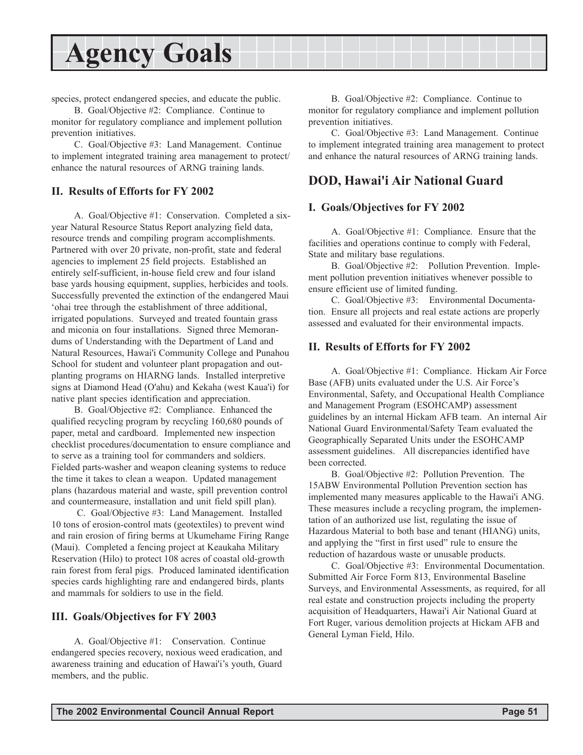species, protect endangered species, and educate the public.

B. Goal/Objective #2: Compliance. Continue to monitor for regulatory compliance and implement pollution prevention initiatives.

C. Goal/Objective #3: Land Management. Continue to implement integrated training area management to protect/ enhance the natural resources of ARNG training lands.

### II. Results of Efforts for FY 2002

A. Goal/Objective #1: Conservation. Completed a six-year Natural Resource Status Report analyzing field data, resource trends and compiling program accomplishments. Partnered with over 20 private, non-profit, state and federal agencies to implement 25 field projects. Established an entirely self-sufficient, in-house field crew and four island base yards housing equipment, supplies, herbicides and tools. Successfully prevented the extinction of the endangered Maui ‘ohai tree through the establishment of three additional, irrigated populations. Surveyed and treated fountain grass and miconia on four installations. Signed three Memorandums of Understanding with the Department of Land and Natural Resources, Hawai'i Community College and Punahou School for student and volunteer plant propagation and out-planting programs on HIARNG lands. Installed interpretive signs at Diamond Head (O'ahu) and Kekaha (west Kaua'i) for native plant species identification and appreciation.

B. Goal/Objective #2: Compliance. Enhanced the qualified recycling program by recycling 160,680 pounds of paper, metal and cardboard. Implemented new inspection checklist procedures/documentation to ensure compliance and to serve as a training tool for commanders and soldiers. Fielded parts-washer and weapon cleaning systems to reduce the time it takes to clean a weapon. Updated management plans (hazardous material and waste, spill prevention control and countermeasure, installation and unit field spill plan).

C. Goal/Objective #3: Land Management. Installed 10 tons of erosion-control mats (geotextiles) to prevent wind and rain erosion of firing berms at Ukumehame Firing Range (Maui). Completed a fencing project at Keaukaha Military Reservation (Hilo) to protect 108 acres of coastal old-growth rain forest from feral pigs. Produced laminated identification species cards highlighting rare and endangered birds, plants and mammals for soldiers to use in the field.

### III. Goals/Objectives for FY 2003

A. Goal/Objective #1: Conservation. Continue endangered species recovery, noxious weed eradication, and awareness training and education of Hawai'i’s youth, Guard members, and the public.

B. Goal/Objective #2: Compliance. Continue to monitor for regulatory compliance and implement pollution prevention initiatives.

C. Goal/Objective #3: Land Management. Continue to implement integrated training area management to protect and enhance the natural resources of ARNG training lands.

## DOD, Hawai'i Air National Guard

### I. Goals/Objectives for FY 2002

A. Goal/Objective #1: Compliance. Ensure that the facilities and operations continue to comply with Federal, State and military base regulations.

B. Goal/Objective #2: Pollution Prevention. Implement pollution prevention initiatives whenever possible to ensure efficient use of limited funding.

C. Goal/Objective #3: Environmental Documentation. Ensure all projects and real estate actions are properly assessed and evaluated for their environmental impacts.

### II. Results of Efforts for FY 2002

A. Goal/Objective #1: Compliance. Hickam Air Force Base (AFB) units evaluated under the U.S. Air Force’s Environmental, Safety, and Occupational Health Compliance and Management Program (ESOHCAMP) assessment guidelines by an internal Hickam AFB team. An internal Air National Guard Environmental/Safety Team evaluated the Geographically Separated Units under the ESOHCAMP assessment guidelines. All discrepancies identified have been corrected.

B. Goal/Objective #2: Pollution Prevention. The 15ABW Environmental Pollution Prevention section has implemented many measures applicable to the Hawai'i ANG. These measures include a recycling program, the implementation of an authorized use list, regulating the issue of Hazardous Material to both base and tenant (HIANG) units, and applying the “first in first used” rule to ensure the reduction of hazardous waste or unusable products.

C. Goal/Objective #3: Environmental Documentation. Submitted Air Force Form 813, Environmental Baseline Surveys, and Environmental Assessments, as required, for all real estate and construction projects including the property acquisition of Headquarters, Hawai'i Air National Guard at Fort Ruger, various demolition projects at Hickam AFB and General Lyman Field, Hilo.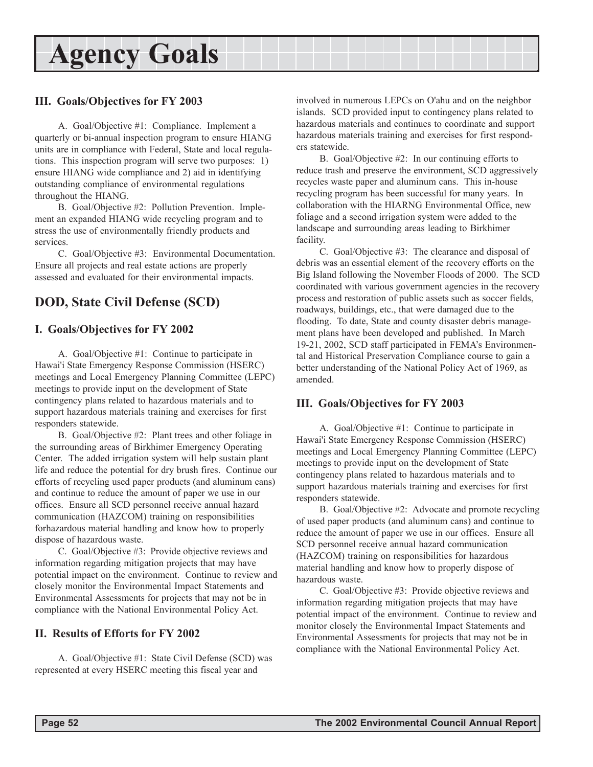# Agency Goals

### III. Goals/Objectives for FY 2003

A. Goal/Objective #1: Compliance. Implement a quarterly or bi-annual inspection program to ensure HIANG units are in compliance with Federal, State and local regulations. This inspection program will serve two purposes: 1) ensure HIANG wide compliance and 2) aid in identifying outstanding compliance of environmental regulations throughout the HIANG.

B. Goal/Objective #2: Pollution Prevention. Implement an expanded HIANG wide recycling program and to stress the use of environmentally friendly products and services.

C. Goal/Objective #3: Environmental Documentation. Ensure all projects and real estate actions are properly assessed and evaluated for their environmental impacts.

## DOD, State Civil Defense (SCD)

### I. Goals/Objectives for FY 2002

A. Goal/Objective #1: Continue to participate in Hawai'i State Emergency Response Commission (HSERC) meetings and Local Emergency Planning Committee (LEPC) meetings to provide input on the development of State contingency plans related to hazardous materials and to support hazardous materials training and exercises for first responders statewide.

B. Goal/Objective #2: Plant trees and other foliage in the surrounding areas of Birkhimer Emergency Operating Center. The added irrigation system will help sustain plant life and reduce the potential for dry brush fires. Continue our efforts of recycling used paper products (and aluminum cans) and continue to reduce the amount of paper we use in our offices. Ensure all SCD personnel receive annual hazard communication (HAZCOM) training on responsibilities forhazardous material handling and know how to properly dispose of hazardous waste.

C. Goal/Objective #3: Provide objective reviews and information regarding mitigation projects that may have potential impact on the environment. Continue to review and closely monitor the Environmental Impact Statements and Environmental Assessments for projects that may not be in compliance with the National Environmental Policy Act.

### II. Results of Efforts for FY 2002

A. Goal/Objective #1: State Civil Defense (SCD) was represented at every HSERC meeting this fiscal year and involved in numerous LEPCs on O'ahu and on the neighbor islands. SCD provided input to contingency plans related to hazardous materials and continues to coordinate and support hazardous materials training and exercises for first responders statewide.

B. Goal/Objective #2: In our continuing efforts to reduce trash and preserve the environment, SCD aggressively recycles waste paper and aluminum cans. This in-house recycling program has been successful for many years. In collaboration with the HIARNG Environmental Office, new foliage and a second irrigation system were added to the landscape and surrounding areas leading to Birkhimer facility.

C. Goal/Objective #3: The clearance and disposal of debris was an essential element of the recovery efforts on the Big Island following the November Floods of 2000. The SCD coordinated with various government agencies in the recovery process and restoration of public assets such as soccer fields, roadways, buildings, etc., that were damaged due to the flooding. To date, State and county disaster debris management plans have been developed and published. In March 19-21, 2002, SCD staff participated in FEMA's Environmental and Historical Preservation Compliance course to gain a better understanding of the National Policy Act of 1969, as amended.

### III. Goals/Objectives for FY 2003

A. Goal/Objective #1: Continue to participate in Hawai'i State Emergency Response Commission (HSERC) meetings and Local Emergency Planning Committee (LEPC) meetings to provide input on the development of State contingency plans related to hazardous materials and to support hazardous materials training and exercises for first responders statewide.

B. Goal/Objective #2: Advocate and promote recycling of used paper products (and aluminum cans) and continue to reduce the amount of paper we use in our offices. Ensure all SCD personnel receive annual hazard communication (HAZCOM) training on responsibilities for hazardous material handling and know how to properly dispose of hazardous waste.

C. Goal/Objective #3: Provide objective reviews and information regarding mitigation projects that may have potential impact of the environment. Continue to review and monitor closely the Environmental Impact Statements and Environmental Assessments for projects that may not be in compliance with the National Environmental Policy Act.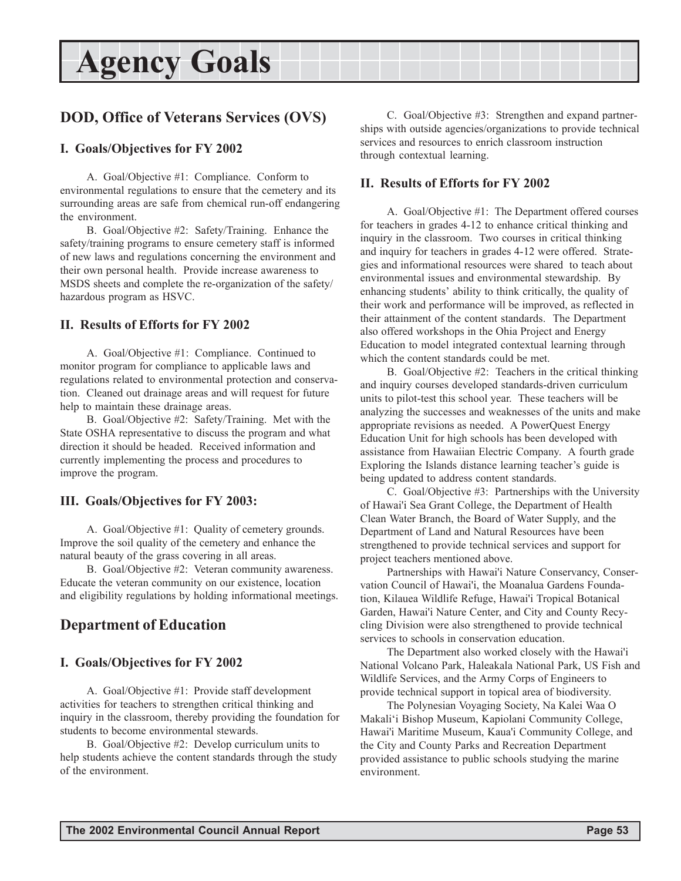# Agency Goals

## DOD, Office of Veterans Services (OVS)

### I. Goals/Objectives for FY 2002

A. Goal/Objective #1: Compliance. Conform to environmental regulations to ensure that the cemetery and its surrounding areas are safe from chemical run-off endangering the environment.

B. Goal/Objective #2: Safety/Training. Enhance the safety/training programs to ensure cemetery staff is informed of new laws and regulations concerning the environment and their own personal health. Provide increase awareness to MSDS sheets and complete the re-organization of the safety/ hazardous program as HSVC.

### II. Results of Efforts for FY 2002

A. Goal/Objective #1: Compliance. Continued to monitor program for compliance to applicable laws and regulations related to environmental protection and conservation. Cleaned out drainage areas and will request for future help to maintain these drainage areas.

B. Goal/Objective #2: Safety/Training. Met with the State OSHA representative to discuss the program and what direction it should be headed. Received information and currently implementing the process and procedures to improve the program.

### III. Goals/Objectives for FY 2003:

A. Goal/Objective #1: Quality of cemetery grounds. Improve the soil quality of the cemetery and enhance the natural beauty of the grass covering in all areas.

B. Goal/Objective #2: Veteran community awareness. Educate the veteran community on our existence, location and eligibility regulations by holding informational meetings.

## Department of Education

### I. Goals/Objectives for FY 2002

A. Goal/Objective #1: Provide staff development activities for teachers to strengthen critical thinking and inquiry in the classroom, thereby providing the foundation for students to become environmental stewards.

B. Goal/Objective #2: Develop curriculum units to help students achieve the content standards through the study of the environment.

C. Goal/Objective #3: Strengthen and expand partnerships with outside agencies/organizations to provide technical services and resources to enrich classroom instruction through contextual learning.

### II. Results of Efforts for FY 2002

A. Goal/Objective #1: The Department offered courses for teachers in grades 4-12 to enhance critical thinking and inquiry in the classroom. Two courses in critical thinking and inquiry for teachers in grades 4-12 were offered. Strategies and informational resources were shared to teach about environmental issues and environmental stewardship. By enhancing students' ability to think critically, the quality of their work and performance will be improved, as reflected in their attainment of the content standards. The Department also offered workshops in the Ohia Project and Energy Education to model integrated contextual learning through which the content standards could be met.

B. Goal/Objective #2: Teachers in the critical thinking and inquiry courses developed standards-driven curriculum units to pilot-test this school year. These teachers will be analyzing the successes and weaknesses of the units and make appropriate revisions as needed. A PowerQuest Energy Education Unit for high schools has been developed with assistance from Hawaiian Electric Company. A fourth grade Exploring the Islands distance learning teacher's guide is being updated to address content standards.

C. Goal/Objective #3: Partnerships with the University of Hawai'i Sea Grant College, the Department of Health Clean Water Branch, the Board of Water Supply, and the Department of Land and Natural Resources have been strengthened to provide technical services and support for project teachers mentioned above.

Partnerships with Hawai'i Nature Conservancy, Conservation Council of Hawai'i, the Moanalua Gardens Foundation, Kilauea Wildlife Refuge, Hawai'i Tropical Botanical Garden, Hawai'i Nature Center, and City and County Recycling Division were also strengthened to provide technical services to schools in conservation education.

The Department also worked closely with the Hawai'i National Volcano Park, Haleakala National Park, US Fish and Wildlife Services, and the Army Corps of Engineers to provide technical support in topical area of biodiversity.

The Polynesian Voyaging Society, Na Kalei Waa O Makali'i Bishop Museum, Kapiolani Community College, Hawai'i Maritime Museum, Kaua'i Community College, and the City and County Parks and Recreation Department provided assistance to public schools studying the marine environment.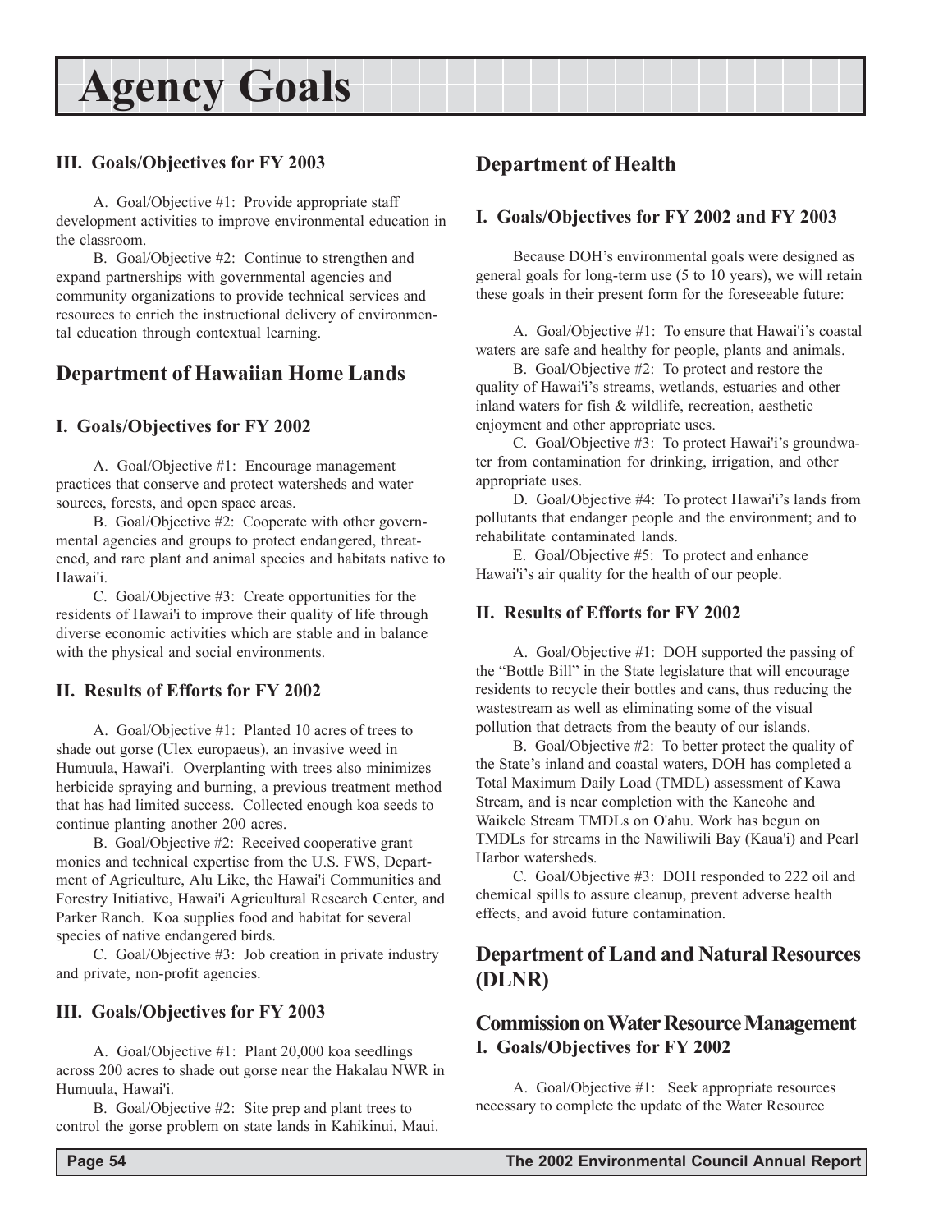# Agency Goals

### III. Goals/Objectives for FY 2003

A. Goal/Objective #1: Provide appropriate staff development activities to improve environmental education in the classroom.

B. Goal/Objective #2: Continue to strengthen and expand partnerships with governmental agencies and community organizations to provide technical services and resources to enrich the instructional delivery of environmental education through contextual learning.

## Department of Hawaiian Home Lands

### I. Goals/Objectives for FY 2002

A. Goal/Objective #1: Encourage management practices that conserve and protect watersheds and water sources, forests, and open space areas.

B. Goal/Objective #2: Cooperate with other governmental agencies and groups to protect endangered, threatened, and rare plant and animal species and habitats native to Hawai'i.

C. Goal/Objective #3: Create opportunities for the residents of Hawai'i to improve their quality of life through diverse economic activities which are stable and in balance with the physical and social environments.

### II. Results of Efforts for FY 2002

A. Goal/Objective #1: Planted 10 acres of trees to shade out gorse (Ulex europaeus), an invasive weed in Humuula, Hawai'i. Overplanting with trees also minimizes herbicide spraying and burning, a previous treatment method that has had limited success. Collected enough koa seeds to continue planting another 200 acres.

B. Goal/Objective #2: Received cooperative grant monies and technical expertise from the U.S. FWS, Department of Agriculture, Alu Like, the Hawai'i Communities and Forestry Initiative, Hawai'i Agricultural Research Center, and Parker Ranch. Koa supplies food and habitat for several species of native endangered birds.

C. Goal/Objective #3: Job creation in private industry and private, non-profit agencies.

### III. Goals/Objectives for FY 2003

A. Goal/Objective #1: Plant 20,000 koa seedlings across 200 acres to shade out gorse near the Hakalau NWR in Humuula, Hawai'i.

B. Goal/Objective #2: Site prep and plant trees to control the gorse problem on state lands in Kahikinui, Maui.

## Department of Health

### I. Goals/Objectives for FY 2002 and FY 2003

Because DOH's environmental goals were designed as general goals for long-term use (5 to 10 years), we will retain these goals in their present form for the foreseeable future:

A. Goal/Objective #1: To ensure that Hawai'i's coastal waters are safe and healthy for people, plants and animals.

B. Goal/Objective #2: To protect and restore the quality of Hawai'i's streams, wetlands, estuaries and other inland waters for fish & wildlife, recreation, aesthetic enjoyment and other appropriate uses.

C. Goal/Objective #3: To protect Hawai'i's groundwater from contamination for drinking, irrigation, and other appropriate uses.

D. Goal/Objective #4: To protect Hawai'i's lands from pollutants that endanger people and the environment; and to rehabilitate contaminated lands.

E. Goal/Objective #5: To protect and enhance Hawai'i's air quality for the health of our people.

### II. Results of Efforts for FY 2002

A. Goal/Objective #1: DOH supported the passing of the "Bottle Bill" in the State legislature that will encourage residents to recycle their bottles and cans, thus reducing the wastestream as well as eliminating some of the visual pollution that detracts from the beauty of our islands.

B. Goal/Objective #2: To better protect the quality of the State's inland and coastal waters, DOH has completed a Total Maximum Daily Load (TMDL) assessment of Kawa Stream, and is near completion with the Kaneohe and Waikele Stream TMDLs on O'ahu. Work has begun on TMDLs for streams in the Nawiliwili Bay (Kaua'i) and Pearl Harbor watersheds.

C. Goal/Objective #3: DOH responded to 222 oil and chemical spills to assure cleanup, prevent adverse health effects, and avoid future contamination.

## Department of Land and Natural Resources (DLNR)

## Commission on Water Resource Management

### I. Goals/Objectives for FY 2002

A. Goal/Objective #1: Seek appropriate resources necessary to complete the update of the Water Resource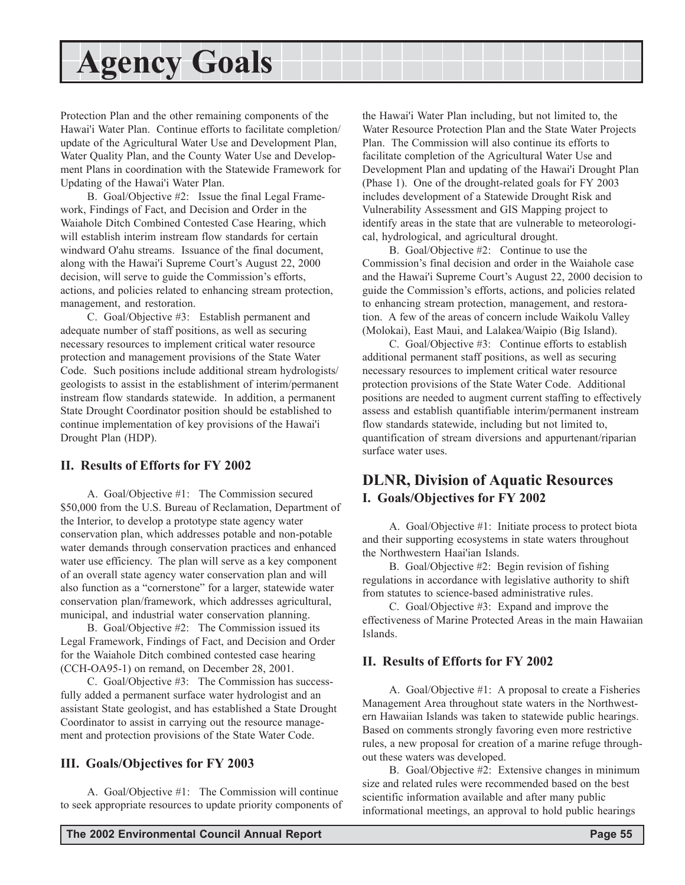Protection Plan and the other remaining components of the Hawai'i Water Plan. Continue efforts to facilitate completion/update of the Agricultural Water Use and Development Plan, Water Quality Plan, and the County Water Use and Development Plans in coordination with the Statewide Framework for Updating of the Hawai'i Water Plan.

B. Goal/Objective #2: Issue the final Legal Framework, Findings of Fact, and Decision and Order in the Waiahole Ditch Combined Contested Case Hearing, which will establish interim instream flow standards for certain windward O'ahu streams. Issuance of the final document, along with the Hawai'i Supreme Court's August 22, 2000 decision, will serve to guide the Commission's efforts, actions, and policies related to enhancing stream protection, management, and restoration.

C. Goal/Objective #3: Establish permanent and adequate number of staff positions, as well as securing necessary resources to implement critical water resource protection and management provisions of the State Water Code. Such positions include additional stream hydrologists/geologists to assist in the establishment of interim/permanent instream flow standards statewide. In addition, a permanent State Drought Coordinator position should be established to continue implementation of key provisions of the Hawai'i Drought Plan (HDP).

### II. Results of Efforts for FY 2002

A. Goal/Objective #1: The Commission secured $50,000 from the U.S. Bureau of Reclamation, Department of the Interior, to develop a prototype state agency water conservation plan, which addresses potable and non-potable water demands through conservation practices and enhanced water use efficiency. The plan will serve as a key component of an overall state agency water conservation plan and will also function as a "cornerstone" for a larger, statewide water conservation plan/framework, which addresses agricultural, municipal, and industrial water conservation planning.

B. Goal/Objective #2: The Commission issued its Legal Framework, Findings of Fact, and Decision and Order for the Waiahole Ditch combined contested case hearing (CCH-OA95-1) on remand, on December 28, 2001.

C. Goal/Objective #3: The Commission has successfully added a permanent surface water hydrologist and an assistant State geologist, and has established a State Drought Coordinator to assist in carrying out the resource management and protection provisions of the State Water Code.

### III. Goals/Objectives for FY 2003

A. Goal/Objective #1: The Commission will continue to seek appropriate resources to update priority components of the Hawai'i Water Plan including, but not limited to, the Water Resource Protection Plan and the State Water Projects Plan. The Commission will also continue its efforts to facilitate completion of the Agricultural Water Use and Development Plan and updating of the Hawai'i Drought Plan (Phase 1). One of the drought-related goals for FY 2003 includes development of a Statewide Drought Risk and Vulnerability Assessment and GIS Mapping project to identify areas in the state that are vulnerable to meteorological, hydrological, and agricultural drought.

B. Goal/Objective #2: Continue to use the Commission's final decision and order in the Waiahole case and the Hawai'i Supreme Court's August 22, 2000 decision to guide the Commission's efforts, actions, and policies related to enhancing stream protection, management, and restoration. A few of the areas of concern include Waikolu Valley (Molokai), East Maui, and Lalakea/Waipio (Big Island).

C. Goal/Objective #3: Continue efforts to establish additional permanent staff positions, as well as securing necessary resources to implement critical water resource protection provisions of the State Water Code. Additional positions are needed to augment current staffing to effectively assess and establish quantifiable interim/permanent instream flow standards statewide, including but not limited to, quantification of stream diversions and appurtenant/riparian surface water uses.

## DLNR, Division of Aquatic Resources

### I. Goals/Objectives for FY 2002

A. Goal/Objective #1: Initiate process to protect biota and their supporting ecosystems in state waters throughout the Northwestern Haai'ian Islands.

B. Goal/Objective #2: Begin revision of fishing regulations in accordance with legislative authority to shift from statutes to science-based administrative rules.

C. Goal/Objective #3: Expand and improve the effectiveness of Marine Protected Areas in the main Hawaiian Islands.

### II. Results of Efforts for FY 2002

A. Goal/Objective #1: A proposal to create a Fisheries Management Area throughout state waters in the Northwestern Hawaiian Islands was taken to statewide public hearings. Based on comments strongly favoring even more restrictive rules, a new proposal for creation of a marine refuge throughout these waters was developed.

B. Goal/Objective #2: Extensive changes in minimum size and related rules were recommended based on the best scientific information available and after many public informational meetings, an approval to hold public hearings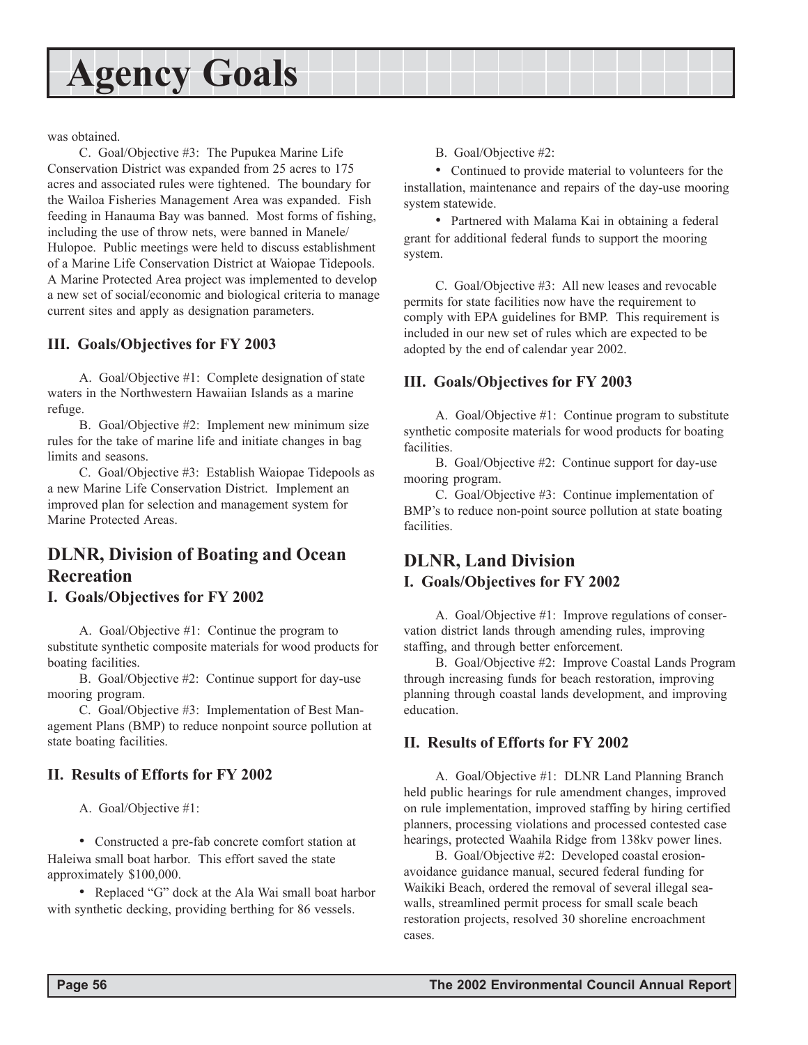was obtained.

C. Goal/Objective #3: The Pupukea Marine Life Conservation District was expanded from 25 acres to 175 acres and associated rules were tightened. The boundary for the Wailoa Fisheries Management Area was expanded. Fish feeding in Hanauma Bay was banned. Most forms of fishing, including the use of throw nets, were banned in Manele/Hulopoe. Public meetings were held to discuss establishment of a Marine Life Conservation District at Waiopae Tidepools. A Marine Protected Area project was implemented to develop a new set of social/economic and biological criteria to manage current sites and apply as designation parameters.

### III. Goals/Objectives for FY 2003

A. Goal/Objective #1: Complete designation of state waters in the Northwestern Hawaiian Islands as a marine refuge.

B. Goal/Objective #2: Implement new minimum size rules for the take of marine life and initiate changes in bag limits and seasons.

C. Goal/Objective #3: Establish Waiopae Tidepools as a new Marine Life Conservation District. Implement an improved plan for selection and management system for Marine Protected Areas.

## DLNR, Division of Boating and Ocean Recreation

### I. Goals/Objectives for FY 2002

A. Goal/Objective #1: Continue the program to substitute synthetic composite materials for wood products for boating facilities.

B. Goal/Objective #2: Continue support for day-use mooring program.

C. Goal/Objective #3: Implementation of Best Management Plans (BMP) to reduce nonpoint source pollution at state boating facilities.

### II. Results of Efforts for FY 2002

A. Goal/Objective #1:

- Constructed a pre-fab concrete comfort station at Haleiwa small boat harbor. This effort saved the state approximately $100,000.
- Replaced "G" dock at the Ala Wai small boat harbor with synthetic decking, providing berthing for 86 vessels.

B. Goal/Objective #2:

- Continued to provide material to volunteers for the installation, maintenance and repairs of the day-use mooring system statewide.
- Partnered with Malama Kai in obtaining a federal grant for additional federal funds to support the mooring system.

C. Goal/Objective #3: All new leases and revocable permits for state facilities now have the requirement to comply with EPA guidelines for BMP. This requirement is included in our new set of rules which are expected to be adopted by the end of calendar year 2002.

### III. Goals/Objectives for FY 2003

A. Goal/Objective #1: Continue program to substitute synthetic composite materials for wood products for boating facilities.

B. Goal/Objective #2: Continue support for day-use mooring program.

C. Goal/Objective #3: Continue implementation of BMP's to reduce non-point source pollution at state boating facilities.

## DLNR, Land Division

### I. Goals/Objectives for FY 2002

A. Goal/Objective #1: Improve regulations of conservation district lands through amending rules, improving staffing, and through better enforcement.

B. Goal/Objective #2: Improve Coastal Lands Program through increasing funds for beach restoration, improving planning through coastal lands development, and improving education.

### II. Results of Efforts for FY 2002

A. Goal/Objective #1: DLNR Land Planning Branch held public hearings for rule amendment changes, improved on rule implementation, improved staffing by hiring certified planners, processing violations and processed contested case hearings, protected Waahila Ridge from 138kv power lines.

B. Goal/Objective #2: Developed coastal erosion-avoidance guidance manual, secured federal funding for Waikiki Beach, ordered the removal of several illegal seawalls, streamlined permit process for small scale beach restoration projects, resolved 30 shoreline encroachment cases.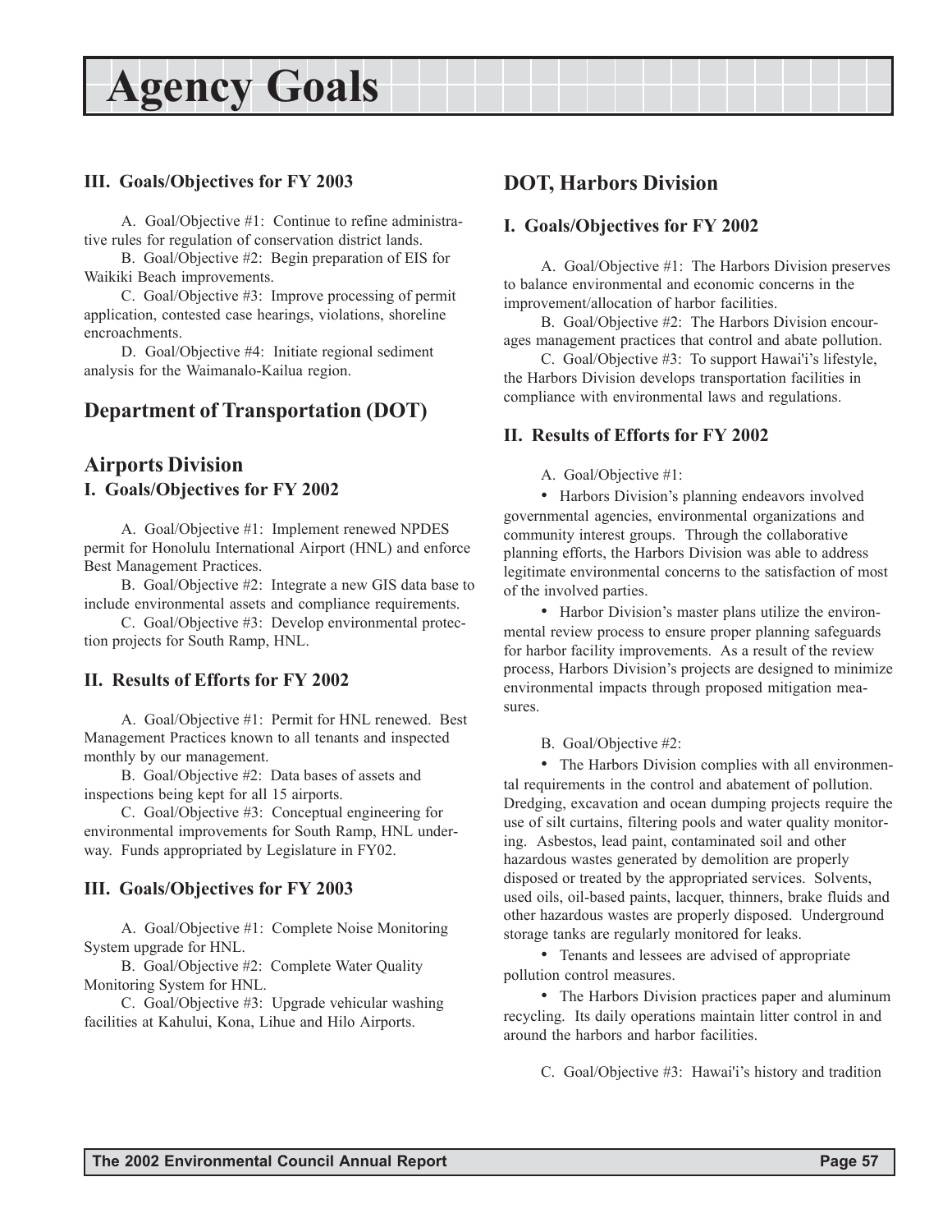# Agency Goals

### III. Goals/Objectives for FY 2003

A. Goal/Objective #1: Continue to refine administrative rules for regulation of conservation district lands.

B. Goal/Objective #2: Begin preparation of EIS for Waikiki Beach improvements.

C. Goal/Objective #3: Improve processing of permit application, contested case hearings, violations, shoreline encroachments.

D. Goal/Objective #4: Initiate regional sediment analysis for the Waimanalo-Kailua region.

## Department of Transportation (DOT)

## Airports Division

### I. Goals/Objectives for FY 2002

A. Goal/Objective #1: Implement renewed NPDES permit for Honolulu International Airport (HNL) and enforce Best Management Practices.

B. Goal/Objective #2: Integrate a new GIS data base to include environmental assets and compliance requirements.

C. Goal/Objective #3: Develop environmental protection projects for South Ramp, HNL.

### II. Results of Efforts for FY 2002

A. Goal/Objective #1: Permit for HNL renewed. Best Management Practices known to all tenants and inspected monthly by our management.

B. Goal/Objective #2: Data bases of assets and inspections being kept for all 15 airports.

C. Goal/Objective #3: Conceptual engineering for environmental improvements for South Ramp, HNL underway. Funds appropriated by Legislature in FY02.

### III. Goals/Objectives for FY 2003

A. Goal/Objective #1: Complete Noise Monitoring System upgrade for HNL.

B. Goal/Objective #2: Complete Water Quality Monitoring System for HNL.

C. Goal/Objective #3: Upgrade vehicular washing facilities at Kahului, Kona, Lihue and Hilo Airports.

## DOT, Harbors Division

### I. Goals/Objectives for FY 2002

A. Goal/Objective #1: The Harbors Division preserves to balance environmental and economic concerns in the improvement/allocation of harbor facilities.

B. Goal/Objective #2: The Harbors Division encourages management practices that control and abate pollution.

C. Goal/Objective #3: To support Hawai'i's lifestyle, the Harbors Division develops transportation facilities in compliance with environmental laws and regulations.

### II. Results of Efforts for FY 2002

A. Goal/Objective #1:

- Harbors Division's planning endeavors involved governmental agencies, environmental organizations and community interest groups. Through the collaborative planning efforts, the Harbors Division was able to address legitimate environmental concerns to the satisfaction of most of the involved parties.
- Harbor Division's master plans utilize the environmental review process to ensure proper planning safeguards for harbor facility improvements. As a result of the review process, Harbors Division's projects are designed to minimize environmental impacts through proposed mitigation measures.

B. Goal/Objective #2:

- The Harbors Division complies with all environmental requirements in the control and abatement of pollution. Dredging, excavation and ocean dumping projects require the use of silt curtains, filtering pools and water quality monitoring. Asbestos, lead paint, contaminated soil and other hazardous wastes generated by demolition are properly disposed or treated by the appropriated services. Solvents, used oils, oil-based paints, lacquer, thinners, brake fluids and other hazardous wastes are properly disposed. Underground storage tanks are regularly monitored for leaks.
- Tenants and lessees are advised of appropriate pollution control measures.
- The Harbors Division practices paper and aluminum recycling. Its daily operations maintain litter control in and around the harbors and harbor facilities.

C. Goal/Objective #3: Hawai'i's history and tradition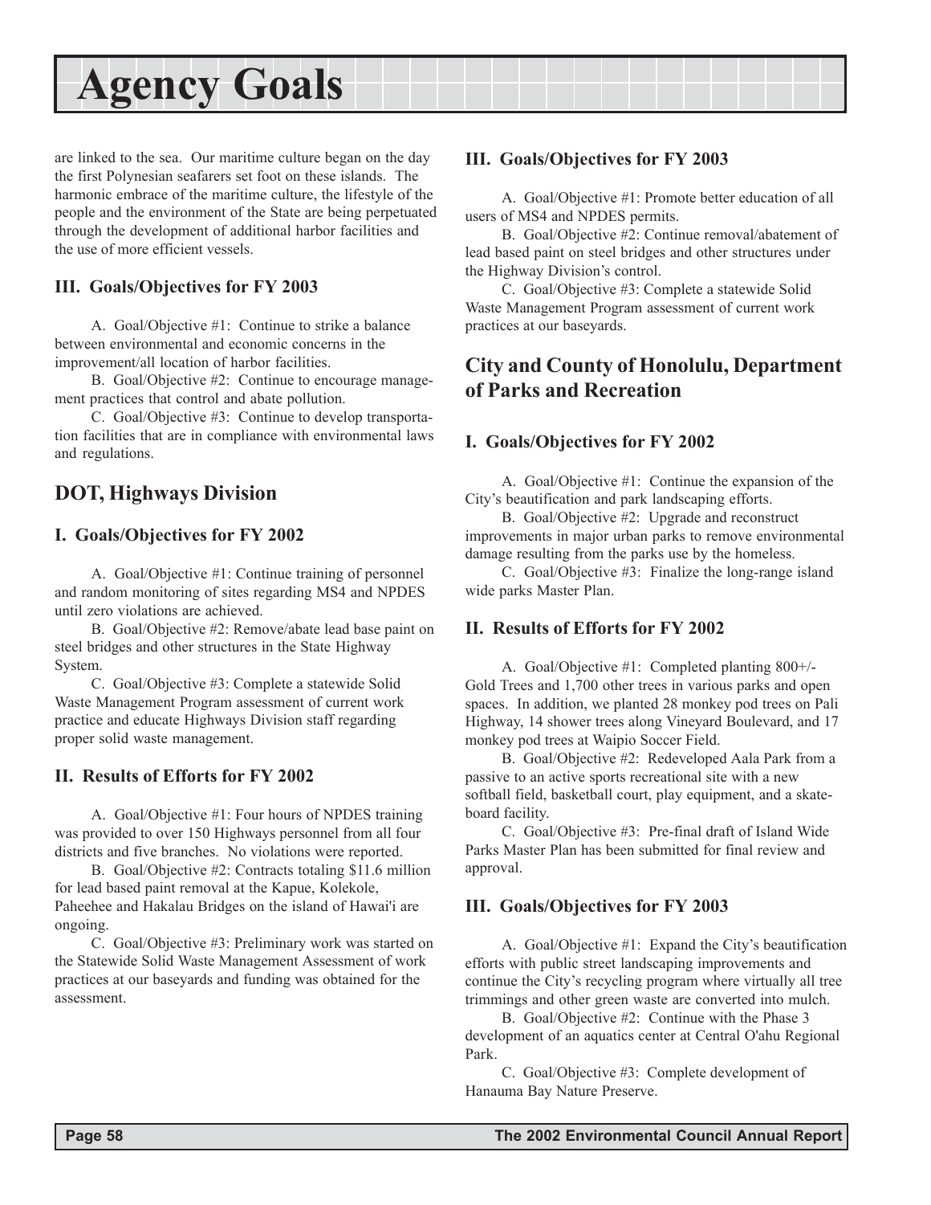are linked to the sea. Our maritime culture began on the day the first Polynesian seafarers set foot on these islands. The harmonic embrace of the maritime culture, the lifestyle of the people and the environment of the State are being perpetuated through the development of additional harbor facilities and the use of more efficient vessels.

### III. Goals/Objectives for FY 2003

A. Goal/Objective #1: Continue to strike a balance between environmental and economic concerns in the improvement/all location of harbor facilities.

B. Goal/Objective #2: Continue to encourage management practices that control and abate pollution.

C. Goal/Objective #3: Continue to develop transportation facilities that are in compliance with environmental laws and regulations.

## DOT, Highways Division

### I. Goals/Objectives for FY 2002

A. Goal/Objective #1: Continue training of personnel and random monitoring of sites regarding MS4 and NPDES until zero violations are achieved.

B. Goal/Objective #2: Remove/abate lead base paint on steel bridges and other structures in the State Highway System.

C. Goal/Objective #3: Complete a statewide Solid Waste Management Program assessment of current work practice and educate Highways Division staff regarding proper solid waste management.

### II. Results of Efforts for FY 2002

A. Goal/Objective #1: Four hours of NPDES training was provided to over 150 Highways personnel from all four districts and five branches. No violations were reported.

B. Goal/Objective #2: Contracts totaling $11.6 million for lead based paint removal at the Kapue, Kolekole, Paheehee and Hakalau Bridges on the island of Hawai'i are ongoing.

C. Goal/Objective #3: Preliminary work was started on the Statewide Solid Waste Management Assessment of work practices at our baseyards and funding was obtained for the assessment.

### III. Goals/Objectives for FY 2003

A. Goal/Objective #1: Promote better education of all users of MS4 and NPDES permits.

B. Goal/Objective #2: Continue removal/abatement of lead based paint on steel bridges and other structures under the Highway Division's control.

C. Goal/Objective #3: Complete a statewide Solid Waste Management Program assessment of current work practices at our baseyards.

## City and County of Honolulu, Department of Parks and Recreation

### I. Goals/Objectives for FY 2002

A. Goal/Objective #1: Continue the expansion of the City's beautification and park landscaping efforts.

B. Goal/Objective #2: Upgrade and reconstruct improvements in major urban parks to remove environmental damage resulting from the parks use by the homeless.

C. Goal/Objective #3: Finalize the long-range island wide parks Master Plan.

### II. Results of Efforts for FY 2002

A. Goal/Objective #1: Completed planting 800+/- Gold Trees and 1,700 other trees in various parks and open spaces. In addition, we planted 28 monkey pod trees on Pali Highway, 14 shower trees along Vineyard Boulevard, and 17 monkey pod trees at Waipio Soccer Field.

B. Goal/Objective #2: Redeveloped Aala Park from a passive to an active sports recreational site with a new softball field, basketball court, play equipment, and a skateboard facility.

C. Goal/Objective #3: Pre-final draft of Island Wide Parks Master Plan has been submitted for final review and approval.

### III. Goals/Objectives for FY 2003

A. Goal/Objective #1: Expand the City's beautification efforts with public street landscaping improvements and continue the City's recycling program where virtually all tree trimmings and other green waste are converted into mulch.

B. Goal/Objective #2: Continue with the Phase 3 development of an aquatics center at Central O'ahu Regional Park.

C. Goal/Objective #3: Complete development of Hanauma Bay Nature Preserve.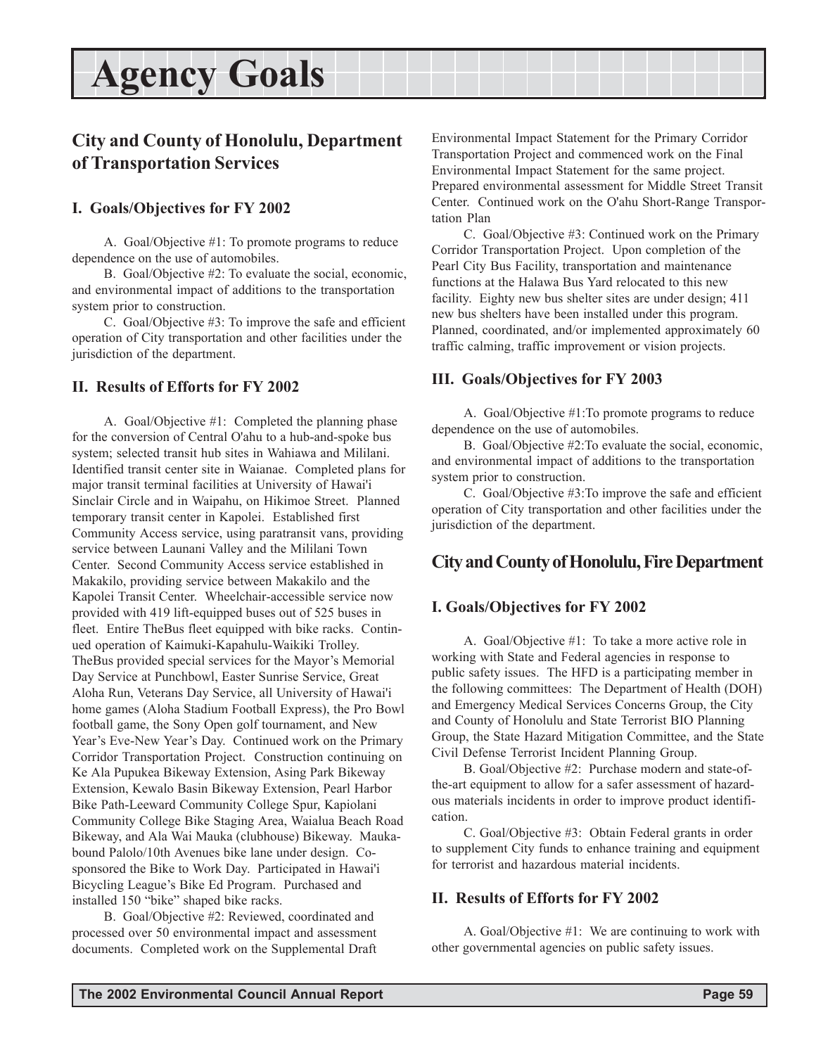# Agency Goals

## City and County of Honolulu, Department of Transportation Services

### I. Goals/Objectives for FY 2002

A. Goal/Objective #1: To promote programs to reduce dependence on the use of automobiles.

B. Goal/Objective #2: To evaluate the social, economic, and environmental impact of additions to the transportation system prior to construction.

C. Goal/Objective #3: To improve the safe and efficient operation of City transportation and other facilities under the jurisdiction of the department.

### II. Results of Efforts for FY 2002

A. Goal/Objective #1: Completed the planning phase for the conversion of Central O'ahu to a hub-and-spoke bus system; selected transit hub sites in Wahiawa and Mililani. Identified transit center site in Waianae. Completed plans for major transit terminal facilities at University of Hawai'i Sinclair Circle and in Waipahu, on Hikimoe Street. Planned temporary transit center in Kapolei. Established first Community Access service, using paratransit vans, providing service between Launani Valley and the Mililani Town Center. Second Community Access service established in Makakilo, providing service between Makakilo and the Kapolei Transit Center. Wheelchair-accessible service now provided with 419 lift-equipped buses out of 525 buses in fleet. Entire TheBus fleet equipped with bike racks. Continued operation of Kaimuki-Kapahulu-Waikiki Trolley. TheBus provided special services for the Mayor's Memorial Day Service at Punchbowl, Easter Sunrise Service, Great Aloha Run, Veterans Day Service, all University of Hawai'i home games (Aloha Stadium Football Express), the Pro Bowl football game, the Sony Open golf tournament, and New Year's Eve-New Year's Day. Continued work on the Primary Corridor Transportation Project. Construction continuing on Ke Ala Pupukea Bikeway Extension, Asing Park Bikeway Extension, Kewalo Basin Bikeway Extension, Pearl Harbor Bike Path-Leeward Community College Spur, Kapiolani Community College Bike Staging Area, Waialua Beach Road Bikeway, and Ala Wai Mauka (clubhouse) Bikeway. Mauka-bound Palolo/10th Avenues bike lane under design. Co-sponsored the Bike to Work Day. Participated in Hawai'i Bicycling League's Bike Ed Program. Purchased and installed 150 "bike" shaped bike racks.

B. Goal/Objective #2: Reviewed, coordinated and processed over 50 environmental impact and assessment documents. Completed work on the Supplemental Draft Environmental Impact Statement for the Primary Corridor Transportation Project and commenced work on the Final Environmental Impact Statement for the same project. Prepared environmental assessment for Middle Street Transit Center. Continued work on the O'ahu Short-Range Transportation Plan

C. Goal/Objective #3: Continued work on the Primary Corridor Transportation Project. Upon completion of the Pearl City Bus Facility, transportation and maintenance functions at the Halawa Bus Yard relocated to this new facility. Eighty new bus shelter sites are under design; 411 new bus shelters have been installed under this program. Planned, coordinated, and/or implemented approximately 60 traffic calming, traffic improvement or vision projects.

### III. Goals/Objectives for FY 2003

A. Goal/Objective #1:To promote programs to reduce dependence on the use of automobiles.

B. Goal/Objective #2:To evaluate the social, economic, and environmental impact of additions to the transportation system prior to construction.

C. Goal/Objective #3:To improve the safe and efficient operation of City transportation and other facilities under the jurisdiction of the department.

## City and County of Honolulu, Fire Department

### I. Goals/Objectives for FY 2002

A. Goal/Objective #1: To take a more active role in working with State and Federal agencies in response to public safety issues. The HFD is a participating member in the following committees: The Department of Health (DOH) and Emergency Medical Services Concerns Group, the City and County of Honolulu and State Terrorist BIO Planning Group, the State Hazard Mitigation Committee, and the State Civil Defense Terrorist Incident Planning Group.

B. Goal/Objective #2: Purchase modern and state-of-the-art equipment to allow for a safer assessment of hazardous materials incidents in order to improve product identification.

C. Goal/Objective #3: Obtain Federal grants in order to supplement City funds to enhance training and equipment for terrorist and hazardous material incidents.

### II. Results of Efforts for FY 2002

A. Goal/Objective #1: We are continuing to work with other governmental agencies on public safety issues.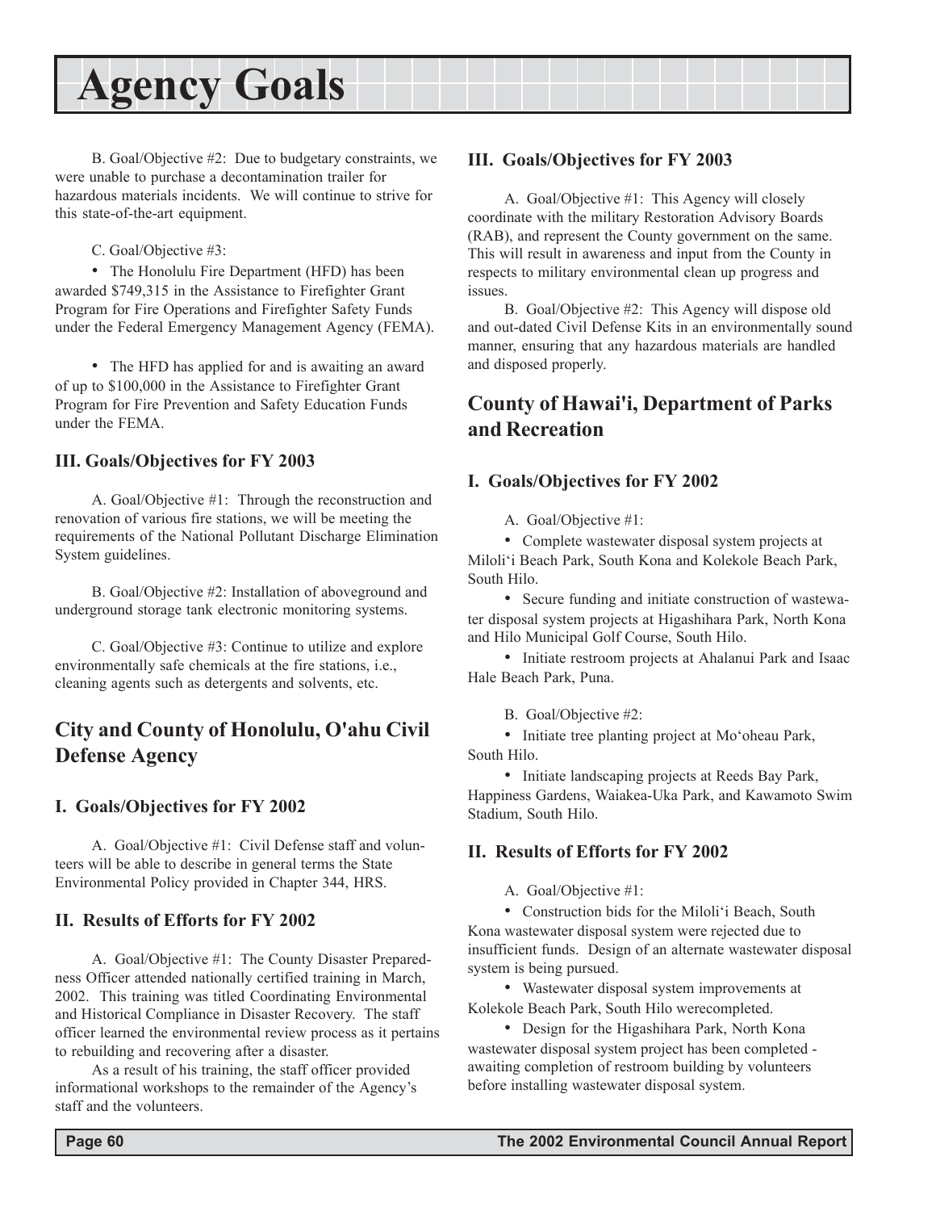B. Goal/Objective #2: Due to budgetary constraints, we were unable to purchase a decontamination trailer for hazardous materials incidents. We will continue to strive for this state-of-the-art equipment.

C. Goal/Objective #3:

- The Honolulu Fire Department (HFD) has been awarded $749,315 in the Assistance to Firefighter Grant Program for Fire Operations and Firefighter Safety Funds under the Federal Emergency Management Agency (FEMA).

- The HFD has applied for and is awaiting an award of up to $100,000 in the Assistance to Firefighter Grant Program for Fire Prevention and Safety Education Funds under the FEMA.

### III. Goals/Objectives for FY 2003

A. Goal/Objective #1: Through the reconstruction and renovation of various fire stations, we will be meeting the requirements of the National Pollutant Discharge Elimination System guidelines.

B. Goal/Objective #2: Installation of aboveground and underground storage tank electronic monitoring systems.

C. Goal/Objective #3: Continue to utilize and explore environmentally safe chemicals at the fire stations, i.e., cleaning agents such as detergents and solvents, etc.

## City and County of Honolulu, O'ahu Civil Defense Agency

### I. Goals/Objectives for FY 2002

A. Goal/Objective #1: Civil Defense staff and volunteers will be able to describe in general terms the State Environmental Policy provided in Chapter 344, HRS.

### II. Results of Efforts for FY 2002

A. Goal/Objective #1: The County Disaster Preparedness Officer attended nationally certified training in March, 2002. This training was titled Coordinating Environmental and Historical Compliance in Disaster Recovery. The staff officer learned the environmental review process as it pertains to rebuilding and recovering after a disaster.

As a result of his training, the staff officer provided informational workshops to the remainder of the Agency's staff and the volunteers.

### III. Goals/Objectives for FY 2003

A. Goal/Objective #1: This Agency will closely coordinate with the military Restoration Advisory Boards (RAB), and represent the County government on the same. This will result in awareness and input from the County in respects to military environmental clean up progress and issues.

B. Goal/Objective #2: This Agency will dispose old and out-dated Civil Defense Kits in an environmentally sound manner, ensuring that any hazardous materials are handled and disposed properly.

## County of Hawai'i, Department of Parks and Recreation

### I. Goals/Objectives for FY 2002

A. Goal/Objective #1:

- Complete wastewater disposal system projects at Miloli'i Beach Park, South Kona and Kolekole Beach Park, South Hilo.
- Secure funding and initiate construction of wastewater disposal system projects at Higashihara Park, North Kona and Hilo Municipal Golf Course, South Hilo.
- Initiate restroom projects at Ahalanui Park and Isaac Hale Beach Park, Puna.

B. Goal/Objective #2:

- Initiate tree planting project at Mo'oheau Park, South Hilo.
- Initiate landscaping projects at Reeds Bay Park, Happiness Gardens, Waiakea-Uka Park, and Kawamoto Swim Stadium, South Hilo.

### II. Results of Efforts for FY 2002

A. Goal/Objective #1:

- Construction bids for the Miloli'i Beach, South Kona wastewater disposal system were rejected due to insufficient funds. Design of an alternate wastewater disposal system is being pursued.
- Wastewater disposal system improvements at Kolekole Beach Park, South Hilo werecompleted.
- Design for the Higashihara Park, North Kona wastewater disposal system project has been completed - awaiting completion of restroom building by volunteers before installing wastewater disposal system.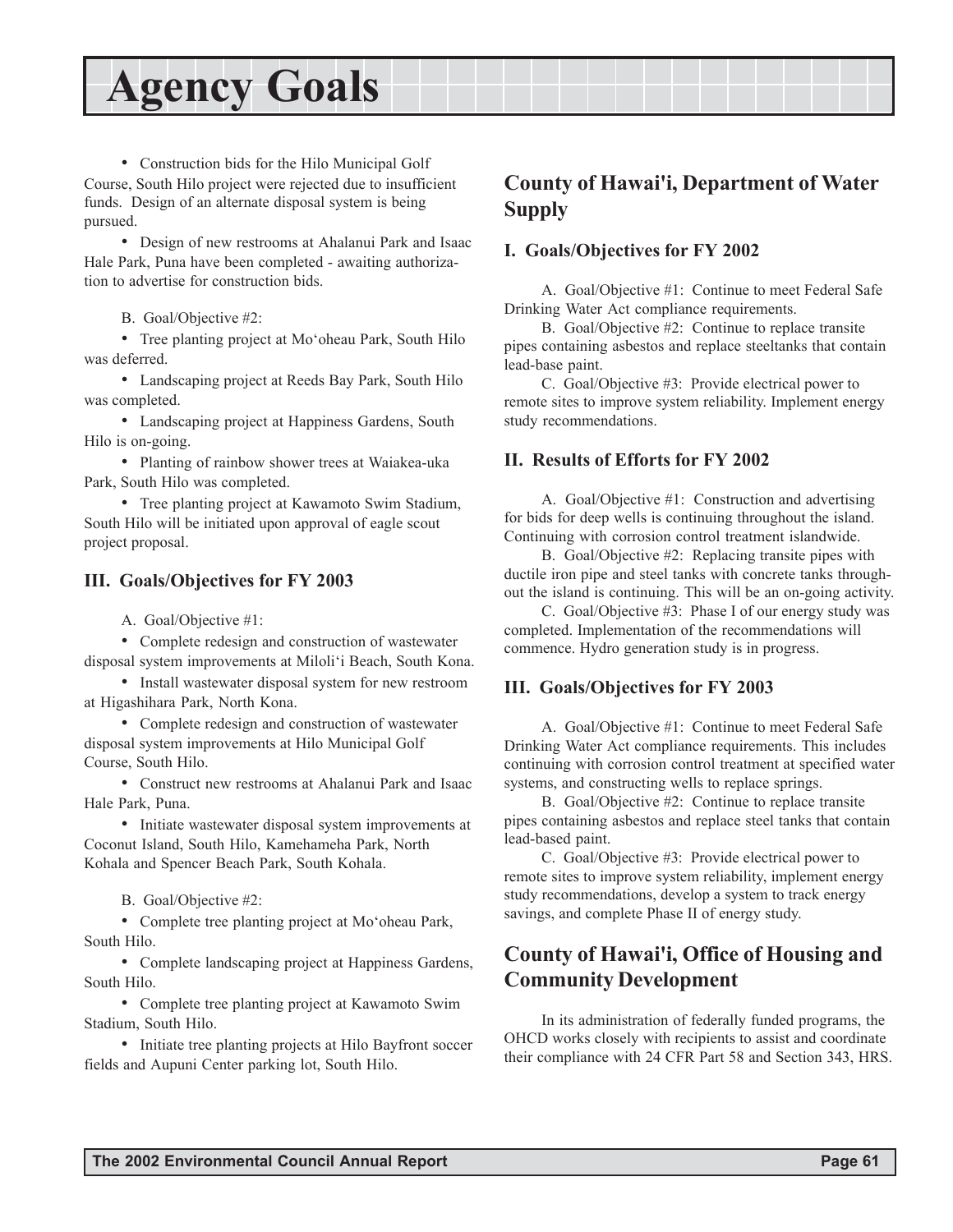# Agency Goals

- Construction bids for the Hilo Municipal Golf Course, South Hilo project were rejected due to insufficient funds. Design of an alternate disposal system is being pursued.
- Design of new restrooms at Ahalanui Park and Isaac Hale Park, Puna have been completed - awaiting authorization to advertise for construction bids.

B. Goal/Objective #2:

- Tree planting project at Mo'oheau Park, South Hilo was deferred.
- Landscaping project at Reeds Bay Park, South Hilo was completed.
- Landscaping project at Happiness Gardens, South Hilo is on-going.
- Planting of rainbow shower trees at Waiakea-uka Park, South Hilo was completed.
- Tree planting project at Kawamoto Swim Stadium, South Hilo will be initiated upon approval of eagle scout project proposal.

### III. Goals/Objectives for FY 2003

A. Goal/Objective #1:

- Complete redesign and construction of wastewater disposal system improvements at Miloli'i Beach, South Kona.
- Install wastewater disposal system for new restroom at Higashihara Park, North Kona.
- Complete redesign and construction of wastewater disposal system improvements at Hilo Municipal Golf Course, South Hilo.
- Construct new restrooms at Ahalanui Park and Isaac Hale Park, Puna.
- Initiate wastewater disposal system improvements at Coconut Island, South Hilo, Kamehameha Park, North Kohala and Spencer Beach Park, South Kohala.

B. Goal/Objective #2:

- Complete tree planting project at Mo'oheau Park, South Hilo.
- Complete landscaping project at Happiness Gardens, South Hilo.
- Complete tree planting project at Kawamoto Swim Stadium, South Hilo.
- Initiate tree planting projects at Hilo Bayfront soccer fields and Aupuni Center parking lot, South Hilo.

## County of Hawai'i, Department of Water Supply

### I. Goals/Objectives for FY 2002

A. Goal/Objective #1: Continue to meet Federal Safe Drinking Water Act compliance requirements.

B. Goal/Objective #2: Continue to replace transite pipes containing asbestos and replace steeltanks that contain lead-base paint.

C. Goal/Objective #3: Provide electrical power to remote sites to improve system reliability. Implement energy study recommendations.

### II. Results of Efforts for FY 2002

A. Goal/Objective #1: Construction and advertising for bids for deep wells is continuing throughout the island. Continuing with corrosion control treatment islandwide.

B. Goal/Objective #2: Replacing transite pipes with ductile iron pipe and steel tanks with concrete tanks throughout the island is continuing. This will be an on-going activity.

C. Goal/Objective #3: Phase I of our energy study was completed. Implementation of the recommendations will commence. Hydro generation study is in progress.

### III. Goals/Objectives for FY 2003

A. Goal/Objective #1: Continue to meet Federal Safe Drinking Water Act compliance requirements. This includes continuing with corrosion control treatment at specified water systems, and constructing wells to replace springs.

B. Goal/Objective #2: Continue to replace transite pipes containing asbestos and replace steel tanks that contain lead-based paint.

C. Goal/Objective #3: Provide electrical power to remote sites to improve system reliability, implement energy study recommendations, develop a system to track energy savings, and complete Phase II of energy study.

## County of Hawai'i, Office of Housing and Community Development

In its administration of federally funded programs, the OHCD works closely with recipients to assist and coordinate their compliance with 24 CFR Part 58 and Section 343, HRS.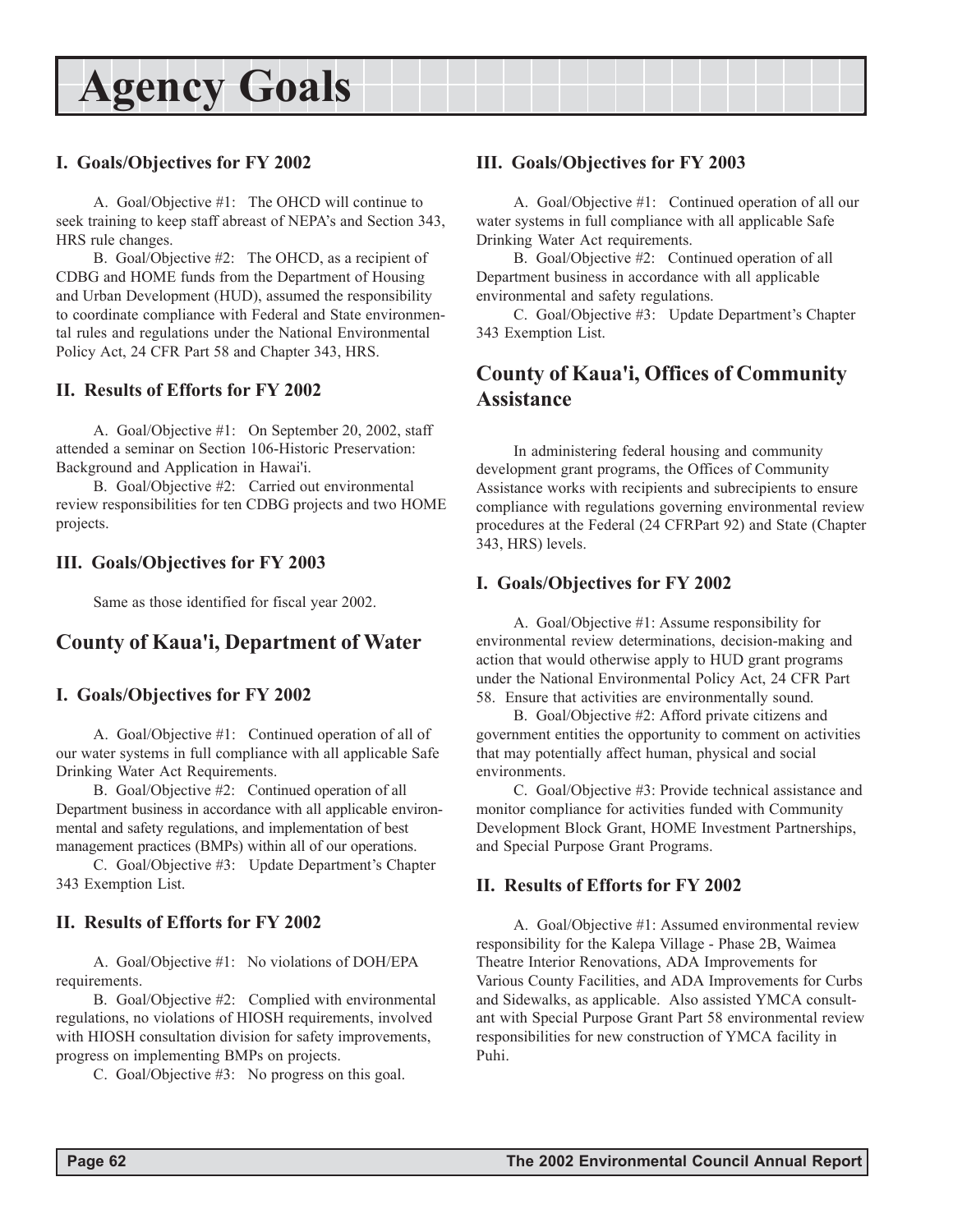# Agency Goals

### I. Goals/Objectives for FY 2002

A. Goal/Objective #1: The OHCD will continue to seek training to keep staff abreast of NEPA's and Section 343, HRS rule changes.

B. Goal/Objective #2: The OHCD, as a recipient of CDBG and HOME funds from the Department of Housing and Urban Development (HUD), assumed the responsibility to coordinate compliance with Federal and State environmental rules and regulations under the National Environmental Policy Act, 24 CFR Part 58 and Chapter 343, HRS.

### II. Results of Efforts for FY 2002

A. Goal/Objective #1: On September 20, 2002, staff attended a seminar on Section 106-Historic Preservation: Background and Application in Hawai'i.

B. Goal/Objective #2: Carried out environmental review responsibilities for ten CDBG projects and two HOME projects.

### III. Goals/Objectives for FY 2003

Same as those identified for fiscal year 2002.

## County of Kaua'i, Department of Water

### I. Goals/Objectives for FY 2002

A. Goal/Objective #1: Continued operation of all of our water systems in full compliance with all applicable Safe Drinking Water Act Requirements.

B. Goal/Objective #2: Continued operation of all Department business in accordance with all applicable environmental and safety regulations, and implementation of best management practices (BMPs) within all of our operations.

C. Goal/Objective #3: Update Department's Chapter 343 Exemption List.

### II. Results of Efforts for FY 2002

A. Goal/Objective #1: No violations of DOH/EPA requirements.

B. Goal/Objective #2: Complied with environmental regulations, no violations of HIOSH requirements, involved with HIOSH consultation division for safety improvements, progress on implementing BMPs on projects.

C. Goal/Objective #3: No progress on this goal.

### III. Goals/Objectives for FY 2003

A. Goal/Objective #1: Continued operation of all our water systems in full compliance with all applicable Safe Drinking Water Act requirements.

B. Goal/Objective #2: Continued operation of all Department business in accordance with all applicable environmental and safety regulations.

C. Goal/Objective #3: Update Department's Chapter 343 Exemption List.

## County of Kaua'i, Offices of Community Assistance

In administering federal housing and community development grant programs, the Offices of Community Assistance works with recipients and subrecipients to ensure compliance with regulations governing environmental review procedures at the Federal (24 CFRPart 92) and State (Chapter 343, HRS) levels.

### I. Goals/Objectives for FY 2002

A. Goal/Objective #1: Assume responsibility for environmental review determinations, decision-making and action that would otherwise apply to HUD grant programs under the National Environmental Policy Act, 24 CFR Part 58. Ensure that activities are environmentally sound.

B. Goal/Objective #2: Afford private citizens and government entities the opportunity to comment on activities that may potentially affect human, physical and social environments.

C. Goal/Objective #3: Provide technical assistance and monitor compliance for activities funded with Community Development Block Grant, HOME Investment Partnerships, and Special Purpose Grant Programs.

### II. Results of Efforts for FY 2002

A. Goal/Objective #1: Assumed environmental review responsibility for the Kalepa Village - Phase 2B, Waimea Theatre Interior Renovations, ADA Improvements for Various County Facilities, and ADA Improvements for Curbs and Sidewalks, as applicable. Also assisted YMCA consultant with Special Purpose Grant Part 58 environmental review responsibilities for new construction of YMCA facility in Puhi.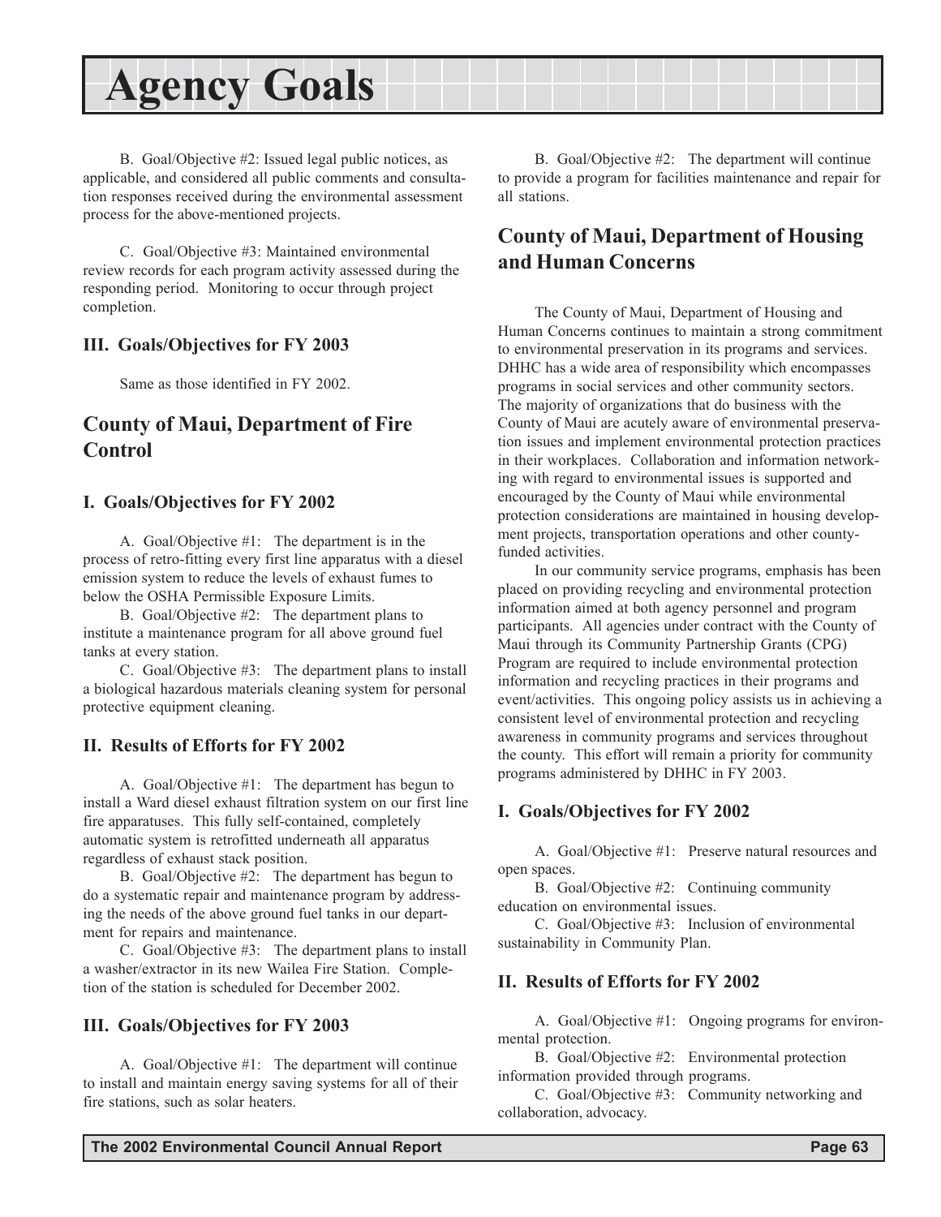# Agency Goals

B. Goal/Objective #2: Issued legal public notices, as applicable, and considered all public comments and consultation responses received during the environmental assessment process for the above-mentioned projects.

C. Goal/Objective #3: Maintained environmental review records for each program activity assessed during the responding period. Monitoring to occur through project completion.

### III. Goals/Objectives for FY 2003

Same as those identified in FY 2002.

## County of Maui, Department of Fire Control

### I. Goals/Objectives for FY 2002

A. Goal/Objective #1: The department is in the process of retro-fitting every first line apparatus with a diesel emission system to reduce the levels of exhaust fumes to below the OSHA Permissible Exposure Limits.

B. Goal/Objective #2: The department plans to institute a maintenance program for all above ground fuel tanks at every station.

C. Goal/Objective #3: The department plans to install a biological hazardous materials cleaning system for personal protective equipment cleaning.

### II. Results of Efforts for FY 2002

A. Goal/Objective #1: The department has begun to install a Ward diesel exhaust filtration system on our first line fire apparatuses. This fully self-contained, completely automatic system is retrofitted underneath all apparatus regardless of exhaust stack position.

B. Goal/Objective #2: The department has begun to do a systematic repair and maintenance program by addressing the needs of the above ground fuel tanks in our department for repairs and maintenance.

C. Goal/Objective #3: The department plans to install a washer/extractor in its new Wailea Fire Station. Completion of the station is scheduled for December 2002.

### III. Goals/Objectives for FY 2003

A. Goal/Objective #1: The department will continue to install and maintain energy saving systems for all of their fire stations, such as solar heaters.

B. Goal/Objective #2: The department will continue to provide a program for facilities maintenance and repair for all stations.

## County of Maui, Department of Housing and Human Concerns

The County of Maui, Department of Housing and Human Concerns continues to maintain a strong commitment to environmental preservation in its programs and services. DHHC has a wide area of responsibility which encompasses programs in social services and other community sectors. The majority of organizations that do business with the County of Maui are acutely aware of environmental preservation issues and implement environmental protection practices in their workplaces. Collaboration and information networking with regard to environmental issues is supported and encouraged by the County of Maui while environmental protection considerations are maintained in housing development projects, transportation operations and other county-funded activities.

In our community service programs, emphasis has been placed on providing recycling and environmental protection information aimed at both agency personnel and program participants. All agencies under contract with the County of Maui through its Community Partnership Grants (CPG) Program are required to include environmental protection information and recycling practices in their programs and event/activities. This ongoing policy assists us in achieving a consistent level of environmental protection and recycling awareness in community programs and services throughout the county. This effort will remain a priority for community programs administered by DHHC in FY 2003.

### I. Goals/Objectives for FY 2002

A. Goal/Objective #1: Preserve natural resources and open spaces.

B. Goal/Objective #2: Continuing community education on environmental issues.

C. Goal/Objective #3: Inclusion of environmental sustainability in Community Plan.

### II. Results of Efforts for FY 2002

A. Goal/Objective #1: Ongoing programs for environmental protection.

B. Goal/Objective #2: Environmental protection information provided through programs.

C. Goal/Objective #3: Community networking and collaboration, advocacy.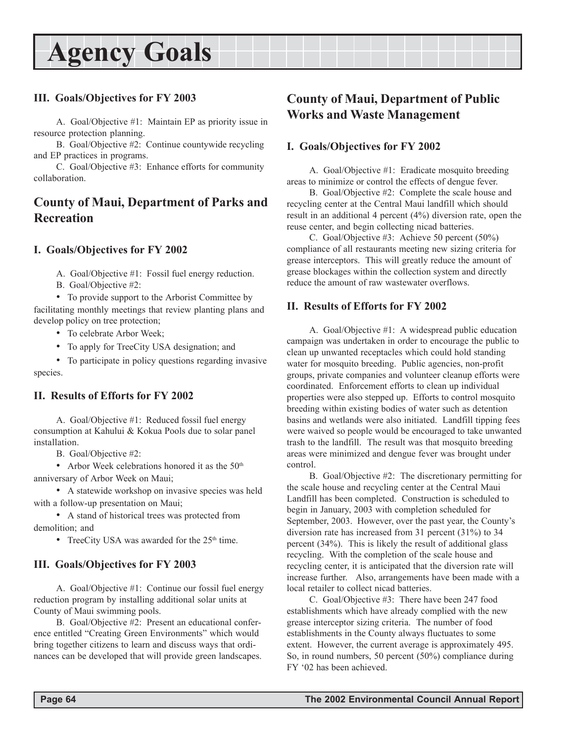# Agency Goals

### III. Goals/Objectives for FY 2003

A. Goal/Objective #1: Maintain EP as priority issue in resource protection planning.

B. Goal/Objective #2: Continue countywide recycling and EP practices in programs.

C. Goal/Objective #3: Enhance efforts for community collaboration.

## County of Maui, Department of Parks and Recreation

### I. Goals/Objectives for FY 2002

A. Goal/Objective #1: Fossil fuel energy reduction.

B. Goal/Objective #2:

- To provide support to the Arborist Committee by facilitating monthly meetings that review planting plans and develop policy on tree protection;
- To celebrate Arbor Week;
- To apply for TreeCity USA designation; and
- To participate in policy questions regarding invasive species.

### II. Results of Efforts for FY 2002

A. Goal/Objective #1: Reduced fossil fuel energy consumption at Kahului & Kokua Pools due to solar panel installation.

B. Goal/Objective #2:

- Arbor Week celebrations honored it as the 50th anniversary of Arbor Week on Maui;
- A statewide workshop on invasive species was held with a follow-up presentation on Maui;
- A stand of historical trees was protected from demolition; and
- TreeCity USA was awarded for the 25th time.

### III. Goals/Objectives for FY 2003

A. Goal/Objective #1: Continue our fossil fuel energy reduction program by installing additional solar units at County of Maui swimming pools.

B. Goal/Objective #2: Present an educational conference entitled "Creating Green Environments" which would bring together citizens to learn and discuss ways that ordinances can be developed that will provide green landscapes.

## County of Maui, Department of Public Works and Waste Management

### I. Goals/Objectives for FY 2002

A. Goal/Objective #1: Eradicate mosquito breeding areas to minimize or control the effects of dengue fever.

B. Goal/Objective #2: Complete the scale house and recycling center at the Central Maui landfill which should result in an additional 4 percent (4%) diversion rate, open the reuse center, and begin collecting nicad batteries.

C. Goal/Objective #3: Achieve 50 percent (50%) compliance of all restaurants meeting new sizing criteria for grease interceptors. This will greatly reduce the amount of grease blockages within the collection system and directly reduce the amount of raw wastewater overflows.

### II. Results of Efforts for FY 2002

A. Goal/Objective #1: A widespread public education campaign was undertaken in order to encourage the public to clean up unwanted receptacles which could hold standing water for mosquito breeding. Public agencies, non-profit groups, private companies and volunteer cleanup efforts were coordinated. Enforcement efforts to clean up individual properties were also stepped up. Efforts to control mosquito breeding within existing bodies of water such as detention basins and wetlands were also initiated. Landfill tipping fees were waived so people would be encouraged to take unwanted trash to the landfill. The result was that mosquito breeding areas were minimized and dengue fever was brought under control.

B. Goal/Objective #2: The discretionary permitting for the scale house and recycling center at the Central Maui Landfill has been completed. Construction is scheduled to begin in January, 2003 with completion scheduled for September, 2003. However, over the past year, the County's diversion rate has increased from 31 percent (31%) to 34 percent (34%). This is likely the result of additional glass recycling. With the completion of the scale house and recycling center, it is anticipated that the diversion rate will increase further. Also, arrangements have been made with a local retailer to collect nicad batteries.

C. Goal/Objective #3: There have been 247 food establishments which have already complied with the new grease interceptor sizing criteria. The number of food establishments in the County always fluctuates to some extent. However, the current average is approximately 495. So, in round numbers, 50 percent (50%) compliance during FY '02 has been achieved.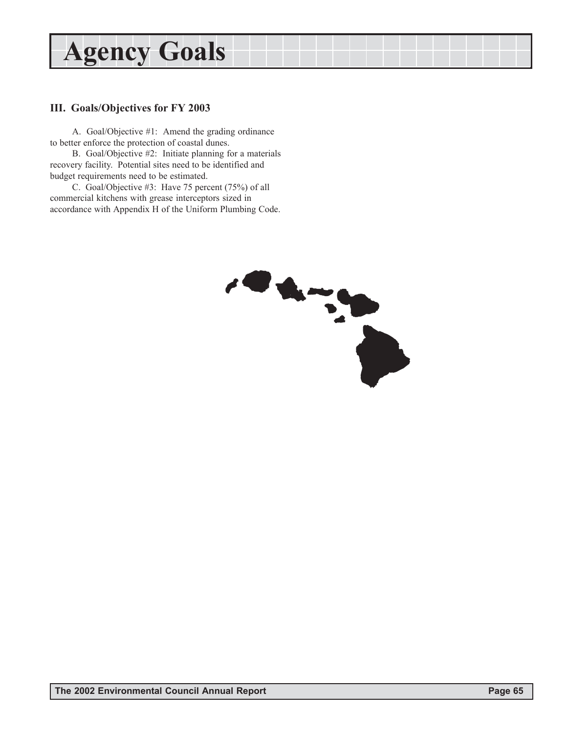# Agency Goals

### III. Goals/Objectives for FY 2003

A. Goal/Objective #1: Amend the grading ordinance to better enforce the protection of coastal dunes.

B. Goal/Objective #2: Initiate planning for a materials recovery facility. Potential sites need to be identified and budget requirements need to be estimated.

C. Goal/Objective #3: Have 75 percent (75%) of all commercial kitchens with grease interceptors sized in accordance with Appendix H of the Uniform Plumbing Code.